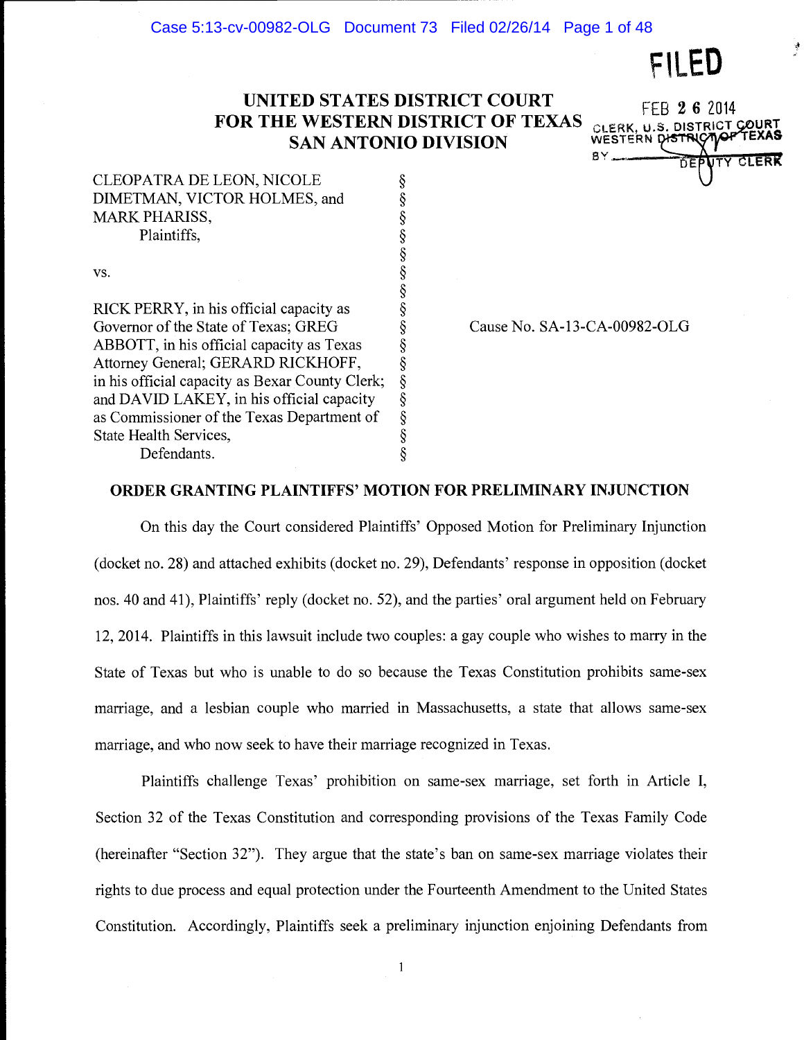FILED

# UNITED STATES DISTRICT COURT FOR THE WESTERN DISTRICT OF TEXAS SAN ANTONIO DIVISION

FEB 26 2014
CLERK, U.S. DISTRICT COURT
WESTERN DISTRICT OF TEXAS
BY ________ DEPUTY CLERK

CLEOPATRA DE LEON, NICOLE DIMETMAN, VICTOR HOLMES, and MARK PHARISS,
Plaintiffs,

vs.

RICK PERRY, in his official capacity as Governor of the State of Texas; GREG ABBOTT, in his official capacity as Texas Attorney General; GERARD RICKHOFF, in his official capacity as Bexar County Clerk; and DAVID LAKEY, in his official capacity as Commissioner of the Texas Department of State Health Services,
Defendants.

Cause No. SA-13-CA-00982-OLG

## ORDER GRANTING PLAINTIFFS' MOTION FOR PRELIMINARY INJUNCTION

On this day the Court considered Plaintiffs' Opposed Motion for Preliminary Injunction (docket no. 28) and attached exhibits (docket no. 29), Defendants' response in opposition (docket nos. 40 and 41), Plaintiffs' reply (docket no. 52), and the parties' oral argument held on February 12, 2014. Plaintiffs in this lawsuit include two couples: a gay couple who wishes to marry in the State of Texas but who is unable to do so because the Texas Constitution prohibits same-sex marriage, and a lesbian couple who married in Massachusetts, a state that allows same-sex marriage, and who now seek to have their marriage recognized in Texas.

Plaintiffs challenge Texas' prohibition on same-sex marriage, set forth in Article I, Section 32 of the Texas Constitution and corresponding provisions of the Texas Family Code (hereinafter "Section 32"). They argue that the state's ban on same-sex marriage violates their rights to due process and equal protection under the Fourteenth Amendment to the United States Constitution. Accordingly, Plaintiffs seek a preliminary injunction enjoining Defendants from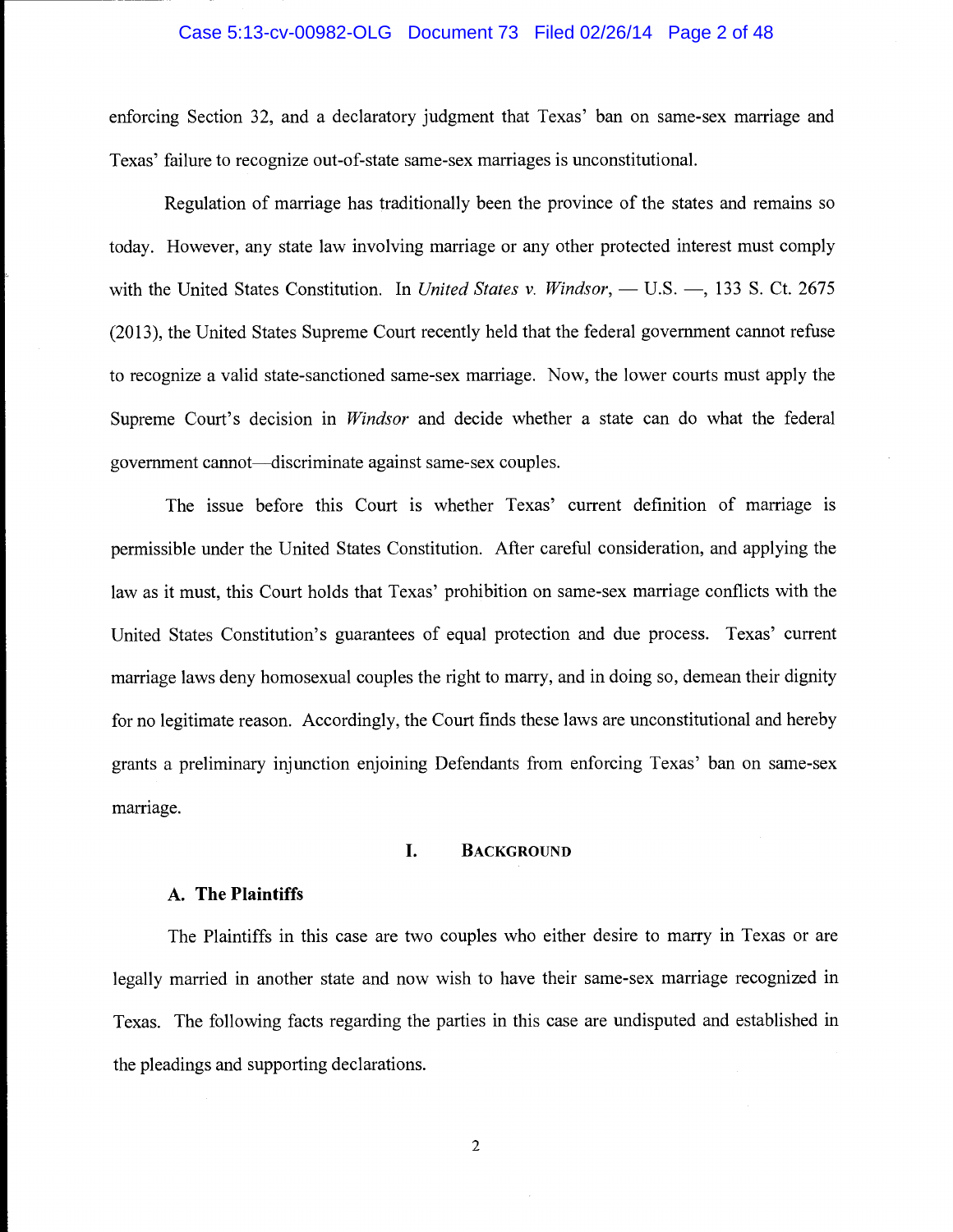enforcing Section 32, and a declaratory judgment that Texas' ban on same-sex marriage and Texas' failure to recognize out-of-state same-sex marriages is unconstitutional.

Regulation of marriage has traditionally been the province of the states and remains so today. However, any state law involving marriage or any other protected interest must comply with the United States Constitution. In *United States v. Windsor*, — U.S. —, 133 S. Ct. 2675 (2013), the United States Supreme Court recently held that the federal government cannot refuse to recognize a valid state-sanctioned same-sex marriage. Now, the lower courts must apply the Supreme Court's decision in *Windsor* and decide whether a state can do what the federal government cannot—discriminate against same-sex couples.

The issue before this Court is whether Texas' current definition of marriage is permissible under the United States Constitution. After careful consideration, and applying the law as it must, this Court holds that Texas' prohibition on same-sex marriage conflicts with the United States Constitution's guarantees of equal protection and due process. Texas' current marriage laws deny homosexual couples the right to marry, and in doing so, demean their dignity for no legitimate reason. Accordingly, the Court finds these laws are unconstitutional and hereby grants a preliminary injunction enjoining Defendants from enforcing Texas' ban on same-sex marriage.

## I. Background

### A. The Plaintiffs

The Plaintiffs in this case are two couples who either desire to marry in Texas or are legally married in another state and now wish to have their same-sex marriage recognized in Texas. The following facts regarding the parties in this case are undisputed and established in the pleadings and supporting declarations.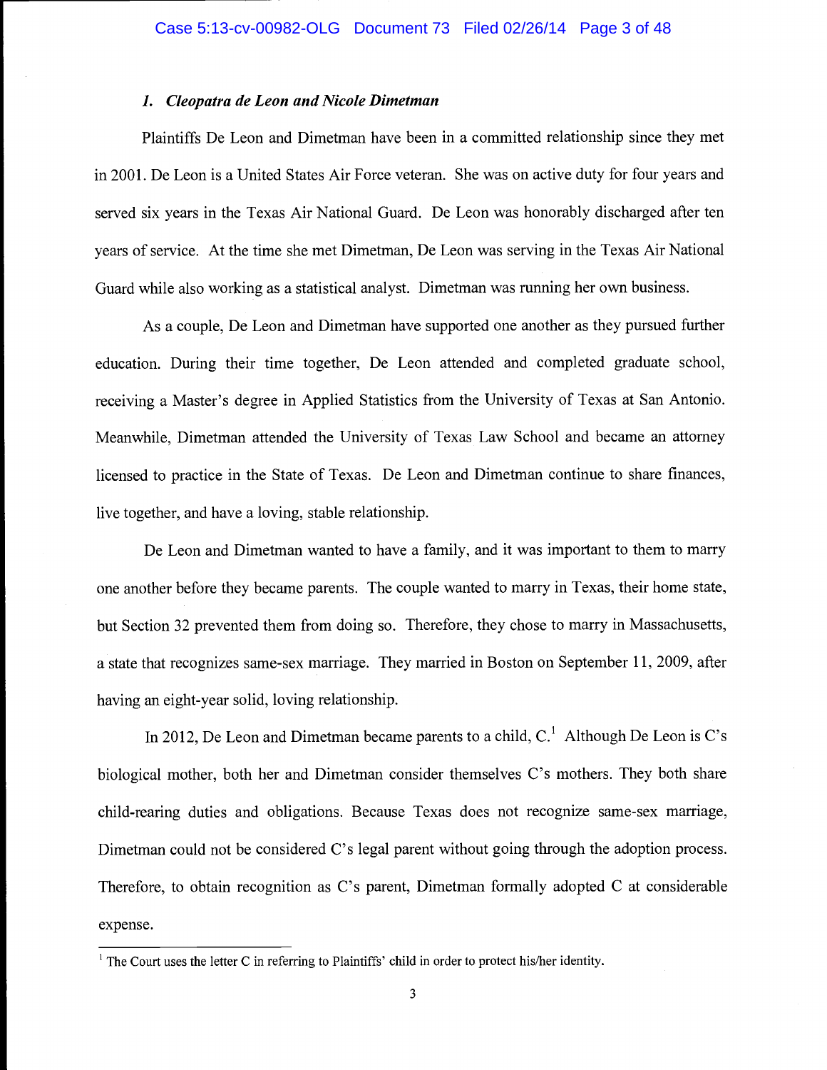### *1. Cleopatra de Leon and Nicole Dimetman*

Plaintiffs De Leon and Dimetman have been in a committed relationship since they met in 2001. De Leon is a United States Air Force veteran. She was on active duty for four years and served six years in the Texas Air National Guard. De Leon was honorably discharged after ten years of service. At the time she met Dimetman, De Leon was serving in the Texas Air National Guard while also working as a statistical analyst. Dimetman was running her own business.

As a couple, De Leon and Dimetman have supported one another as they pursued further education. During their time together, De Leon attended and completed graduate school, receiving a Master's degree in Applied Statistics from the University of Texas at San Antonio. Meanwhile, Dimetman attended the University of Texas Law School and became an attorney licensed to practice in the State of Texas. De Leon and Dimetman continue to share finances, live together, and have a loving, stable relationship.

De Leon and Dimetman wanted to have a family, and it was important to them to marry one another before they became parents. The couple wanted to marry in Texas, their home state, but Section 32 prevented them from doing so. Therefore, they chose to marry in Massachusetts, a state that recognizes same-sex marriage. They married in Boston on September 11, 2009, after having an eight-year solid, loving relationship.

In 2012, De Leon and Dimetman became parents to a child, C.[1] Although De Leon is C's biological mother, both her and Dimetman consider themselves C's mothers. They both share child-rearing duties and obligations. Because Texas does not recognize same-sex marriage, Dimetman could not be considered C's legal parent without going through the adoption process. Therefore, to obtain recognition as C's parent, Dimetman formally adopted C at considerable expense.

[1] The Court uses the letter C in referring to Plaintiffs' child in order to protect his/her identity.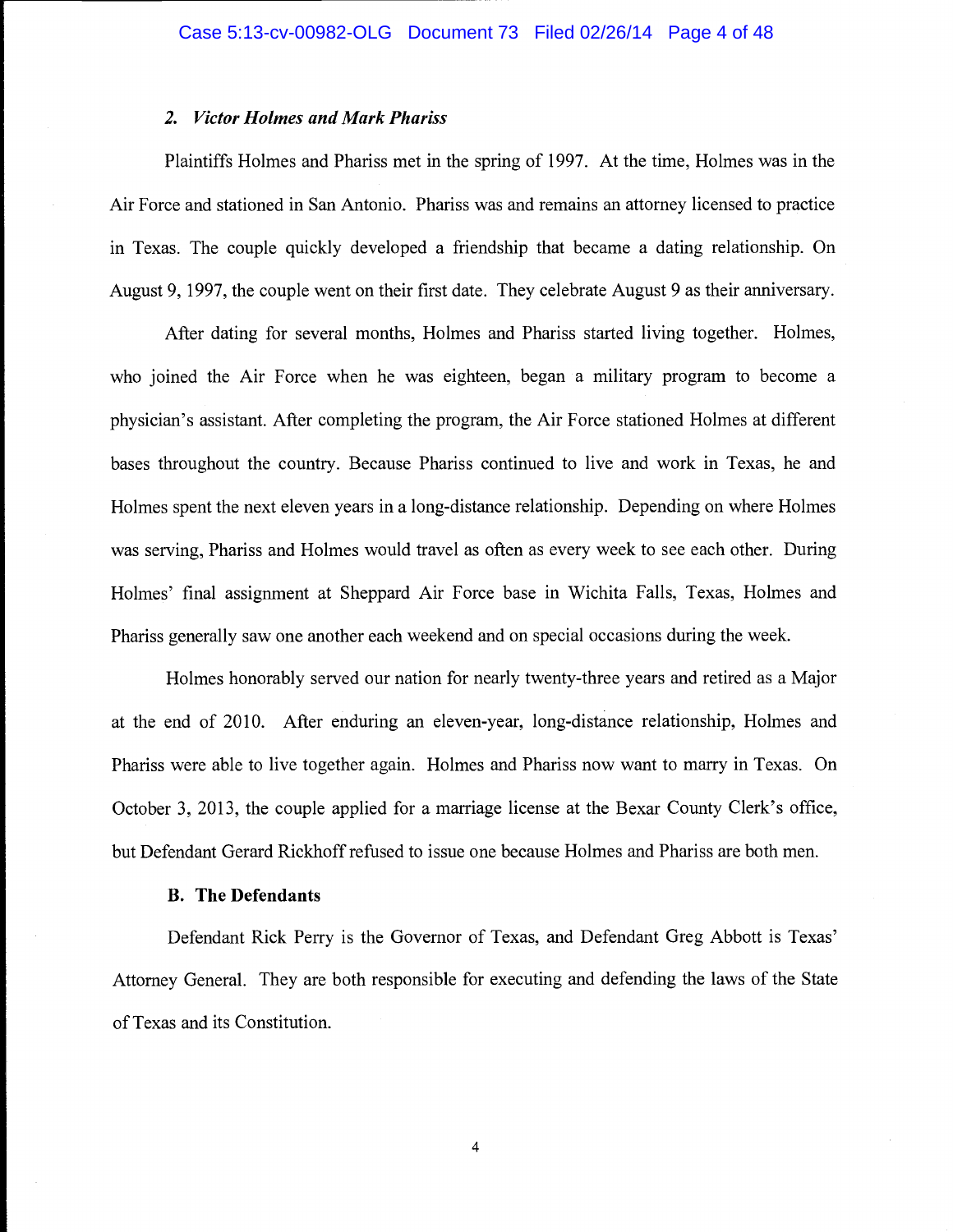### *2. Victor Holmes and Mark Phariss*

Plaintiffs Holmes and Phariss met in the spring of 1997. At the time, Holmes was in the Air Force and stationed in San Antonio. Phariss was and remains an attorney licensed to practice in Texas. The couple quickly developed a friendship that became a dating relationship. On August 9, 1997, the couple went on their first date. They celebrate August 9 as their anniversary.

After dating for several months, Holmes and Phariss started living together. Holmes, who joined the Air Force when he was eighteen, began a military program to become a physician's assistant. After completing the program, the Air Force stationed Holmes at different bases throughout the country. Because Phariss continued to live and work in Texas, he and Holmes spent the next eleven years in a long-distance relationship. Depending on where Holmes was serving, Phariss and Holmes would travel as often as every week to see each other. During Holmes' final assignment at Sheppard Air Force base in Wichita Falls, Texas, Holmes and Phariss generally saw one another each weekend and on special occasions during the week.

Holmes honorably served our nation for nearly twenty-three years and retired as a Major at the end of 2010. After enduring an eleven-year, long-distance relationship, Holmes and Phariss were able to live together again. Holmes and Phariss now want to marry in Texas. On October 3, 2013, the couple applied for a marriage license at the Bexar County Clerk's office, but Defendant Gerard Rickhoff refused to issue one because Holmes and Phariss are both men.

### B. The Defendants

Defendant Rick Perry is the Governor of Texas, and Defendant Greg Abbott is Texas' Attorney General. They are both responsible for executing and defending the laws of the State of Texas and its Constitution.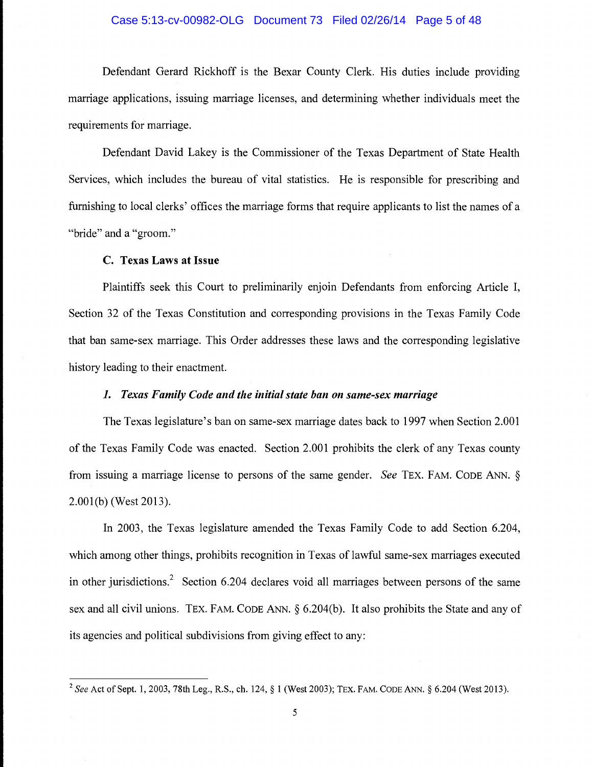Defendant Gerard Rickhoff is the Bexar County Clerk. His duties include providing marriage applications, issuing marriage licenses, and determining whether individuals meet the requirements for marriage.

Defendant David Lakey is the Commissioner of the Texas Department of State Health Services, which includes the bureau of vital statistics. He is responsible for prescribing and furnishing to local clerks' offices the marriage forms that require applicants to list the names of a "bride" and a "groom."

### C. Texas Laws at Issue

Plaintiffs seek this Court to preliminarily enjoin Defendants from enforcing Article I, Section 32 of the Texas Constitution and corresponding provisions in the Texas Family Code that ban same-sex marriage. This Order addresses these laws and the corresponding legislative history leading to their enactment.

#### *1. Texas Family Code and the initial state ban on same-sex marriage*

The Texas legislature's ban on same-sex marriage dates back to 1997 when Section 2.001 of the Texas Family Code was enacted. Section 2.001 prohibits the clerk of any Texas county from issuing a marriage license to persons of the same gender. *See* TEX. FAM. CODE ANN. § 2.001(b) (West 2013).

In 2003, the Texas legislature amended the Texas Family Code to add Section 6.204, which among other things, prohibits recognition in Texas of lawful same-sex marriages executed in other jurisdictions.[2] Section 6.204 declares void all marriages between persons of the same sex and all civil unions. TEX. FAM. CODE ANN. § 6.204(b). It also prohibits the State and any of its agencies and political subdivisions from giving effect to any:

---

[2] *See* Act of Sept. 1, 2003, 78th Leg., R.S., ch. 124, § 1 (West 2003); TEX. FAM. CODE ANN. § 6.204 (West 2013).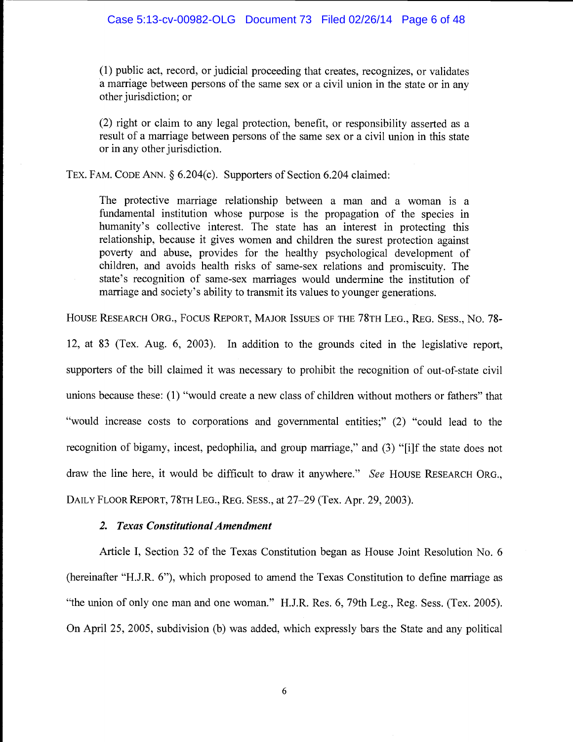> (1) public act, record, or judicial proceeding that creates, recognizes, or validates a marriage between persons of the same sex or a civil union in the state or in any other jurisdiction; or
>
> (2) right or claim to any legal protection, benefit, or responsibility asserted as a result of a marriage between persons of the same sex or a civil union in this state or in any other jurisdiction.

TEX. FAM. CODE ANN. § 6.204(c). Supporters of Section 6.204 claimed:

> The protective marriage relationship between a man and a woman is a fundamental institution whose purpose is the propagation of the species in humanity's collective interest. The state has an interest in protecting this relationship, because it gives women and children the surest protection against poverty and abuse, provides for the healthy psychological development of children, and avoids health risks of same-sex relations and promiscuity. The state's recognition of same-sex marriages would undermine the institution of marriage and society's ability to transmit its values to younger generations.

HOUSE RESEARCH ORG., FOCUS REPORT, MAJOR ISSUES OF THE 78TH LEG., REG. SESS., NO. 78-12, at 83 (Tex. Aug. 6, 2003). In addition to the grounds cited in the legislative report, supporters of the bill claimed it was necessary to prohibit the recognition of out-of-state civil unions because these: (1) "would create a new class of children without mothers or fathers" that "would increase costs to corporations and governmental entities;" (2) "could lead to the recognition of bigamy, incest, pedophilia, and group marriage," and (3) "[i]f the state does not draw the line here, it would be difficult to draw it anywhere." *See* HOUSE RESEARCH ORG., DAILY FLOOR REPORT, 78TH LEG., REG. SESS., at 27–29 (Tex. Apr. 29, 2003).

### *2. Texas Constitutional Amendment*

Article I, Section 32 of the Texas Constitution began as House Joint Resolution No. 6 (hereinafter "H.J.R. 6"), which proposed to amend the Texas Constitution to define marriage as "the union of only one man and one woman." H.J.R. Res. 6, 79th Leg., Reg. Sess. (Tex. 2005). On April 25, 2005, subdivision (b) was added, which expressly bars the State and any political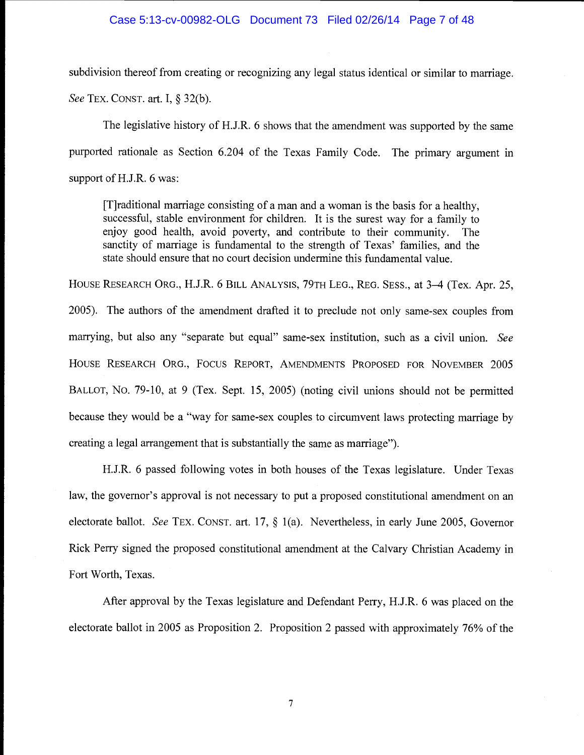subdivision thereof from creating or recognizing any legal status identical or similar to marriage. *See* TEX. CONST. art. I, § 32(b).

The legislative history of H.J.R. 6 shows that the amendment was supported by the same purported rationale as Section 6.204 of the Texas Family Code. The primary argument in support of H.J.R. 6 was:

> [T]raditional marriage consisting of a man and a woman is the basis for a healthy, successful, stable environment for children. It is the surest way for a family to enjoy good health, avoid poverty, and contribute to their community. The sanctity of marriage is fundamental to the strength of Texas' families, and the state should ensure that no court decision undermine this fundamental value.

HOUSE RESEARCH ORG., H.J.R. 6 BILL ANALYSIS, 79TH LEG., REG. SESS., at 3–4 (Tex. Apr. 25, 2005). The authors of the amendment drafted it to preclude not only same-sex couples from marrying, but also any "separate but equal" same-sex institution, such as a civil union. *See* HOUSE RESEARCH ORG., FOCUS REPORT, AMENDMENTS PROPOSED FOR NOVEMBER 2005 BALLOT, NO. 79-10, at 9 (Tex. Sept. 15, 2005) (noting civil unions should not be permitted because they would be a "way for same-sex couples to circumvent laws protecting marriage by creating a legal arrangement that is substantially the same as marriage").

H.J.R. 6 passed following votes in both houses of the Texas legislature. Under Texas law, the governor's approval is not necessary to put a proposed constitutional amendment on an electorate ballot. *See* TEX. CONST. art. 17, § 1(a). Nevertheless, in early June 2005, Governor Rick Perry signed the proposed constitutional amendment at the Calvary Christian Academy in Fort Worth, Texas.

After approval by the Texas legislature and Defendant Perry, H.J.R. 6 was placed on the electorate ballot in 2005 as Proposition 2. Proposition 2 passed with approximately 76% of the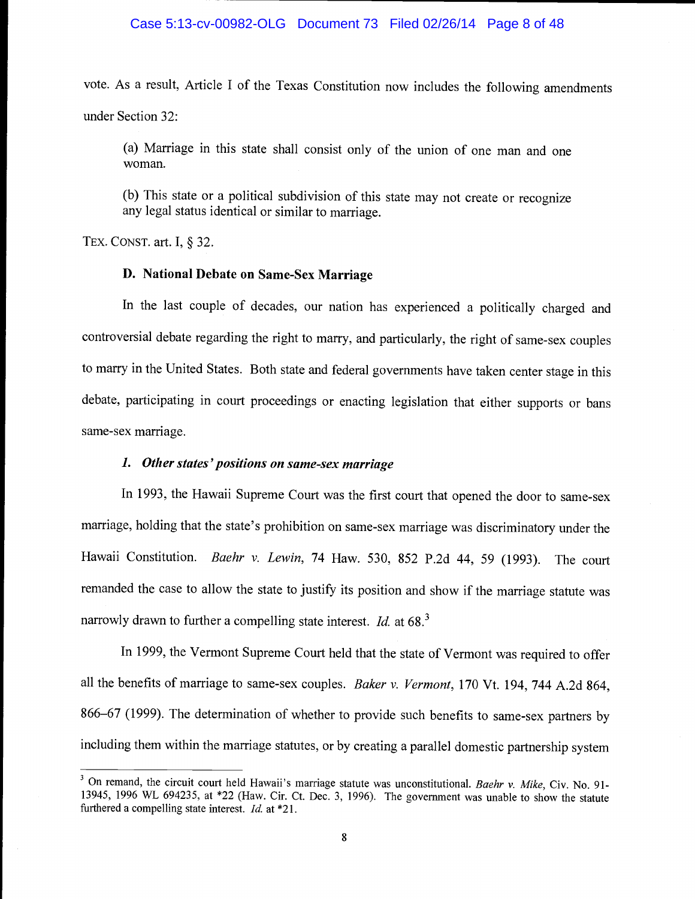vote. As a result, Article I of the Texas Constitution now includes the following amendments under Section 32:

> (a) Marriage in this state shall consist only of the union of one man and one woman.
>
> (b) This state or a political subdivision of this state may not create or recognize any legal status identical or similar to marriage.

TEX. CONST. art. I, § 32.

### D. National Debate on Same-Sex Marriage

In the last couple of decades, our nation has experienced a politically charged and controversial debate regarding the right to marry, and particularly, the right of same-sex couples to marry in the United States. Both state and federal governments have taken center stage in this debate, participating in court proceedings or enacting legislation that either supports or bans same-sex marriage.

#### *1. Other states' positions on same-sex marriage*

In 1993, the Hawaii Supreme Court was the first court that opened the door to same-sex marriage, holding that the state's prohibition on same-sex marriage was discriminatory under the Hawaii Constitution. *Baehr v. Lewin*, 74 Haw. 530, 852 P.2d 44, 59 (1993). The court remanded the case to allow the state to justify its position and show if the marriage statute was narrowly drawn to further a compelling state interest. *Id.* at 68.[3]

In 1999, the Vermont Supreme Court held that the state of Vermont was required to offer all the benefits of marriage to same-sex couples. *Baker v. Vermont*, 170 Vt. 194, 744 A.2d 864, 866–67 (1999). The determination of whether to provide such benefits to same-sex partners by including them within the marriage statutes, or by creating a parallel domestic partnership system

---

[3] On remand, the circuit court held Hawaii's marriage statute was unconstitutional. *Baehr v. Mike*, Civ. No. 91-13945, 1996 WL 694235, at *22 (Haw. Cir. Ct. Dec. 3, 1996). The government was unable to show the statute furthered a compelling state interest. *Id.* at *21.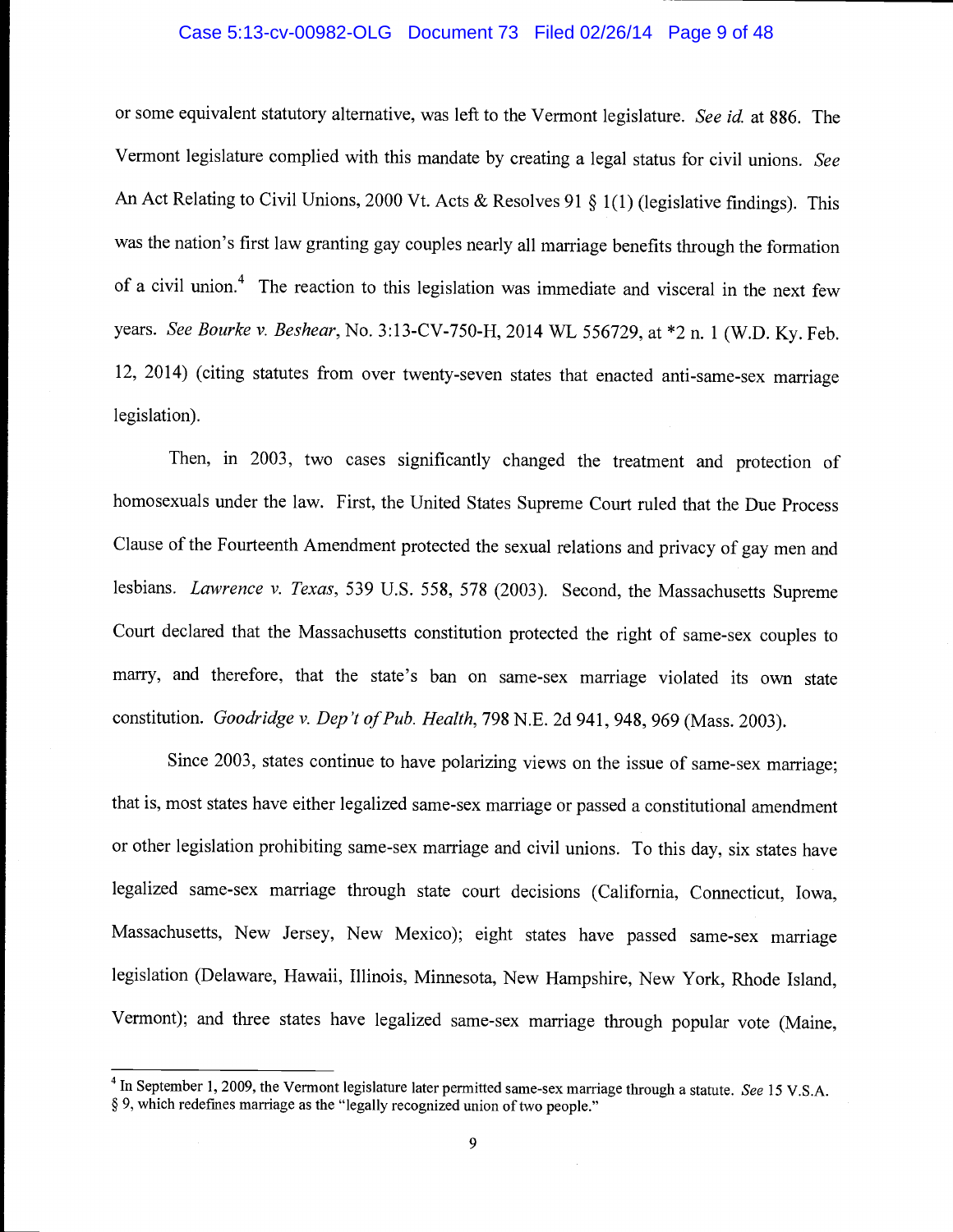or some equivalent statutory alternative, was left to the Vermont legislature. *See id.* at 886. The Vermont legislature complied with this mandate by creating a legal status for civil unions. *See* An Act Relating to Civil Unions, 2000 Vt. Acts & Resolves 91 § 1(1) (legislative findings). This was the nation's first law granting gay couples nearly all marriage benefits through the formation of a civil union.[4] The reaction to this legislation was immediate and visceral in the next few years. *See Bourke v. Beshear*, No. 3:13-CV-750-H, 2014 WL 556729, at *2 n. 1 (W.D. Ky. Feb. 12, 2014) (citing statutes from over twenty-seven states that enacted anti-same-sex marriage legislation).

Then, in 2003, two cases significantly changed the treatment and protection of homosexuals under the law. First, the United States Supreme Court ruled that the Due Process Clause of the Fourteenth Amendment protected the sexual relations and privacy of gay men and lesbians. *Lawrence v. Texas*, 539 U.S. 558, 578 (2003). Second, the Massachusetts Supreme Court declared that the Massachusetts constitution protected the right of same-sex couples to marry, and therefore, that the state's ban on same-sex marriage violated its own state constitution. *Goodridge v. Dep't of Pub. Health*, 798 N.E. 2d 941, 948, 969 (Mass. 2003).

Since 2003, states continue to have polarizing views on the issue of same-sex marriage; that is, most states have either legalized same-sex marriage or passed a constitutional amendment or other legislation prohibiting same-sex marriage and civil unions. To this day, six states have legalized same-sex marriage through state court decisions (California, Connecticut, Iowa, Massachusetts, New Jersey, New Mexico); eight states have passed same-sex marriage legislation (Delaware, Hawaii, Illinois, Minnesota, New Hampshire, New York, Rhode Island, Vermont); and three states have legalized same-sex marriage through popular vote (Maine,

---

[4] In September 1, 2009, the Vermont legislature later permitted same-sex marriage through a statute. *See* 15 V.S.A. § 9, which redefines marriage as the "legally recognized union of two people."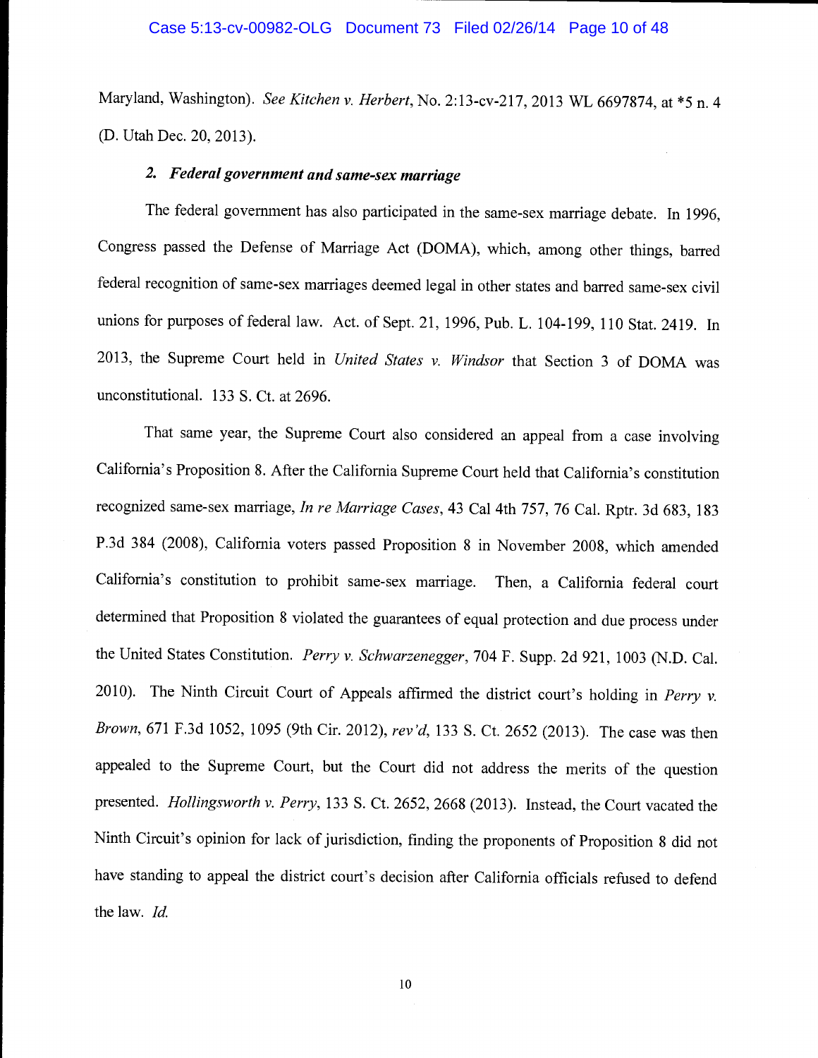Maryland, Washington). *See Kitchen v. Herbert*, No. 2:13-cv-217, 2013 WL 6697874, at *5 n. 4 (D. Utah Dec. 20, 2013).

### 2. *Federal government and same-sex marriage*

The federal government has also participated in the same-sex marriage debate. In 1996, Congress passed the Defense of Marriage Act (DOMA), which, among other things, barred federal recognition of same-sex marriages deemed legal in other states and barred same-sex civil unions for purposes of federal law. Act. of Sept. 21, 1996, Pub. L. 104-199, 110 Stat. 2419. In 2013, the Supreme Court held in *United States v. Windsor* that Section 3 of DOMA was unconstitutional. 133 S. Ct. at 2696.

That same year, the Supreme Court also considered an appeal from a case involving California's Proposition 8. After the California Supreme Court held that California's constitution recognized same-sex marriage, *In re Marriage Cases*, 43 Cal 4th 757, 76 Cal. Rptr. 3d 683, 183 P.3d 384 (2008), California voters passed Proposition 8 in November 2008, which amended California's constitution to prohibit same-sex marriage. Then, a California federal court determined that Proposition 8 violated the guarantees of equal protection and due process under the United States Constitution. *Perry v. Schwarzenegger*, 704 F. Supp. 2d 921, 1003 (N.D. Cal. 2010). The Ninth Circuit Court of Appeals affirmed the district court's holding in *Perry v. Brown*, 671 F.3d 1052, 1095 (9th Cir. 2012), *rev'd*, 133 S. Ct. 2652 (2013). The case was then appealed to the Supreme Court, but the Court did not address the merits of the question presented. *Hollingsworth v. Perry*, 133 S. Ct. 2652, 2668 (2013). Instead, the Court vacated the Ninth Circuit's opinion for lack of jurisdiction, finding the proponents of Proposition 8 did not have standing to appeal the district court's decision after California officials refused to defend the law. *Id.*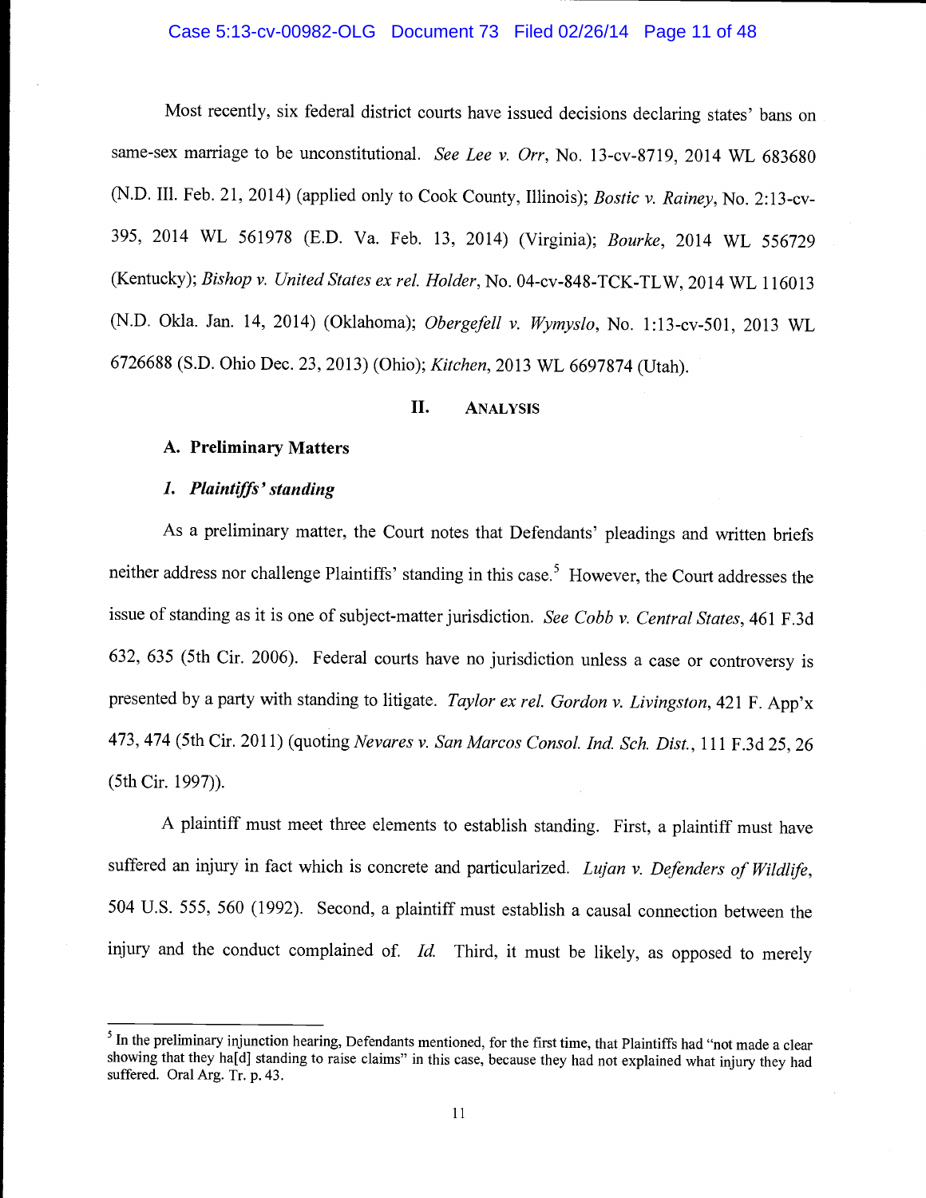Most recently, six federal district courts have issued decisions declaring states' bans on same-sex marriage to be unconstitutional. *See Lee v. Orr*, No. 13-cv-8719, 2014 WL 683680 (N.D. Ill. Feb. 21, 2014) (applied only to Cook County, Illinois); *Bostic v. Rainey*, No. 2:13-cv-395, 2014 WL 561978 (E.D. Va. Feb. 13, 2014) (Virginia); *Bourke*, 2014 WL 556729 (Kentucky); *Bishop v. United States ex rel. Holder*, No. 04-cv-848-TCK-TLW, 2014 WL 116013 (N.D. Okla. Jan. 14, 2014) (Oklahoma); *Obergefell v. Wymyslo*, No. 1:13-cv-501, 2013 WL 6726688 (S.D. Ohio Dec. 23, 2013) (Ohio); *Kitchen*, 2013 WL 6697874 (Utah).

## II. ANALYSIS

### A. Preliminary Matters

#### *1. Plaintiffs' standing*

As a preliminary matter, the Court notes that Defendants' pleadings and written briefs neither address nor challenge Plaintiffs' standing in this case.[5] However, the Court addresses the issue of standing as it is one of subject-matter jurisdiction. *See Cobb v. Central States*, 461 F.3d 632, 635 (5th Cir. 2006). Federal courts have no jurisdiction unless a case or controversy is presented by a party with standing to litigate. *Taylor ex rel. Gordon v. Livingston*, 421 F. App'x 473, 474 (5th Cir. 2011) (quoting *Nevares v. San Marcos Consol. Ind. Sch. Dist.*, 111 F.3d 25, 26 (5th Cir. 1997)).

A plaintiff must meet three elements to establish standing. First, a plaintiff must have suffered an injury in fact which is concrete and particularized. *Lujan v. Defenders of Wildlife*, 504 U.S. 555, 560 (1992). Second, a plaintiff must establish a causal connection between the injury and the conduct complained of. *Id.* Third, it must be likely, as opposed to merely

[5] In the preliminary injunction hearing, Defendants mentioned, for the first time, that Plaintiffs had "not made a clear showing that they ha[d] standing to raise claims" in this case, because they had not explained what injury they had suffered. Oral Arg. Tr. p. 43.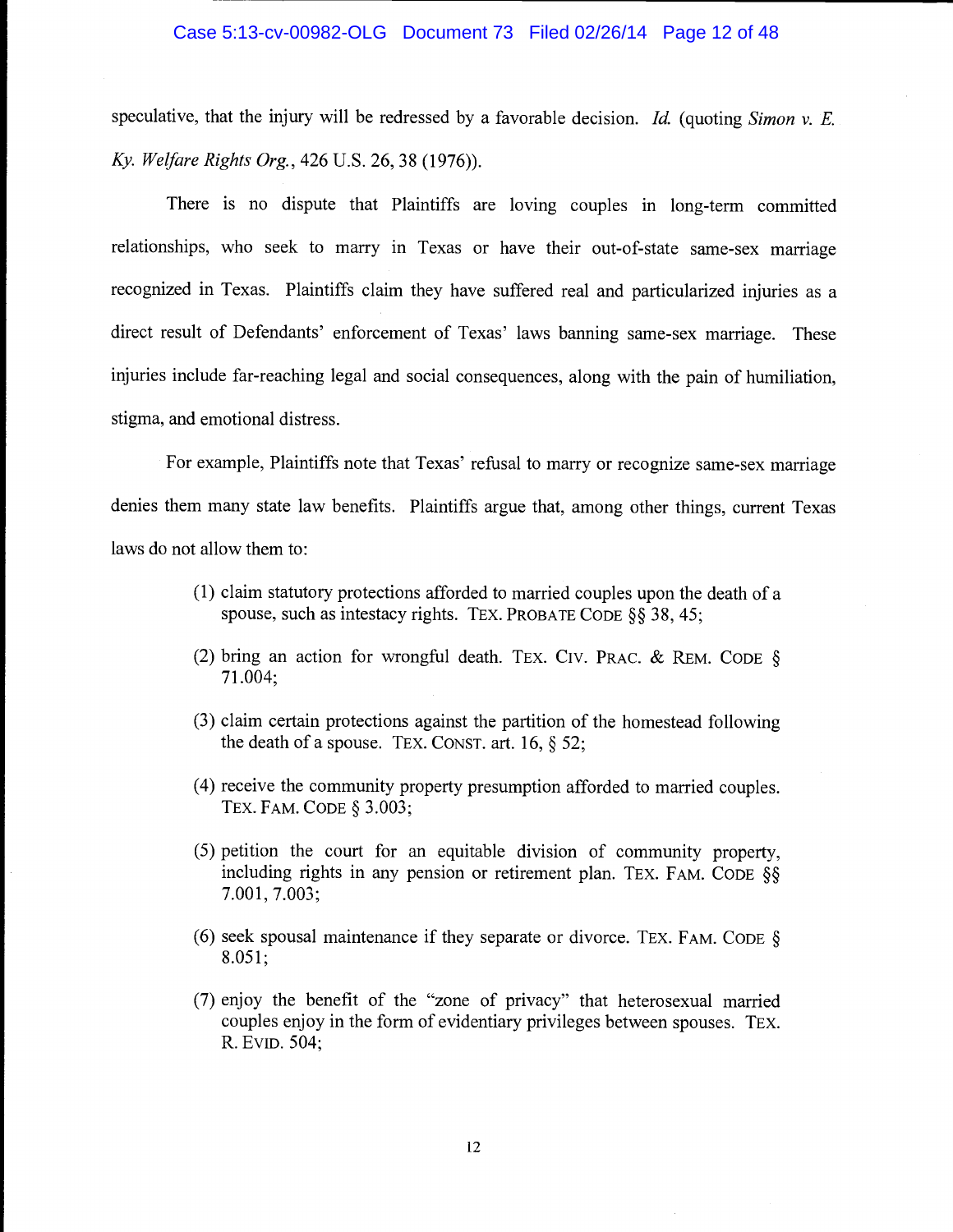speculative, that the injury will be redressed by a favorable decision. *Id.* (quoting *Simon v. E. Ky. Welfare Rights Org.*, 426 U.S. 26, 38 (1976)).

There is no dispute that Plaintiffs are loving couples in long-term committed relationships, who seek to marry in Texas or have their out-of-state same-sex marriage recognized in Texas. Plaintiffs claim they have suffered real and particularized injuries as a direct result of Defendants' enforcement of Texas' laws banning same-sex marriage. These injuries include far-reaching legal and social consequences, along with the pain of humiliation, stigma, and emotional distress.

For example, Plaintiffs note that Texas' refusal to marry or recognize same-sex marriage denies them many state law benefits. Plaintiffs argue that, among other things, current Texas laws do not allow them to:

> (1) claim statutory protections afforded to married couples upon the death of a spouse, such as intestacy rights. TEX. PROBATE CODE §§ 38, 45;
>
> (2) bring an action for wrongful death. TEX. CIV. PRAC. & REM. CODE § 71.004;
>
> (3) claim certain protections against the partition of the homestead following the death of a spouse. TEX. CONST. art. 16, § 52;
>
> (4) receive the community property presumption afforded to married couples. TEX. FAM. CODE § 3.003;
>
> (5) petition the court for an equitable division of community property, including rights in any pension or retirement plan. TEX. FAM. CODE §§ 7.001, 7.003;
>
> (6) seek spousal maintenance if they separate or divorce. TEX. FAM. CODE § 8.051;
>
> (7) enjoy the benefit of the "zone of privacy" that heterosexual married couples enjoy in the form of evidentiary privileges between spouses. TEX. R. EVID. 504;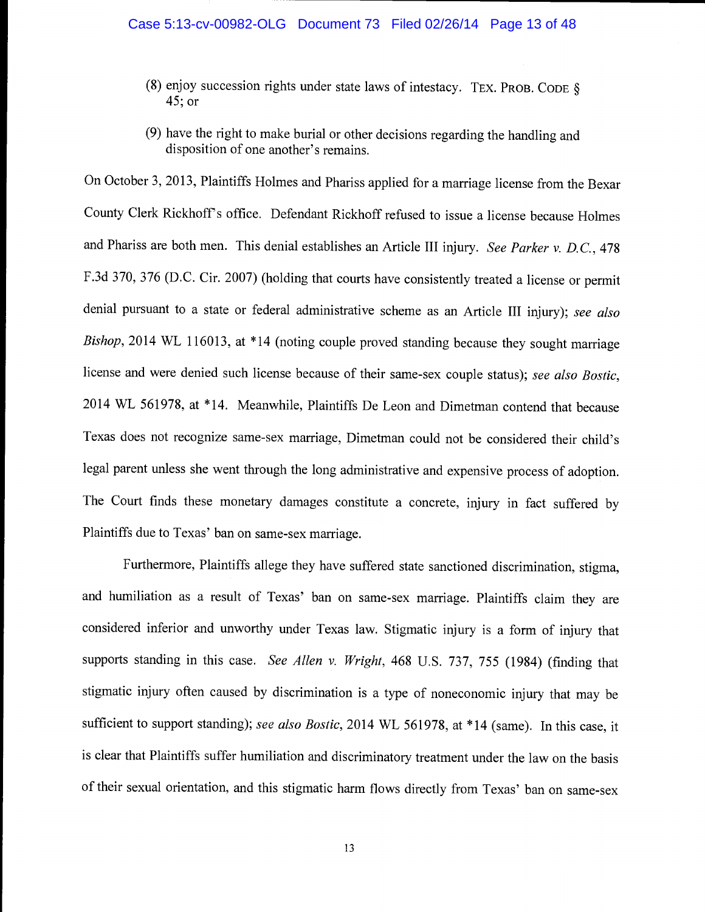(8) enjoy succession rights under state laws of intestacy. TEX. PROB. CODE § 45; or

(9) have the right to make burial or other decisions regarding the handling and disposition of one another's remains.

On October 3, 2013, Plaintiffs Holmes and Phariss applied for a marriage license from the Bexar County Clerk Rickhoff's office. Defendant Rickhoff refused to issue a license because Holmes and Phariss are both men. This denial establishes an Article III injury. *See Parker v. D.C.*, 478 F.3d 370, 376 (D.C. Cir. 2007) (holding that courts have consistently treated a license or permit denial pursuant to a state or federal administrative scheme as an Article III injury); *see also Bishop*, 2014 WL 116013, at *14 (noting couple proved standing because they sought marriage license and were denied such license because of their same-sex couple status); *see also Bostic*, 2014 WL 561978, at *14. Meanwhile, Plaintiffs De Leon and Dimetman contend that because Texas does not recognize same-sex marriage, Dimetman could not be considered their child's legal parent unless she went through the long administrative and expensive process of adoption. The Court finds these monetary damages constitute a concrete, injury in fact suffered by Plaintiffs due to Texas' ban on same-sex marriage.

Furthermore, Plaintiffs allege they have suffered state sanctioned discrimination, stigma, and humiliation as a result of Texas' ban on same-sex marriage. Plaintiffs claim they are considered inferior and unworthy under Texas law. Stigmatic injury is a form of injury that supports standing in this case. *See Allen v. Wright*, 468 U.S. 737, 755 (1984) (finding that stigmatic injury often caused by discrimination is a type of noneconomic injury that may be sufficient to support standing); *see also Bostic*, 2014 WL 561978, at *14 (same). In this case, it is clear that Plaintiffs suffer humiliation and discriminatory treatment under the law on the basis of their sexual orientation, and this stigmatic harm flows directly from Texas' ban on same-sex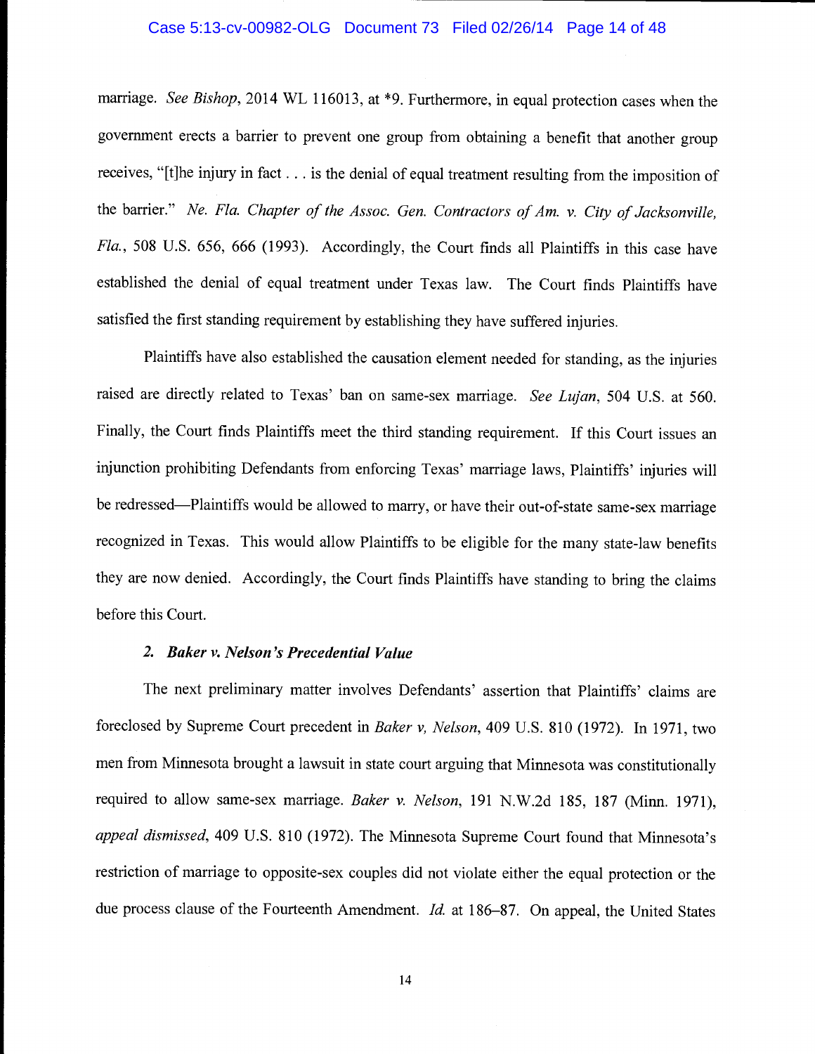marriage. *See Bishop*, 2014 WL 116013, at *9. Furthermore, in equal protection cases when the government erects a barrier to prevent one group from obtaining a benefit that another group receives, "[t]he injury in fact . . . is the denial of equal treatment resulting from the imposition of the barrier." *Ne. Fla. Chapter of the Assoc. Gen. Contractors of Am. v. City of Jacksonville, Fla.*, 508 U.S. 656, 666 (1993). Accordingly, the Court finds all Plaintiffs in this case have established the denial of equal treatment under Texas law. The Court finds Plaintiffs have satisfied the first standing requirement by establishing they have suffered injuries.

Plaintiffs have also established the causation element needed for standing, as the injuries raised are directly related to Texas' ban on same-sex marriage. *See Lujan*, 504 U.S. at 560. Finally, the Court finds Plaintiffs meet the third standing requirement. If this Court issues an injunction prohibiting Defendants from enforcing Texas' marriage laws, Plaintiffs' injuries will be redressed—Plaintiffs would be allowed to marry, or have their out-of-state same-sex marriage recognized in Texas. This would allow Plaintiffs to be eligible for the many state-law benefits they are now denied. Accordingly, the Court finds Plaintiffs have standing to bring the claims before this Court.

### *2. Baker v. Nelson's Precedential Value*

The next preliminary matter involves Defendants' assertion that Plaintiffs' claims are foreclosed by Supreme Court precedent in *Baker v, Nelson*, 409 U.S. 810 (1972). In 1971, two men from Minnesota brought a lawsuit in state court arguing that Minnesota was constitutionally required to allow same-sex marriage. *Baker v. Nelson*, 191 N.W.2d 185, 187 (Minn. 1971), *appeal dismissed*, 409 U.S. 810 (1972). The Minnesota Supreme Court found that Minnesota's restriction of marriage to opposite-sex couples did not violate either the equal protection or the due process clause of the Fourteenth Amendment. *Id.* at 186–87. On appeal, the United States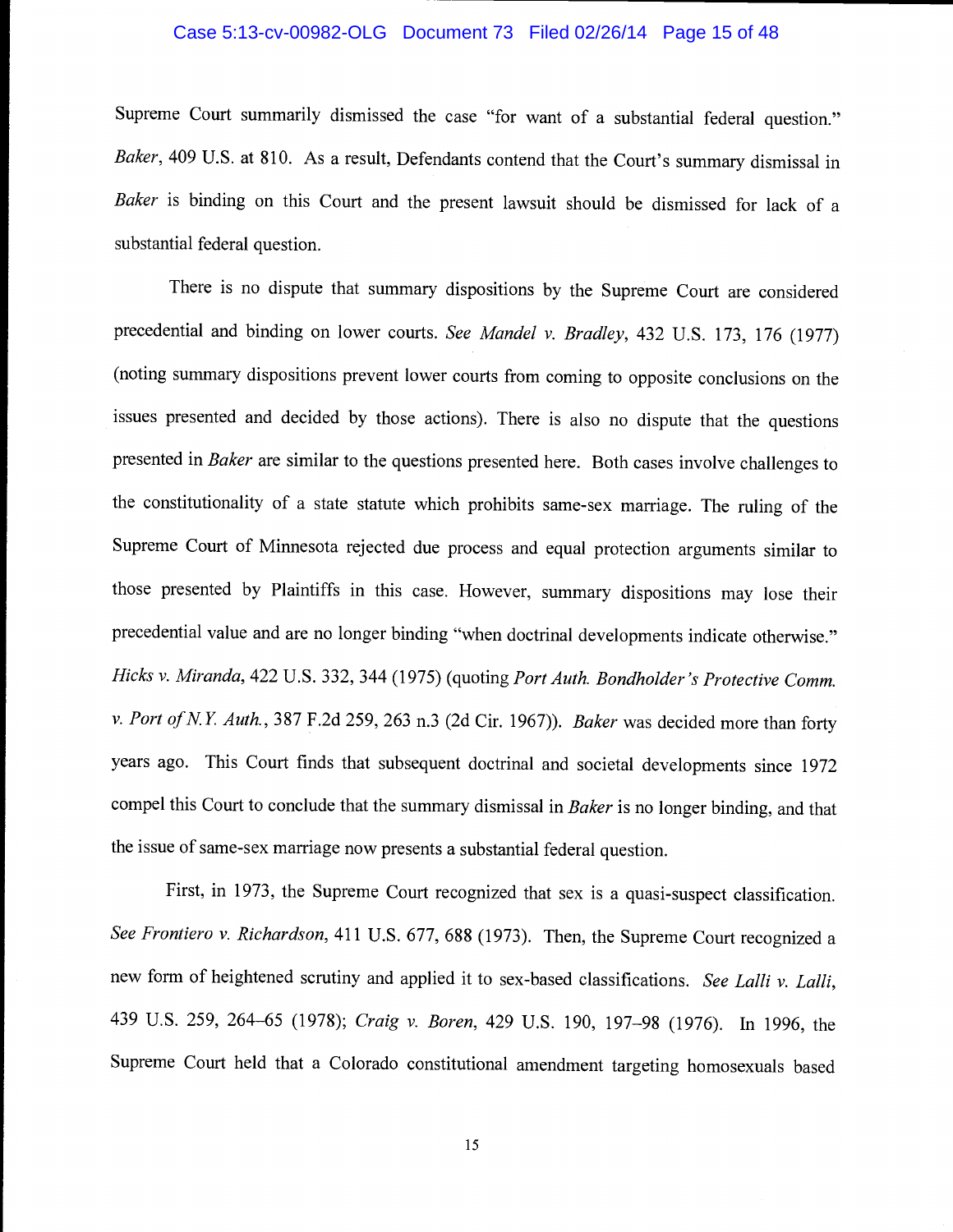Supreme Court summarily dismissed the case "for want of a substantial federal question." *Baker*, 409 U.S. at 810. As a result, Defendants contend that the Court's summary dismissal in *Baker* is binding on this Court and the present lawsuit should be dismissed for lack of a substantial federal question.

There is no dispute that summary dispositions by the Supreme Court are considered precedential and binding on lower courts. *See Mandel v. Bradley*, 432 U.S. 173, 176 (1977) (noting summary dispositions prevent lower courts from coming to opposite conclusions on the issues presented and decided by those actions). There is also no dispute that the questions presented in *Baker* are similar to the questions presented here. Both cases involve challenges to the constitutionality of a state statute which prohibits same-sex marriage. The ruling of the Supreme Court of Minnesota rejected due process and equal protection arguments similar to those presented by Plaintiffs in this case. However, summary dispositions may lose their precedential value and are no longer binding "when doctrinal developments indicate otherwise." *Hicks v. Miranda*, 422 U.S. 332, 344 (1975) (quoting *Port Auth. Bondholder's Protective Comm. v. Port of N.Y. Auth.*, 387 F.2d 259, 263 n.3 (2d Cir. 1967)). *Baker* was decided more than forty years ago. This Court finds that subsequent doctrinal and societal developments since 1972 compel this Court to conclude that the summary dismissal in *Baker* is no longer binding, and that the issue of same-sex marriage now presents a substantial federal question.

First, in 1973, the Supreme Court recognized that sex is a quasi-suspect classification. *See Frontiero v. Richardson*, 411 U.S. 677, 688 (1973). Then, the Supreme Court recognized a new form of heightened scrutiny and applied it to sex-based classifications. *See Lalli v. Lalli*, 439 U.S. 259, 264–65 (1978); *Craig v. Boren*, 429 U.S. 190, 197–98 (1976). In 1996, the Supreme Court held that a Colorado constitutional amendment targeting homosexuals based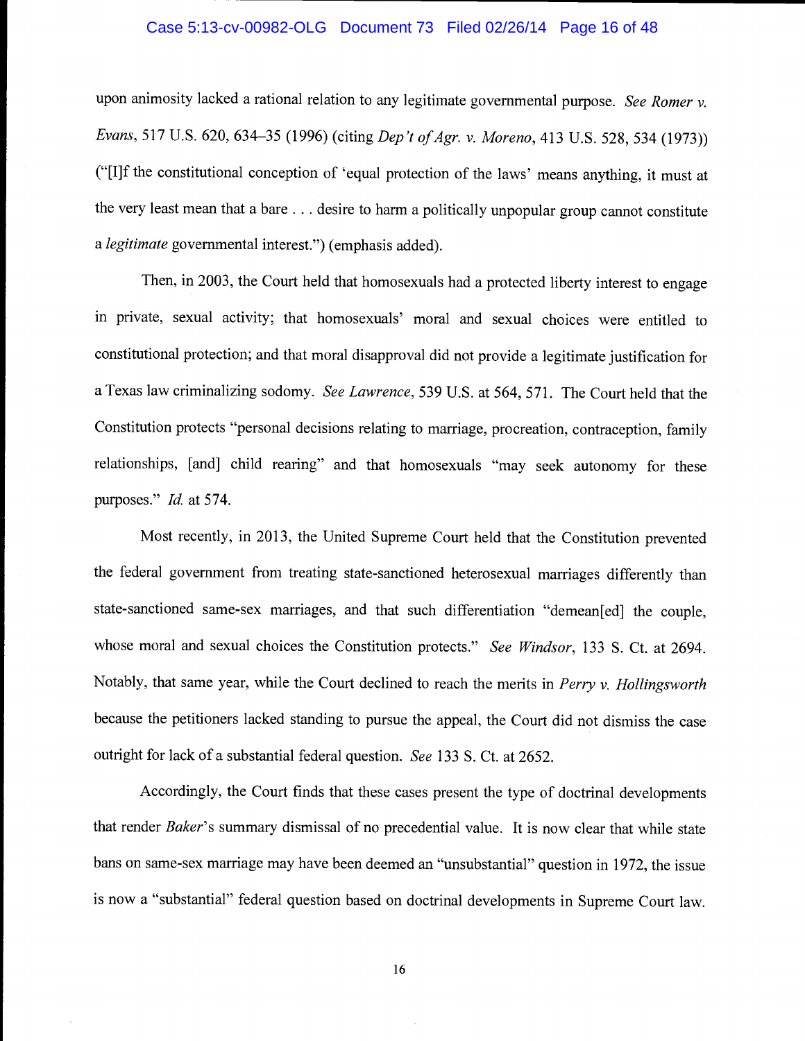upon animosity lacked a rational relation to any legitimate governmental purpose. *See Romer v. Evans*, 517 U.S. 620, 634–35 (1996) (citing *Dep't of Agr. v. Moreno*, 413 U.S. 528, 534 (1973)) ("[I]f the constitutional conception of 'equal protection of the laws' means anything, it must at the very least mean that a bare . . . desire to harm a politically unpopular group cannot constitute a *legitimate* governmental interest.") (emphasis added).

Then, in 2003, the Court held that homosexuals had a protected liberty interest to engage in private, sexual activity; that homosexuals' moral and sexual choices were entitled to constitutional protection; and that moral disapproval did not provide a legitimate justification for a Texas law criminalizing sodomy. *See Lawrence*, 539 U.S. at 564, 571. The Court held that the Constitution protects "personal decisions relating to marriage, procreation, contraception, family relationships, [and] child rearing" and that homosexuals "may seek autonomy for these purposes." *Id.* at 574.

Most recently, in 2013, the United Supreme Court held that the Constitution prevented the federal government from treating state-sanctioned heterosexual marriages differently than state-sanctioned same-sex marriages, and that such differentiation "demean[ed] the couple, whose moral and sexual choices the Constitution protects." *See Windsor*, 133 S. Ct. at 2694. Notably, that same year, while the Court declined to reach the merits in *Perry v. Hollingsworth* because the petitioners lacked standing to pursue the appeal, the Court did not dismiss the case outright for lack of a substantial federal question. *See* 133 S. Ct. at 2652.

Accordingly, the Court finds that these cases present the type of doctrinal developments that render *Baker*'s summary dismissal of no precedential value. It is now clear that while state bans on same-sex marriage may have been deemed an "unsubstantial" question in 1972, the issue is now a "substantial" federal question based on doctrinal developments in Supreme Court law.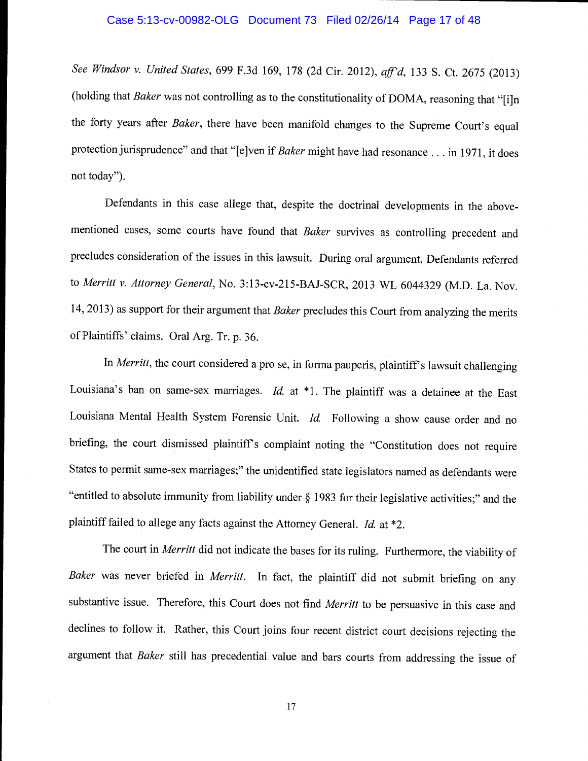*See Windsor v. United States*, 699 F.3d 169, 178 (2d Cir. 2012), *aff'd*, 133 S. Ct. 2675 (2013) (holding that *Baker* was not controlling as to the constitutionality of DOMA, reasoning that "[i]n the forty years after *Baker*, there have been manifold changes to the Supreme Court's equal protection jurisprudence" and that "[e]ven if *Baker* might have had resonance . . . in 1971, it does not today").

Defendants in this case allege that, despite the doctrinal developments in the above-mentioned cases, some courts have found that *Baker* survives as controlling precedent and precludes consideration of the issues in this lawsuit. During oral argument, Defendants referred to *Merritt v. Attorney General*, No. 3:13-cv-215-BAJ-SCR, 2013 WL 6044329 (M.D. La. Nov. 14, 2013) as support for their argument that *Baker* precludes this Court from analyzing the merits of Plaintiffs' claims. Oral Arg. Tr. p. 36.

In *Merritt*, the court considered a pro se, in forma pauperis, plaintiff's lawsuit challenging Louisiana's ban on same-sex marriages. *Id.* at *1. The plaintiff was a detainee at the East Louisiana Mental Health System Forensic Unit. *Id.* Following a show cause order and no briefing, the court dismissed plaintiff's complaint noting the "Constitution does not require States to permit same-sex marriages;" the unidentified state legislators named as defendants were "entitled to absolute immunity from liability under § 1983 for their legislative activities;" and the plaintiff failed to allege any facts against the Attorney General. *Id.* at *2.

The court in *Merritt* did not indicate the bases for its ruling. Furthermore, the viability of *Baker* was never briefed in *Merritt*. In fact, the plaintiff did not submit briefing on any substantive issue. Therefore, this Court does not find *Merritt* to be persuasive in this case and declines to follow it. Rather, this Court joins four recent district court decisions rejecting the argument that *Baker* still has precedential value and bars courts from addressing the issue of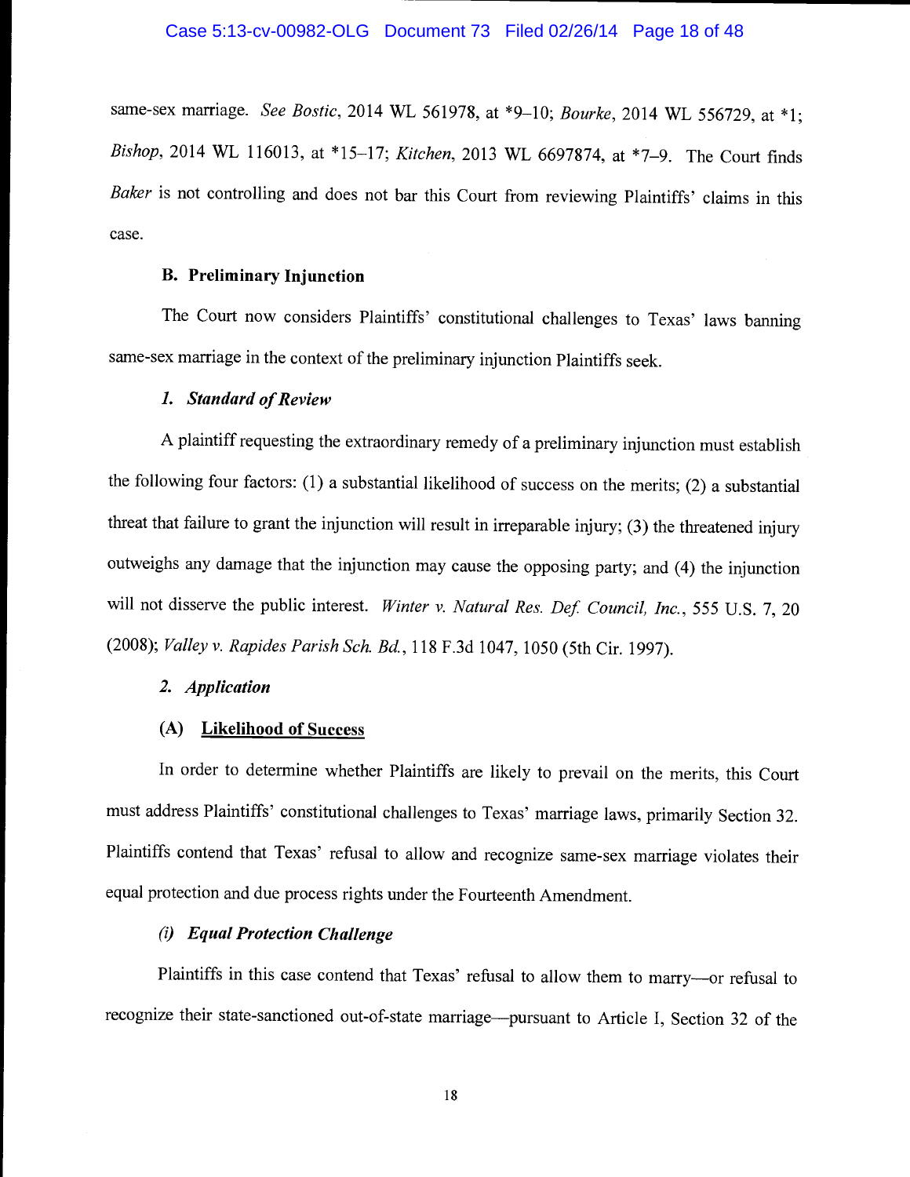same-sex marriage. *See Bostic*, 2014 WL 561978, at *9–10; *Bourke*, 2014 WL 556729, at *1; *Bishop*, 2014 WL 116013, at *15–17; *Kitchen*, 2013 WL 6697874, at *7–9. The Court finds *Baker* is not controlling and does not bar this Court from reviewing Plaintiffs' claims in this case.

### B. Preliminary Injunction

The Court now considers Plaintiffs' constitutional challenges to Texas' laws banning same-sex marriage in the context of the preliminary injunction Plaintiffs seek.

#### *1. Standard of Review*

A plaintiff requesting the extraordinary remedy of a preliminary injunction must establish the following four factors: (1) a substantial likelihood of success on the merits; (2) a substantial threat that failure to grant the injunction will result in irreparable injury; (3) the threatened injury outweighs any damage that the injunction may cause the opposing party; and (4) the injunction will not disserve the public interest. *Winter v. Natural Res. Def. Council, Inc.*, 555 U.S. 7, 20 (2008); *Valley v. Rapides Parish Sch. Bd.*, 118 F.3d 1047, 1050 (5th Cir. 1997).

#### *2. Application*

##### (A) <u>Likelihood of Success</u>

In order to determine whether Plaintiffs are likely to prevail on the merits, this Court must address Plaintiffs' constitutional challenges to Texas' marriage laws, primarily Section 32. Plaintiffs contend that Texas' refusal to allow and recognize same-sex marriage violates their equal protection and due process rights under the Fourteenth Amendment.

##### *(i) Equal Protection Challenge*

Plaintiffs in this case contend that Texas' refusal to allow them to marry—or refusal to recognize their state-sanctioned out-of-state marriage—pursuant to Article I, Section 32 of the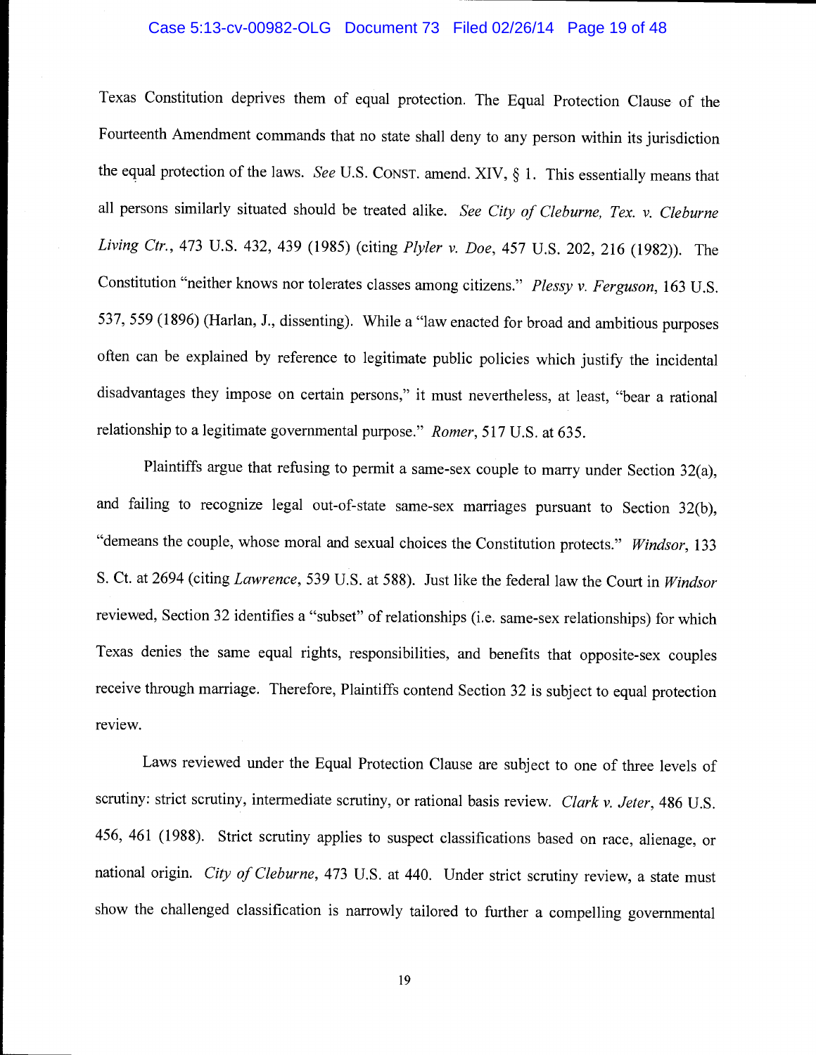Texas Constitution deprives them of equal protection. The Equal Protection Clause of the Fourteenth Amendment commands that no state shall deny to any person within its jurisdiction the equal protection of the laws. *See* U.S. CONST. amend. XIV, § 1. This essentially means that all persons similarly situated should be treated alike. *See City of Cleburne, Tex. v. Cleburne Living Ctr.*, 473 U.S. 432, 439 (1985) (citing *Plyler v. Doe*, 457 U.S. 202, 216 (1982)). The Constitution "neither knows nor tolerates classes among citizens." *Plessy v. Ferguson*, 163 U.S. 537, 559 (1896) (Harlan, J., dissenting). While a "law enacted for broad and ambitious purposes often can be explained by reference to legitimate public policies which justify the incidental disadvantages they impose on certain persons," it must nevertheless, at least, "bear a rational relationship to a legitimate governmental purpose." *Romer*, 517 U.S. at 635.

Plaintiffs argue that refusing to permit a same-sex couple to marry under Section 32(a), and failing to recognize legal out-of-state same-sex marriages pursuant to Section 32(b), "demeans the couple, whose moral and sexual choices the Constitution protects." *Windsor*, 133 S. Ct. at 2694 (citing *Lawrence*, 539 U.S. at 588). Just like the federal law the Court in *Windsor* reviewed, Section 32 identifies a "subset" of relationships (i.e. same-sex relationships) for which Texas denies the same equal rights, responsibilities, and benefits that opposite-sex couples receive through marriage. Therefore, Plaintiffs contend Section 32 is subject to equal protection review.

Laws reviewed under the Equal Protection Clause are subject to one of three levels of scrutiny: strict scrutiny, intermediate scrutiny, or rational basis review. *Clark v. Jeter*, 486 U.S. 456, 461 (1988). Strict scrutiny applies to suspect classifications based on race, alienage, or national origin. *City of Cleburne*, 473 U.S. at 440. Under strict scrutiny review, a state must show the challenged classification is narrowly tailored to further a compelling governmental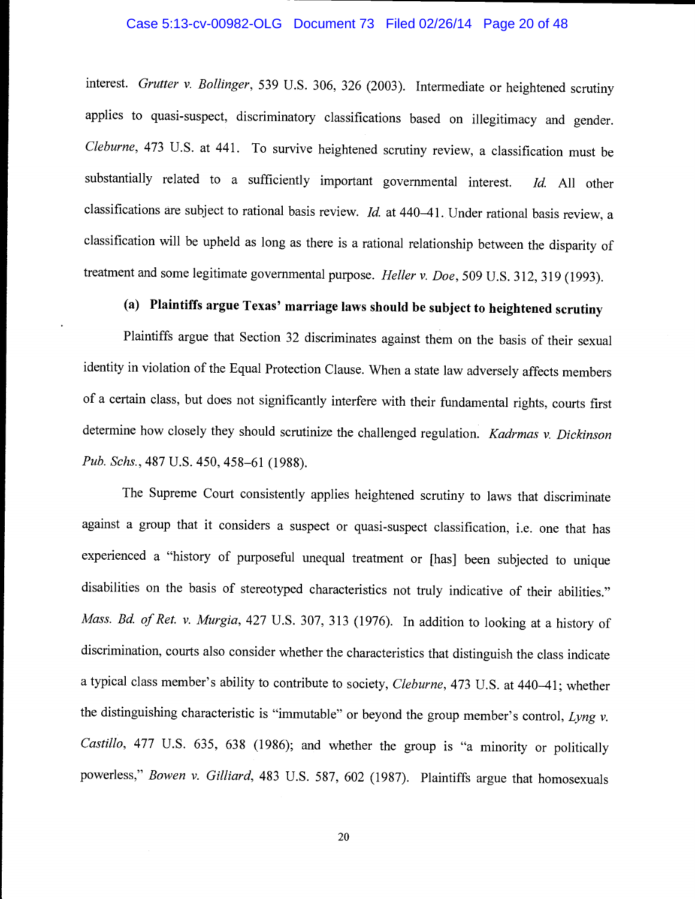interest. *Grutter v. Bollinger*, 539 U.S. 306, 326 (2003). Intermediate or heightened scrutiny applies to quasi-suspect, discriminatory classifications based on illegitimacy and gender. *Cleburne*, 473 U.S. at 441. To survive heightened scrutiny review, a classification must be substantially related to a sufficiently important governmental interest. *Id.* All other classifications are subject to rational basis review. *Id.* at 440–41. Under rational basis review, a classification will be upheld as long as there is a rational relationship between the disparity of treatment and some legitimate governmental purpose. *Heller v. Doe*, 509 U.S. 312, 319 (1993).

**(a) Plaintiffs argue Texas' marriage laws should be subject to heightened scrutiny**

Plaintiffs argue that Section 32 discriminates against them on the basis of their sexual identity in violation of the Equal Protection Clause. When a state law adversely affects members of a certain class, but does not significantly interfere with their fundamental rights, courts first determine how closely they should scrutinize the challenged regulation. *Kadrmas v. Dickinson Pub. Schs.*, 487 U.S. 450, 458–61 (1988).

The Supreme Court consistently applies heightened scrutiny to laws that discriminate against a group that it considers a suspect or quasi-suspect classification, i.e. one that has experienced a "history of purposeful unequal treatment or [has] been subjected to unique disabilities on the basis of stereotyped characteristics not truly indicative of their abilities." *Mass. Bd. of Ret. v. Murgia*, 427 U.S. 307, 313 (1976). In addition to looking at a history of discrimination, courts also consider whether the characteristics that distinguish the class indicate a typical class member's ability to contribute to society, *Cleburne*, 473 U.S. at 440–41; whether the distinguishing characteristic is "immutable" or beyond the group member's control, *Lyng v. Castillo*, 477 U.S. 635, 638 (1986); and whether the group is "a minority or politically powerless," *Bowen v. Gilliard*, 483 U.S. 587, 602 (1987). Plaintiffs argue that homosexuals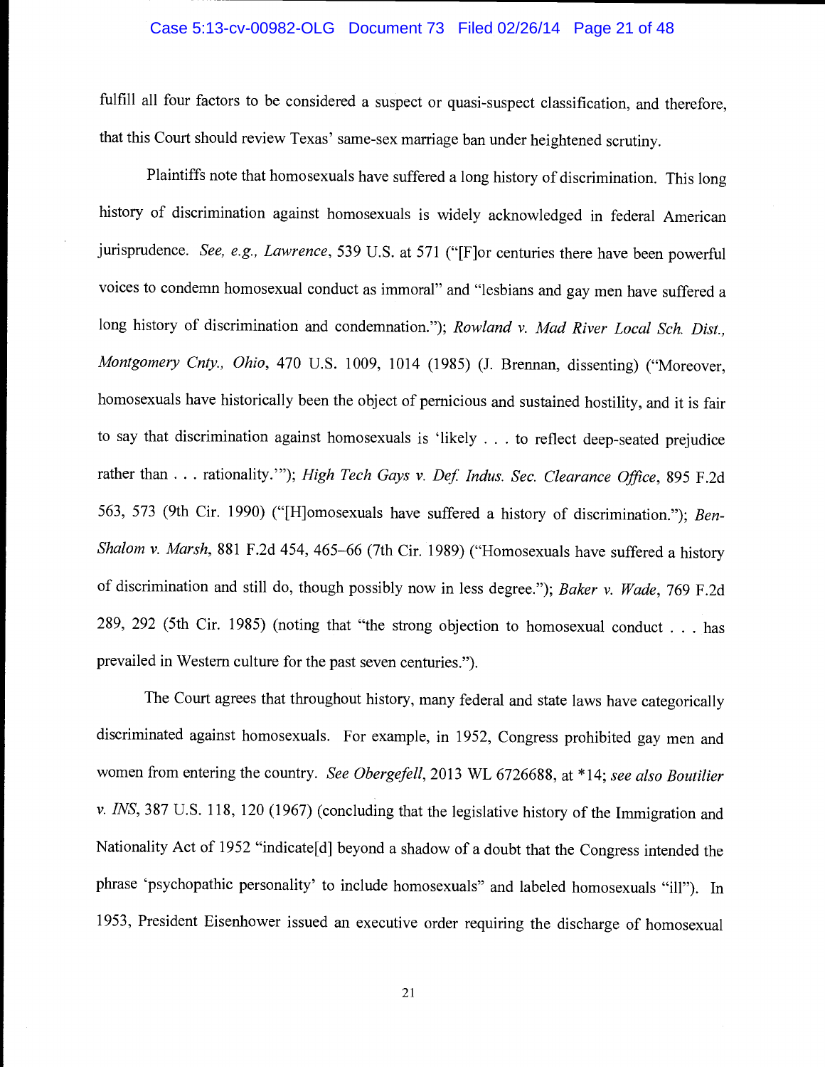fulfill all four factors to be considered a suspect or quasi-suspect classification, and therefore, that this Court should review Texas' same-sex marriage ban under heightened scrutiny.

Plaintiffs note that homosexuals have suffered a long history of discrimination. This long history of discrimination against homosexuals is widely acknowledged in federal American jurisprudence. *See, e.g., Lawrence*, 539 U.S. at 571 ("[F]or centuries there have been powerful voices to condemn homosexual conduct as immoral" and "lesbians and gay men have suffered a long history of discrimination and condemnation."); *Rowland v. Mad River Local Sch. Dist., Montgomery Cnty., Ohio*, 470 U.S. 1009, 1014 (1985) (J. Brennan, dissenting) ("Moreover, homosexuals have historically been the object of pernicious and sustained hostility, and it is fair to say that discrimination against homosexuals is 'likely . . . to reflect deep-seated prejudice rather than . . . rationality.'"); *High Tech Gays v. Def. Indus. Sec. Clearance Office*, 895 F.2d 563, 573 (9th Cir. 1990) ("[H]omosexuals have suffered a history of discrimination."); *Ben-Shalom v. Marsh*, 881 F.2d 454, 465–66 (7th Cir. 1989) ("Homosexuals have suffered a history of discrimination and still do, though possibly now in less degree."); *Baker v. Wade*, 769 F.2d 289, 292 (5th Cir. 1985) (noting that "the strong objection to homosexual conduct . . . has prevailed in Western culture for the past seven centuries.").

The Court agrees that throughout history, many federal and state laws have categorically discriminated against homosexuals. For example, in 1952, Congress prohibited gay men and women from entering the country. *See Obergefell*, 2013 WL 6726688, at *14; *see also Boutilier v. INS*, 387 U.S. 118, 120 (1967) (concluding that the legislative history of the Immigration and Nationality Act of 1952 "indicate[d] beyond a shadow of a doubt that the Congress intended the phrase 'psychopathic personality' to include homosexuals" and labeled homosexuals "ill"). In 1953, President Eisenhower issued an executive order requiring the discharge of homosexual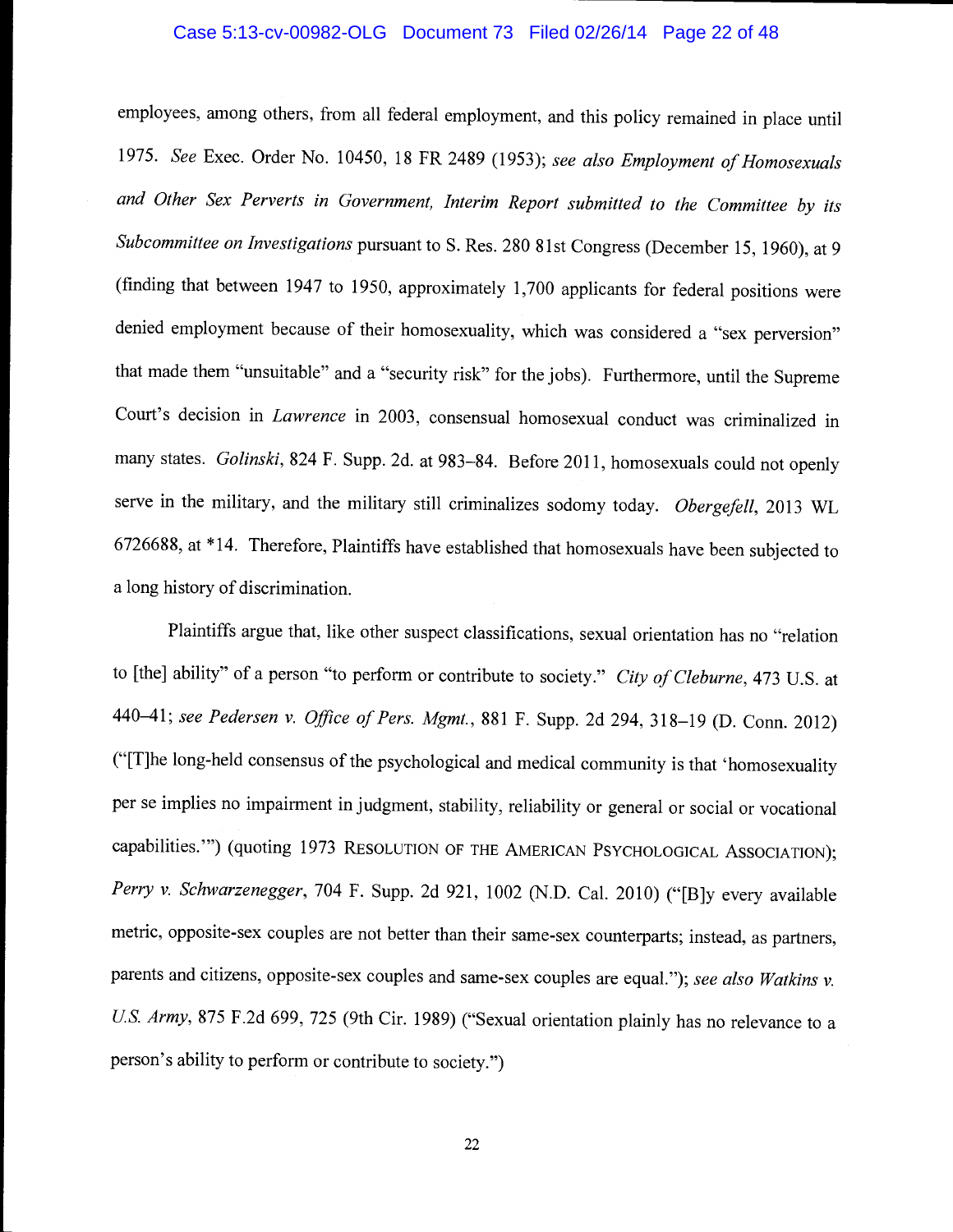employees, among others, from all federal employment, and this policy remained in place until 1975. *See* Exec. Order No. 10450, 18 FR 2489 (1953); *see also Employment of Homosexuals and Other Sex Perverts in Government, Interim Report submitted to the Committee by its Subcommittee on Investigations* pursuant to S. Res. 280 81st Congress (December 15, 1960), at 9 (finding that between 1947 to 1950, approximately 1,700 applicants for federal positions were denied employment because of their homosexuality, which was considered a "sex perversion" that made them "unsuitable" and a "security risk" for the jobs). Furthermore, until the Supreme Court's decision in *Lawrence* in 2003, consensual homosexual conduct was criminalized in many states. *Golinski*, 824 F. Supp. 2d. at 983–84. Before 2011, homosexuals could not openly serve in the military, and the military still criminalizes sodomy today. *Obergefell*, 2013 WL 6726688, at *14. Therefore, Plaintiffs have established that homosexuals have been subjected to a long history of discrimination.

Plaintiffs argue that, like other suspect classifications, sexual orientation has no "relation to [the] ability" of a person "to perform or contribute to society." *City of Cleburne*, 473 U.S. at 440–41; *see Pedersen v. Office of Pers. Mgmt.*, 881 F. Supp. 2d 294, 318–19 (D. Conn. 2012) ("[T]he long-held consensus of the psychological and medical community is that 'homosexuality per se implies no impairment in judgment, stability, reliability or general or social or vocational capabilities.'") (quoting 1973 RESOLUTION OF THE AMERICAN PSYCHOLOGICAL ASSOCIATION); *Perry v. Schwarzenegger*, 704 F. Supp. 2d 921, 1002 (N.D. Cal. 2010) ("[B]y every available metric, opposite-sex couples are not better than their same-sex counterparts; instead, as partners, parents and citizens, opposite-sex couples and same-sex couples are equal."); *see also Watkins v. U.S. Army*, 875 F.2d 699, 725 (9th Cir. 1989) ("Sexual orientation plainly has no relevance to a person's ability to perform or contribute to society.")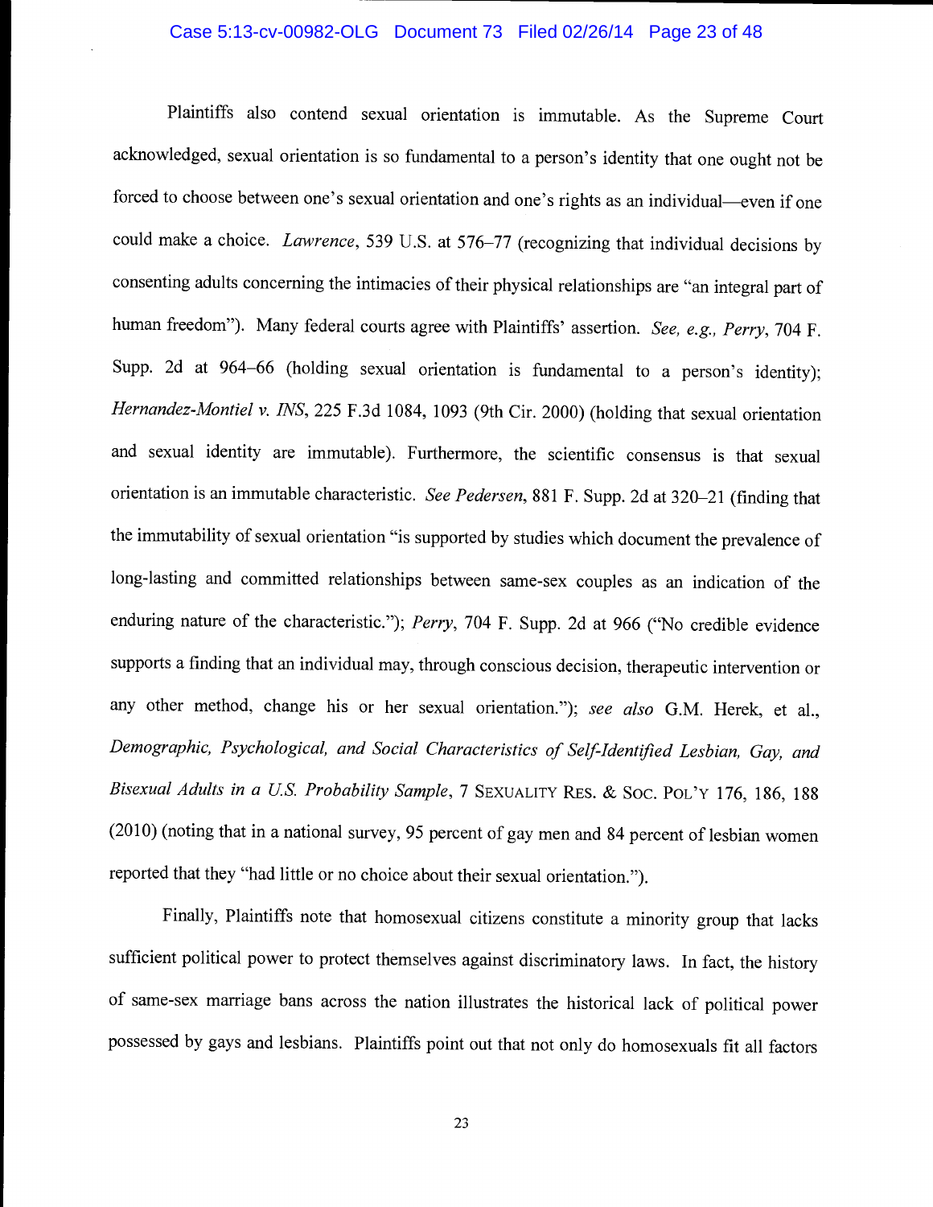Plaintiffs also contend sexual orientation is immutable. As the Supreme Court acknowledged, sexual orientation is so fundamental to a person's identity that one ought not be forced to choose between one's sexual orientation and one's rights as an individual—even if one could make a choice. *Lawrence*, 539 U.S. at 576–77 (recognizing that individual decisions by consenting adults concerning the intimacies of their physical relationships are "an integral part of human freedom"). Many federal courts agree with Plaintiffs' assertion. *See, e.g., Perry*, 704 F. Supp. 2d at 964–66 (holding sexual orientation is fundamental to a person's identity); *Hernandez-Montiel v. INS*, 225 F.3d 1084, 1093 (9th Cir. 2000) (holding that sexual orientation and sexual identity are immutable). Furthermore, the scientific consensus is that sexual orientation is an immutable characteristic. *See Pedersen*, 881 F. Supp. 2d at 320–21 (finding that the immutability of sexual orientation "is supported by studies which document the prevalence of long-lasting and committed relationships between same-sex couples as an indication of the enduring nature of the characteristic."); *Perry*, 704 F. Supp. 2d at 966 ("No credible evidence supports a finding that an individual may, through conscious decision, therapeutic intervention or any other method, change his or her sexual orientation."); *see also* G.M. Herek, et al., *Demographic, Psychological, and Social Characteristics of Self-Identified Lesbian, Gay, and Bisexual Adults in a U.S. Probability Sample*, 7 SEXUALITY RES. & SOC. POL'Y 176, 186, 188 (2010) (noting that in a national survey, 95 percent of gay men and 84 percent of lesbian women reported that they "had little or no choice about their sexual orientation.").

Finally, Plaintiffs note that homosexual citizens constitute a minority group that lacks sufficient political power to protect themselves against discriminatory laws. In fact, the history of same-sex marriage bans across the nation illustrates the historical lack of political power possessed by gays and lesbians. Plaintiffs point out that not only do homosexuals fit all factors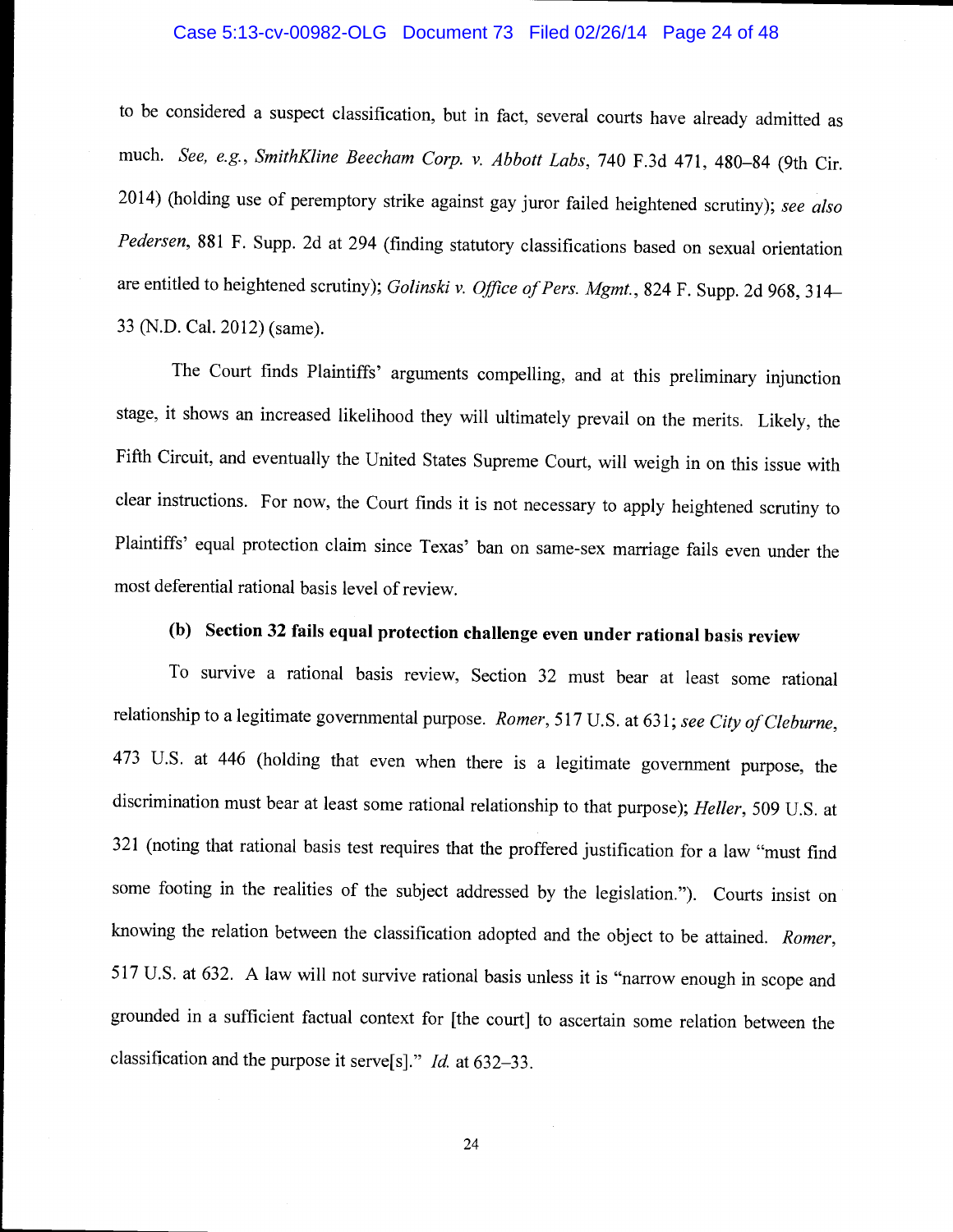to be considered a suspect classification, but in fact, several courts have already admitted as much. *See, e.g.*, *SmithKline Beecham Corp. v. Abbott Labs*, 740 F.3d 471, 480–84 (9th Cir. 2014) (holding use of peremptory strike against gay juror failed heightened scrutiny); *see also Pedersen*, 881 F. Supp. 2d at 294 (finding statutory classifications based on sexual orientation are entitled to heightened scrutiny); *Golinski v. Office of Pers. Mgmt.*, 824 F. Supp. 2d 968, 314–33 (N.D. Cal. 2012) (same).

The Court finds Plaintiffs' arguments compelling, and at this preliminary injunction stage, it shows an increased likelihood they will ultimately prevail on the merits. Likely, the Fifth Circuit, and eventually the United States Supreme Court, will weigh in on this issue with clear instructions. For now, the Court finds it is not necessary to apply heightened scrutiny to Plaintiffs' equal protection claim since Texas' ban on same-sex marriage fails even under the most deferential rational basis level of review.

### (b) Section 32 fails equal protection challenge even under rational basis review

To survive a rational basis review, Section 32 must bear at least some rational relationship to a legitimate governmental purpose. *Romer*, 517 U.S. at 631; *see City of Cleburne*, 473 U.S. at 446 (holding that even when there is a legitimate government purpose, the discrimination must bear at least some rational relationship to that purpose); *Heller*, 509 U.S. at 321 (noting that rational basis test requires that the proffered justification for a law "must find some footing in the realities of the subject addressed by the legislation."). Courts insist on knowing the relation between the classification adopted and the object to be attained. *Romer*, 517 U.S. at 632. A law will not survive rational basis unless it is "narrow enough in scope and grounded in a sufficient factual context for [the court] to ascertain some relation between the classification and the purpose it serve[s]." *Id.* at 632–33.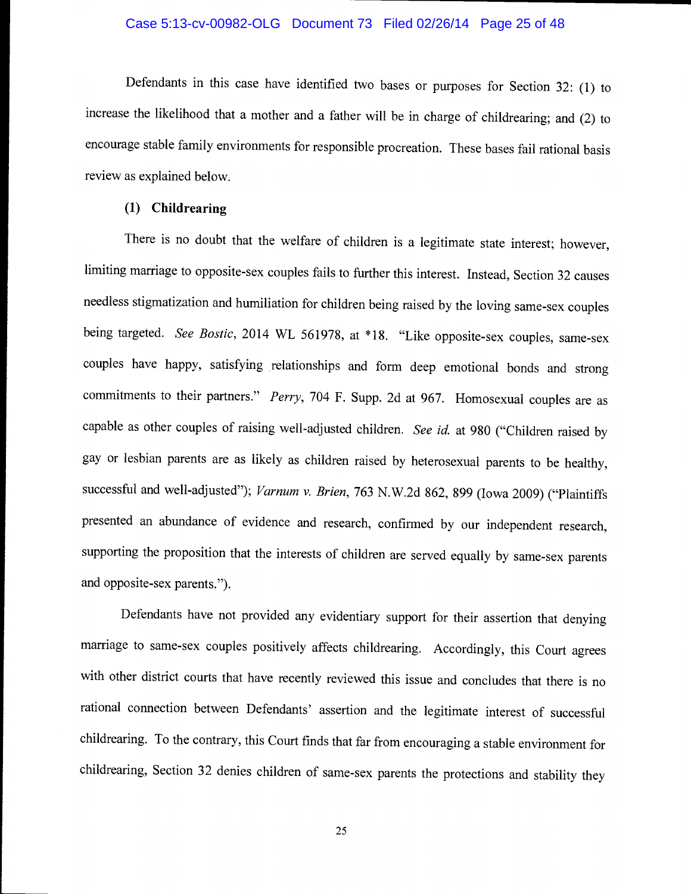Defendants in this case have identified two bases or purposes for Section 32: (1) to increase the likelihood that a mother and a father will be in charge of childrearing; and (2) to encourage stable family environments for responsible procreation. These bases fail rational basis review as explained below.

**(1) Childrearing**

There is no doubt that the welfare of children is a legitimate state interest; however, limiting marriage to opposite-sex couples fails to further this interest. Instead, Section 32 causes needless stigmatization and humiliation for children being raised by the loving same-sex couples being targeted. *See Bostic*, 2014 WL 561978, at *18. "Like opposite-sex couples, same-sex couples have happy, satisfying relationships and form deep emotional bonds and strong commitments to their partners." *Perry*, 704 F. Supp. 2d at 967. Homosexual couples are as capable as other couples of raising well-adjusted children. *See id.* at 980 ("Children raised by gay or lesbian parents are as likely as children raised by heterosexual parents to be healthy, successful and well-adjusted"); *Varnum v. Brien*, 763 N.W.2d 862, 899 (Iowa 2009) ("Plaintiffs presented an abundance of evidence and research, confirmed by our independent research, supporting the proposition that the interests of children are served equally by same-sex parents and opposite-sex parents.").

Defendants have not provided any evidentiary support for their assertion that denying marriage to same-sex couples positively affects childrearing. Accordingly, this Court agrees with other district courts that have recently reviewed this issue and concludes that there is no rational connection between Defendants' assertion and the legitimate interest of successful childrearing. To the contrary, this Court finds that far from encouraging a stable environment for childrearing, Section 32 denies children of same-sex parents the protections and stability they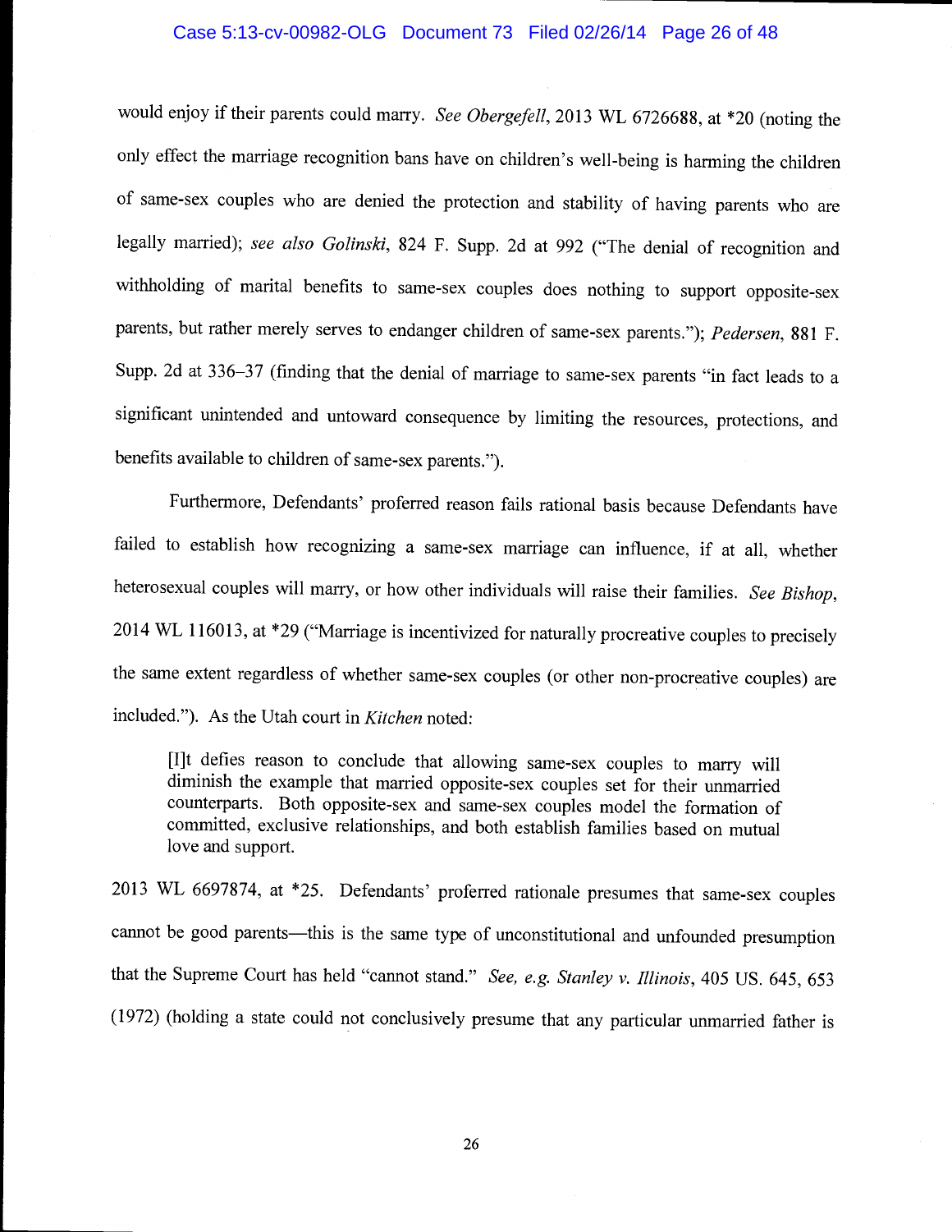would enjoy if their parents could marry. *See Obergefell*, 2013 WL 6726688, at *20 (noting the only effect the marriage recognition bans have on children's well-being is harming the children of same-sex couples who are denied the protection and stability of having parents who are legally married); *see also Golinski*, 824 F. Supp. 2d at 992 ("The denial of recognition and withholding of marital benefits to same-sex couples does nothing to support opposite-sex parents, but rather merely serves to endanger children of same-sex parents."); *Pedersen*, 881 F. Supp. 2d at 336–37 (finding that the denial of marriage to same-sex parents "in fact leads to a significant unintended and untoward consequence by limiting the resources, protections, and benefits available to children of same-sex parents.").

Furthermore, Defendants' proffered reason fails rational basis because Defendants have failed to establish how recognizing a same-sex marriage can influence, if at all, whether heterosexual couples will marry, or how other individuals will raise their families. *See Bishop*, 2014 WL 116013, at *29 ("Marriage is incentivized for naturally procreative couples to precisely the same extent regardless of whether same-sex couples (or other non-procreative couples) are included."). As the Utah court in *Kitchen* noted:

> [I]t defies reason to conclude that allowing same-sex couples to marry will diminish the example that married opposite-sex couples set for their unmarried counterparts. Both opposite-sex and same-sex couples model the formation of committed, exclusive relationships, and both establish families based on mutual love and support.

2013 WL 6697874, at *25. Defendants' proffered rationale presumes that same-sex couples cannot be good parents—this is the same type of unconstitutional and unfounded presumption that the Supreme Court has held "cannot stand." *See, e.g. Stanley v. Illinois*, 405 US. 645, 653 (1972) (holding a state could not conclusively presume that any particular unmarried father is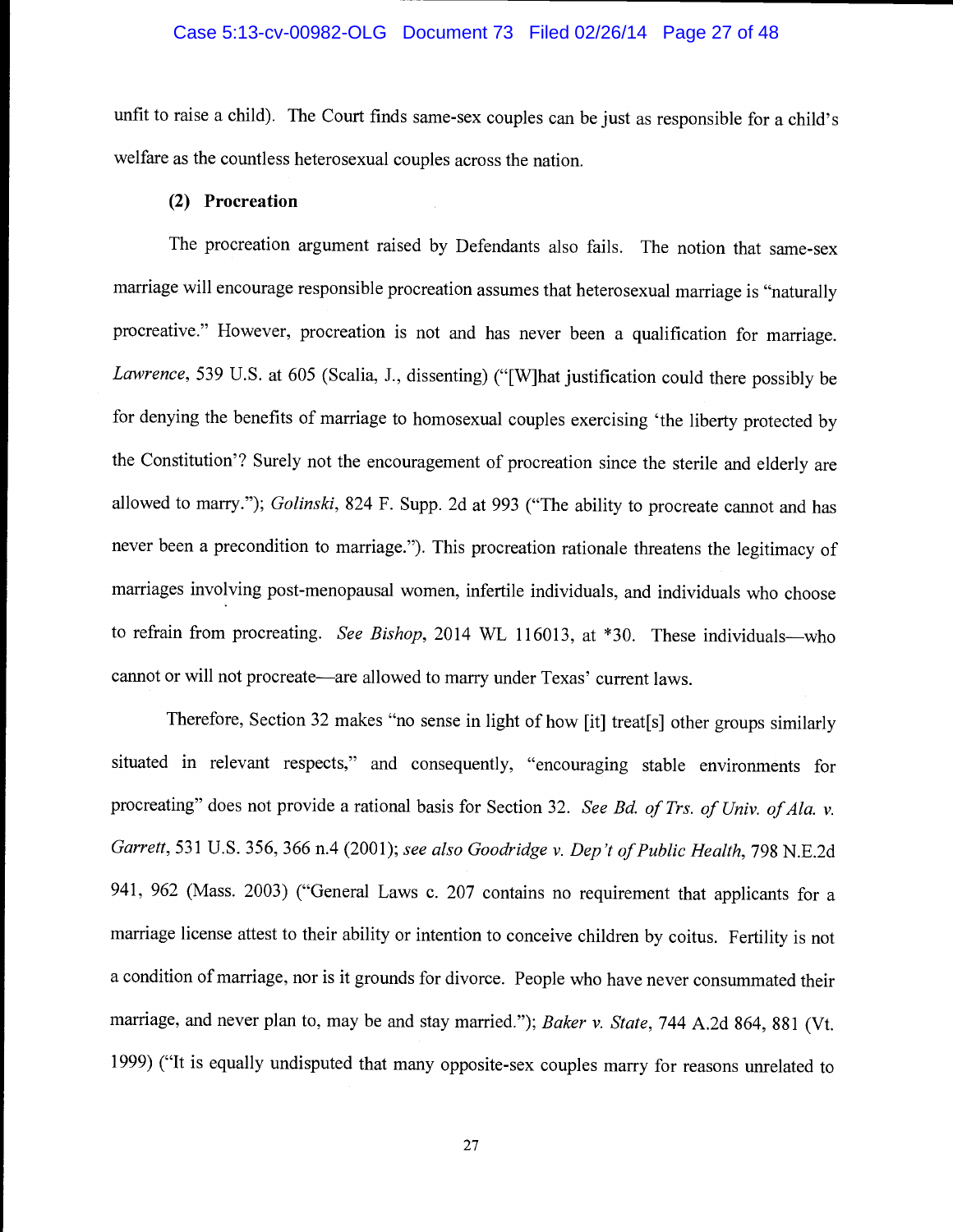unfit to raise a child). The Court finds same-sex couples can be just as responsible for a child's welfare as the countless heterosexual couples across the nation.

**(2) Procreation**

The procreation argument raised by Defendants also fails. The notion that same-sex marriage will encourage responsible procreation assumes that heterosexual marriage is "naturally procreative." However, procreation is not and has never been a qualification for marriage. *Lawrence*, 539 U.S. at 605 (Scalia, J., dissenting) ("[W]hat justification could there possibly be for denying the benefits of marriage to homosexual couples exercising 'the liberty protected by the Constitution'? Surely not the encouragement of procreation since the sterile and elderly are allowed to marry."); *Golinski*, 824 F. Supp. 2d at 993 ("The ability to procreate cannot and has never been a precondition to marriage."). This procreation rationale threatens the legitimacy of marriages involving post-menopausal women, infertile individuals, and individuals who choose to refrain from procreating. *See Bishop*, 2014 WL 116013, at *30. These individuals—who cannot or will not procreate—are allowed to marry under Texas' current laws.

Therefore, Section 32 makes "no sense in light of how [it] treat[s] other groups similarly situated in relevant respects," and consequently, "encouraging stable environments for procreating" does not provide a rational basis for Section 32. *See Bd. of Trs. of Univ. of Ala. v. Garrett*, 531 U.S. 356, 366 n.4 (2001); *see also Goodridge v. Dep't of Public Health*, 798 N.E.2d 941, 962 (Mass. 2003) ("General Laws c. 207 contains no requirement that applicants for a marriage license attest to their ability or intention to conceive children by coitus. Fertility is not a condition of marriage, nor is it grounds for divorce. People who have never consummated their marriage, and never plan to, may be and stay married."); *Baker v. State*, 744 A.2d 864, 881 (Vt. 1999) ("It is equally undisputed that many opposite-sex couples marry for reasons unrelated to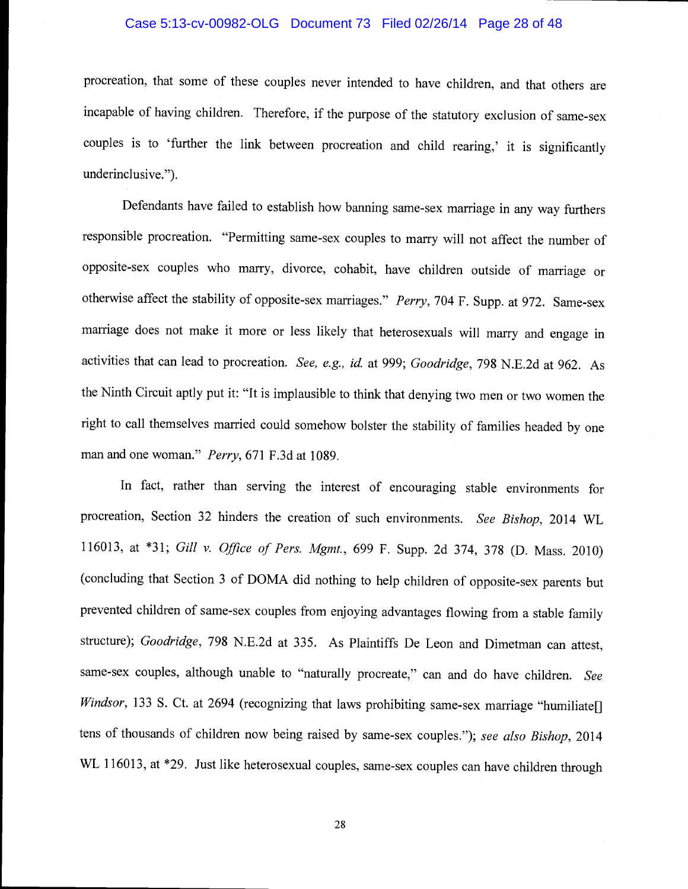procreation, that some of these couples never intended to have children, and that others are incapable of having children. Therefore, if the purpose of the statutory exclusion of same-sex couples is to 'further the link between procreation and child rearing,' it is significantly underinclusive.").

Defendants have failed to establish how banning same-sex marriage in any way furthers responsible procreation. "Permitting same-sex couples to marry will not affect the number of opposite-sex couples who marry, divorce, cohabit, have children outside of marriage or otherwise affect the stability of opposite-sex marriages." *Perry*, 704 F. Supp. at 972. Same-sex marriage does not make it more or less likely that heterosexuals will marry and engage in activities that can lead to procreation. *See, e.g., id.* at 999; *Goodridge*, 798 N.E.2d at 962. As the Ninth Circuit aptly put it: "It is implausible to think that denying two men or two women the right to call themselves married could somehow bolster the stability of families headed by one man and one woman." *Perry*, 671 F.3d at 1089.

In fact, rather than serving the interest of encouraging stable environments for procreation, Section 32 hinders the creation of such environments. *See Bishop*, 2014 WL 116013, at *31; *Gill v. Office of Pers. Mgmt.*, 699 F. Supp. 2d 374, 378 (D. Mass. 2010) (concluding that Section 3 of DOMA did nothing to help children of opposite-sex parents but prevented children of same-sex couples from enjoying advantages flowing from a stable family structure); *Goodridge*, 798 N.E.2d at 335. As Plaintiffs De Leon and Dimetman can attest, same-sex couples, although unable to "naturally procreate," can and do have children. *See Windsor*, 133 S. Ct. at 2694 (recognizing that laws prohibiting same-sex marriage "humiliate[] tens of thousands of children now being raised by same-sex couples."); *see also Bishop*, 2014 WL 116013, at *29. Just like heterosexual couples, same-sex couples can have children through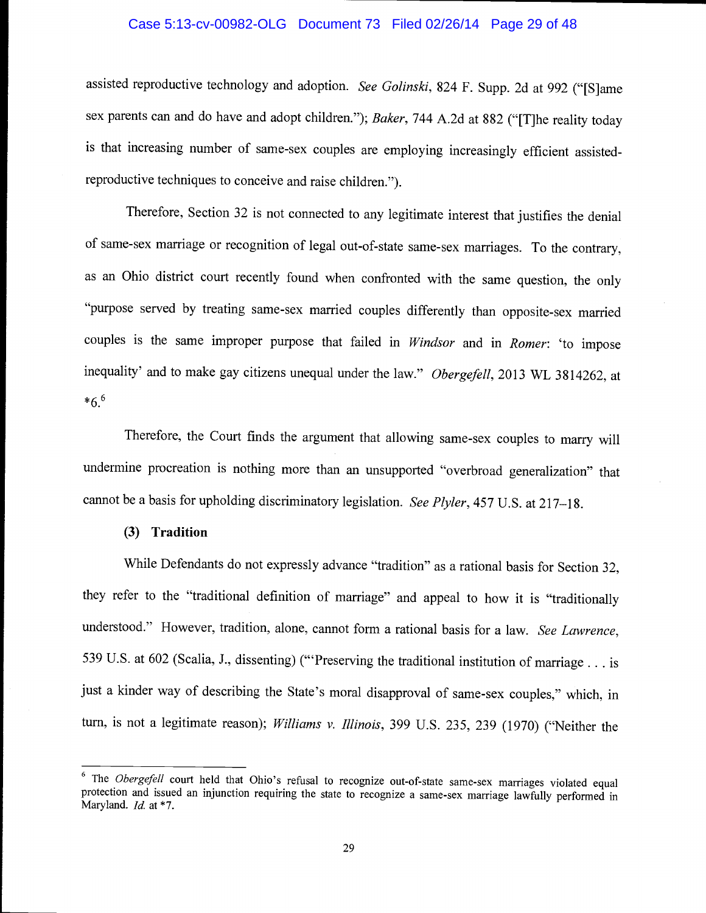assisted reproductive technology and adoption. *See Golinski*, 824 F. Supp. 2d at 992 ("[S]ame sex parents can and do have and adopt children."); *Baker*, 744 A.2d at 882 ("[T]he reality today is that increasing number of same-sex couples are employing increasingly efficient assisted-reproductive techniques to conceive and raise children.").

Therefore, Section 32 is not connected to any legitimate interest that justifies the denial of same-sex marriage or recognition of legal out-of-state same-sex marriages. To the contrary, as an Ohio district court recently found when confronted with the same question, the only "purpose served by treating same-sex married couples differently than opposite-sex married couples is the same improper purpose that failed in *Windsor* and in *Romer*: 'to impose inequality' and to make gay citizens unequal under the law." *Obergefell*, 2013 WL 3814262, at *6.[6]

Therefore, the Court finds the argument that allowing same-sex couples to marry will undermine procreation is nothing more than an unsupported "overbroad generalization" that cannot be a basis for upholding discriminatory legislation. *See Plyler*, 457 U.S. at 217–18.

**(3) Tradition**

While Defendants do not expressly advance "tradition" as a rational basis for Section 32, they refer to the "traditional definition of marriage" and appeal to how it is "traditionally understood." However, tradition, alone, cannot form a rational basis for a law. *See Lawrence*, 539 U.S. at 602 (Scalia, J., dissenting) ("'Preserving the traditional institution of marriage . . . is just a kinder way of describing the State's moral disapproval of same-sex couples," which, in turn, is not a legitimate reason); *Williams v. Illinois*, 399 U.S. 235, 239 (1970) ("Neither the

---

[6] The *Obergefell* court held that Ohio's refusal to recognize out-of-state same-sex marriages violated equal protection and issued an injunction requiring the state to recognize a same-sex marriage lawfully performed in Maryland. *Id.* at *7.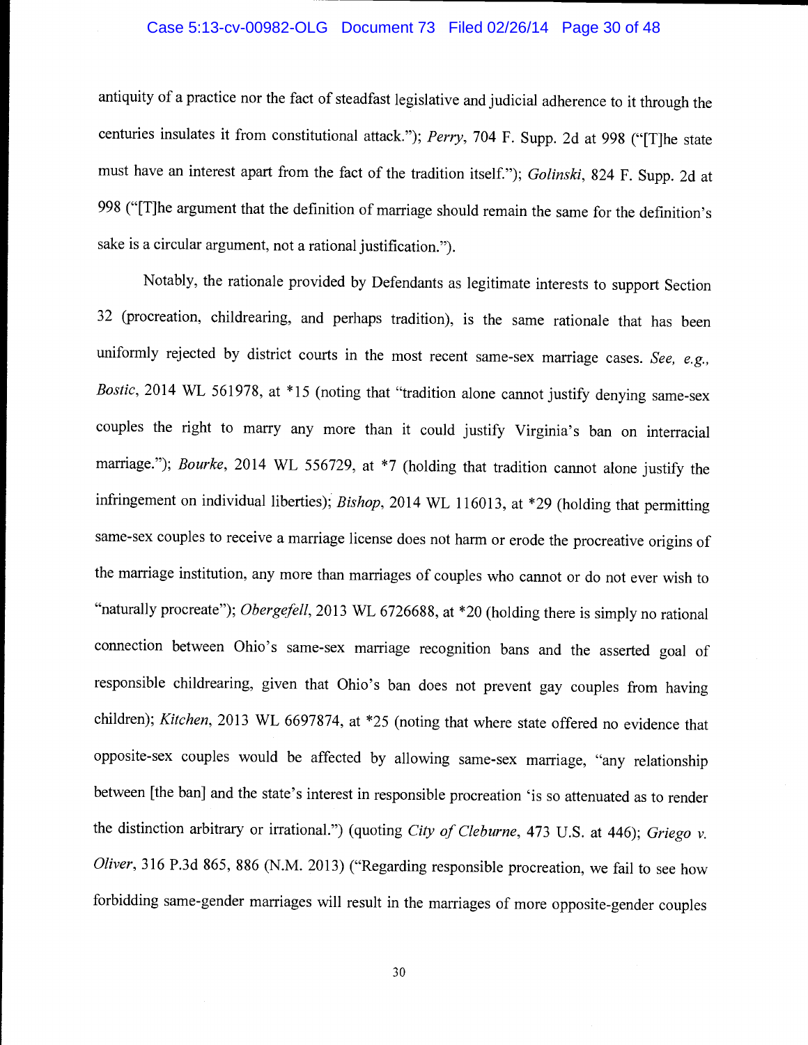antiquity of a practice nor the fact of steadfast legislative and judicial adherence to it through the centuries insulates it from constitutional attack."); *Perry*, 704 F. Supp. 2d at 998 ("[T]he state must have an interest apart from the fact of the tradition itself."); *Golinski*, 824 F. Supp. 2d at 998 ("[T]he argument that the definition of marriage should remain the same for the definition's sake is a circular argument, not a rational justification.").

Notably, the rationale provided by Defendants as legitimate interests to support Section 32 (procreation, childrearing, and perhaps tradition), is the same rationale that has been uniformly rejected by district courts in the most recent same-sex marriage cases. *See, e.g., Bostic*, 2014 WL 561978, at *15 (noting that "tradition alone cannot justify denying same-sex couples the right to marry any more than it could justify Virginia's ban on interracial marriage."); *Bourke*, 2014 WL 556729, at *7 (holding that tradition cannot alone justify the infringement on individual liberties); *Bishop*, 2014 WL 116013, at *29 (holding that permitting same-sex couples to receive a marriage license does not harm or erode the procreative origins of the marriage institution, any more than marriages of couples who cannot or do not ever wish to "naturally procreate"); *Obergefell*, 2013 WL 6726688, at *20 (holding there is simply no rational connection between Ohio's same-sex marriage recognition bans and the asserted goal of responsible childrearing, given that Ohio's ban does not prevent gay couples from having children); *Kitchen*, 2013 WL 6697874, at *25 (noting that where state offered no evidence that opposite-sex couples would be affected by allowing same-sex marriage, "any relationship between [the ban] and the state's interest in responsible procreation 'is so attenuated as to render the distinction arbitrary or irrational.") (quoting *City of Cleburne*, 473 U.S. at 446); *Griego v. Oliver*, 316 P.3d 865, 886 (N.M. 2013) ("Regarding responsible procreation, we fail to see how forbidding same-gender marriages will result in the marriages of more opposite-gender couples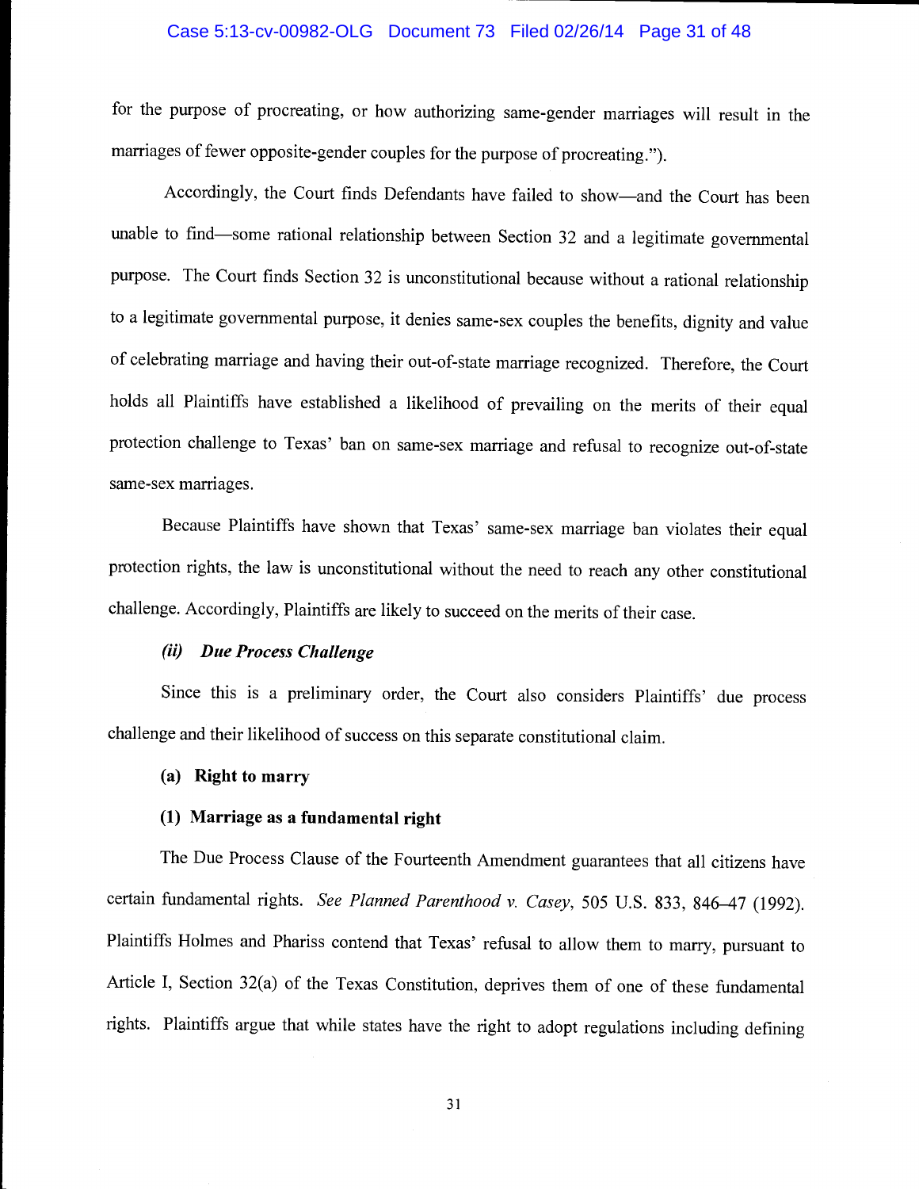for the purpose of procreating, or how authorizing same-gender marriages will result in the marriages of fewer opposite-gender couples for the purpose of procreating.").

Accordingly, the Court finds Defendants have failed to show—and the Court has been unable to find—some rational relationship between Section 32 and a legitimate governmental purpose. The Court finds Section 32 is unconstitutional because without a rational relationship to a legitimate governmental purpose, it denies same-sex couples the benefits, dignity and value of celebrating marriage and having their out-of-state marriage recognized. Therefore, the Court holds all Plaintiffs have established a likelihood of prevailing on the merits of their equal protection challenge to Texas' ban on same-sex marriage and refusal to recognize out-of-state same-sex marriages.

Because Plaintiffs have shown that Texas' same-sex marriage ban violates their equal protection rights, the law is unconstitutional without the need to reach any other constitutional challenge. Accordingly, Plaintiffs are likely to succeed on the merits of their case.

***(ii) Due Process Challenge***

Since this is a preliminary order, the Court also considers Plaintiffs' due process challenge and their likelihood of success on this separate constitutional claim.

**(a) Right to marry**

**(1) Marriage as a fundamental right**

The Due Process Clause of the Fourteenth Amendment guarantees that all citizens have certain fundamental rights. *See Planned Parenthood v. Casey*, 505 U.S. 833, 846–47 (1992). Plaintiffs Holmes and Phariss contend that Texas' refusal to allow them to marry, pursuant to Article I, Section 32(a) of the Texas Constitution, deprives them of one of these fundamental rights. Plaintiffs argue that while states have the right to adopt regulations including defining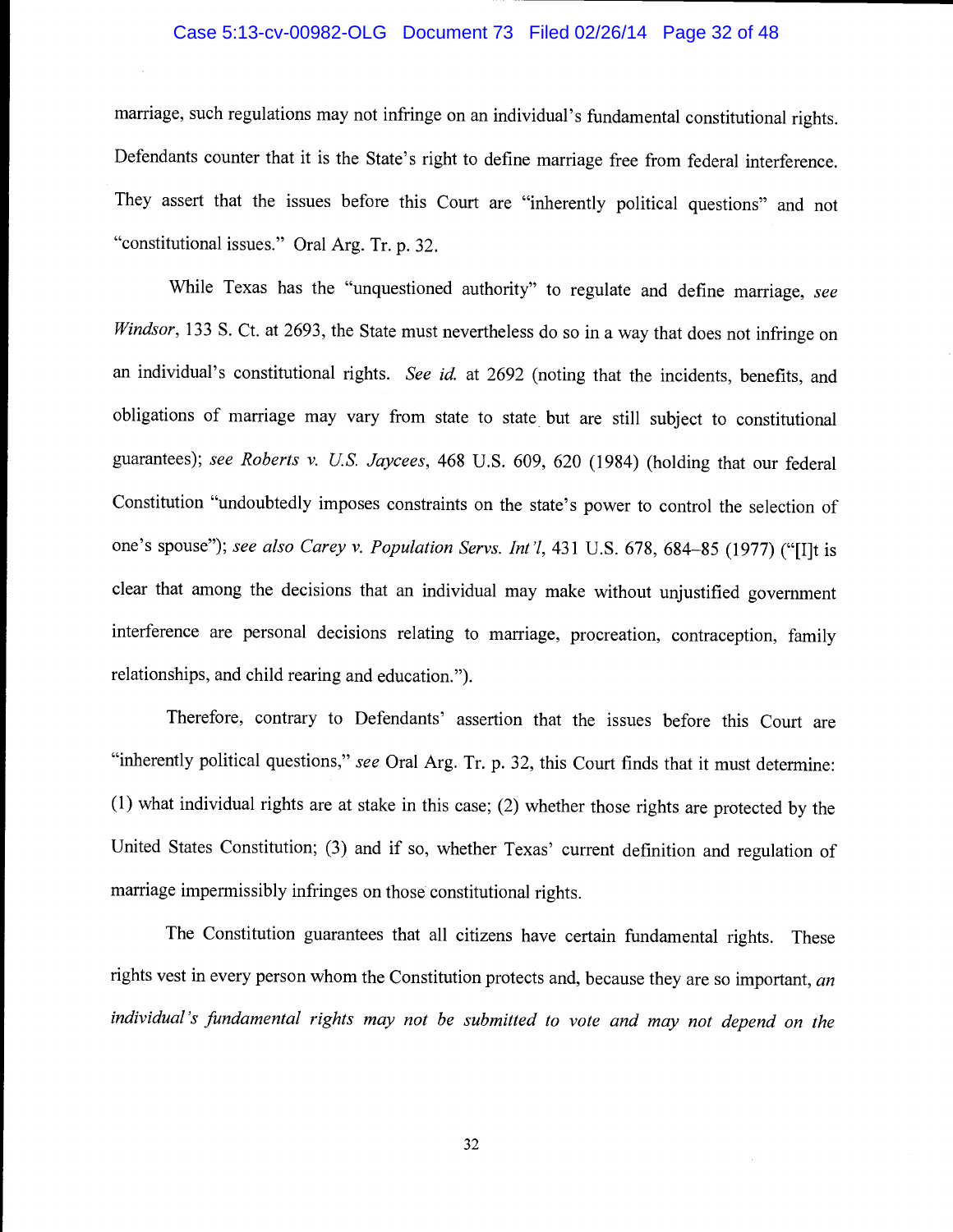marriage, such regulations may not infringe on an individual's fundamental constitutional rights. Defendants counter that it is the State's right to define marriage free from federal interference. They assert that the issues before this Court are "inherently political questions" and not "constitutional issues." Oral Arg. Tr. p. 32.

While Texas has the "unquestioned authority" to regulate and define marriage, *see Windsor*, 133 S. Ct. at 2693, the State must nevertheless do so in a way that does not infringe on an individual's constitutional rights. *See id.* at 2692 (noting that the incidents, benefits, and obligations of marriage may vary from state to state but are still subject to constitutional guarantees); *see Roberts v. U.S. Jaycees*, 468 U.S. 609, 620 (1984) (holding that our federal Constitution "undoubtedly imposes constraints on the state's power to control the selection of one's spouse"); *see also Carey v. Population Servs. Int'l*, 431 U.S. 678, 684–85 (1977) ("[I]t is clear that among the decisions that an individual may make without unjustified government interference are personal decisions relating to marriage, procreation, contraception, family relationships, and child rearing and education.").

Therefore, contrary to Defendants' assertion that the issues before this Court are "inherently political questions," *see* Oral Arg. Tr. p. 32, this Court finds that it must determine: (1) what individual rights are at stake in this case; (2) whether those rights are protected by the United States Constitution; (3) and if so, whether Texas' current definition and regulation of marriage impermissibly infringes on those constitutional rights.

The Constitution guarantees that all citizens have certain fundamental rights. These rights vest in every person whom the Constitution protects and, because they are so important, *an individual's fundamental rights may not be submitted to vote and may not depend on the*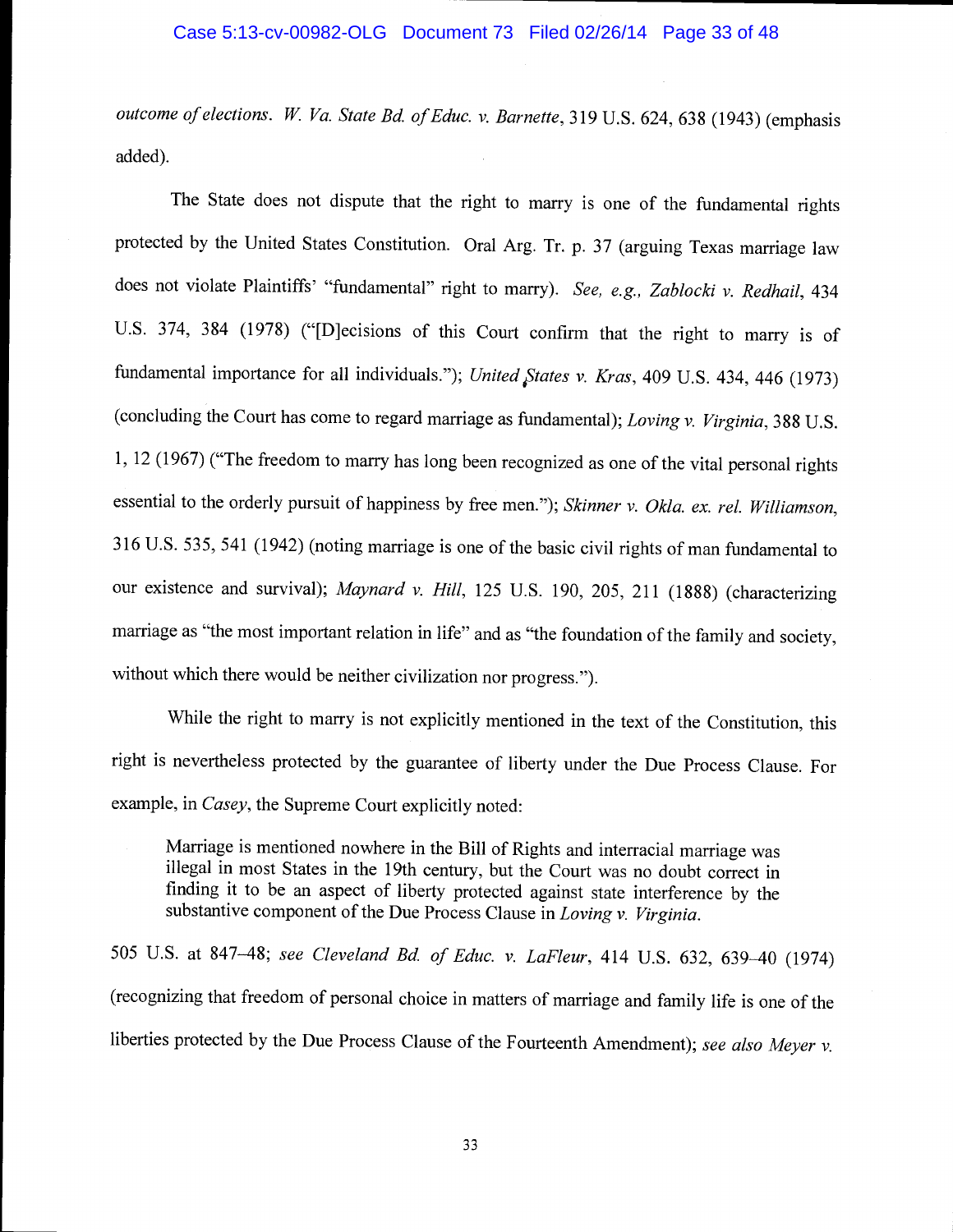*outcome of elections*. *W. Va. State Bd. of Educ. v. Barnette*, 319 U.S. 624, 638 (1943) (emphasis added).

The State does not dispute that the right to marry is one of the fundamental rights protected by the United States Constitution. Oral Arg. Tr. p. 37 (arguing Texas marriage law does not violate Plaintiffs' "fundamental" right to marry). *See, e.g., Zablocki v. Redhail*, 434 U.S. 374, 384 (1978) ("[D]ecisions of this Court confirm that the right to marry is of fundamental importance for all individuals."); *United States v. Kras*, 409 U.S. 434, 446 (1973) (concluding the Court has come to regard marriage as fundamental); *Loving v. Virginia*, 388 U.S. 1, 12 (1967) ("The freedom to marry has long been recognized as one of the vital personal rights essential to the orderly pursuit of happiness by free men."); *Skinner v. Okla. ex. rel. Williamson*, 316 U.S. 535, 541 (1942) (noting marriage is one of the basic civil rights of man fundamental to our existence and survival); *Maynard v. Hill*, 125 U.S. 190, 205, 211 (1888) (characterizing marriage as "the most important relation in life" and as "the foundation of the family and society, without which there would be neither civilization nor progress.").

While the right to marry is not explicitly mentioned in the text of the Constitution, this right is nevertheless protected by the guarantee of liberty under the Due Process Clause. For example, in *Casey*, the Supreme Court explicitly noted:

> Marriage is mentioned nowhere in the Bill of Rights and interracial marriage was illegal in most States in the 19th century, but the Court was no doubt correct in finding it to be an aspect of liberty protected against state interference by the substantive component of the Due Process Clause in *Loving v. Virginia*.

505 U.S. at 847–48; *see Cleveland Bd. of Educ. v. LaFleur*, 414 U.S. 632, 639–40 (1974) (recognizing that freedom of personal choice in matters of marriage and family life is one of the liberties protected by the Due Process Clause of the Fourteenth Amendment); *see also Meyer v.*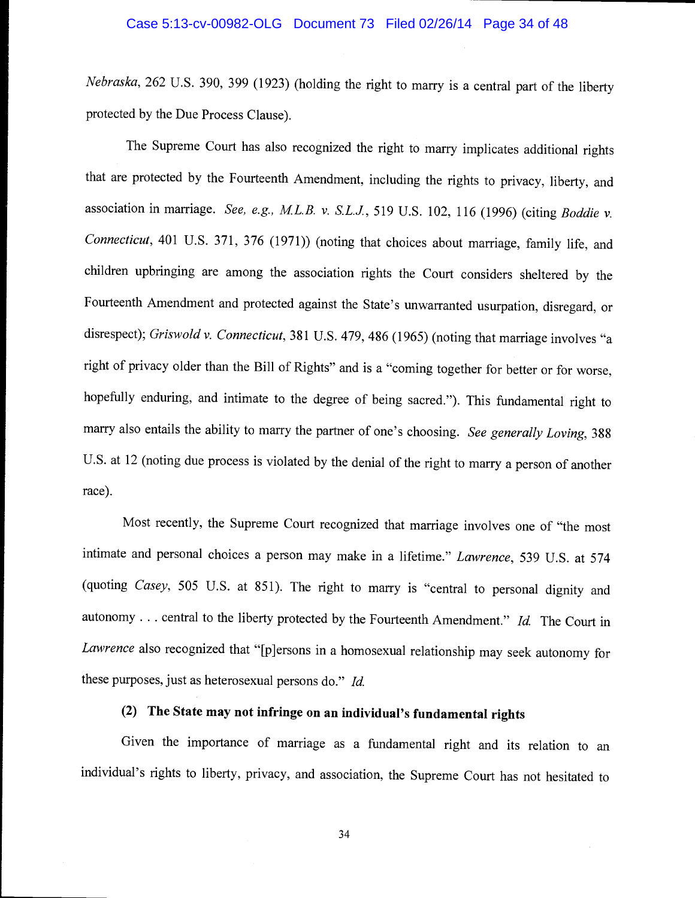*Nebraska*, 262 U.S. 390, 399 (1923) (holding the right to marry is a central part of the liberty protected by the Due Process Clause).

The Supreme Court has also recognized the right to marry implicates additional rights that are protected by the Fourteenth Amendment, including the rights to privacy, liberty, and association in marriage. *See, e.g., M.L.B. v. S.L.J.*, 519 U.S. 102, 116 (1996) (citing *Boddie v. Connecticut*, 401 U.S. 371, 376 (1971)) (noting that choices about marriage, family life, and children upbringing are among the association rights the Court considers sheltered by the Fourteenth Amendment and protected against the State's unwarranted usurpation, disregard, or disrespect); *Griswold v. Connecticut*, 381 U.S. 479, 486 (1965) (noting that marriage involves "a right of privacy older than the Bill of Rights" and is a "coming together for better or for worse, hopefully enduring, and intimate to the degree of being sacred."). This fundamental right to marry also entails the ability to marry the partner of one's choosing. *See generally Loving*, 388 U.S. at 12 (noting due process is violated by the denial of the right to marry a person of another race).

Most recently, the Supreme Court recognized that marriage involves one of "the most intimate and personal choices a person may make in a lifetime." *Lawrence*, 539 U.S. at 574 (quoting *Casey*, 505 U.S. at 851). The right to marry is "central to personal dignity and autonomy . . . central to the liberty protected by the Fourteenth Amendment." *Id.* The Court in *Lawrence* also recognized that "[p]ersons in a homosexual relationship may seek autonomy for these purposes, just as heterosexual persons do." *Id.*

**(2) The State may not infringe on an individual's fundamental rights**

Given the importance of marriage as a fundamental right and its relation to an individual's rights to liberty, privacy, and association, the Supreme Court has not hesitated to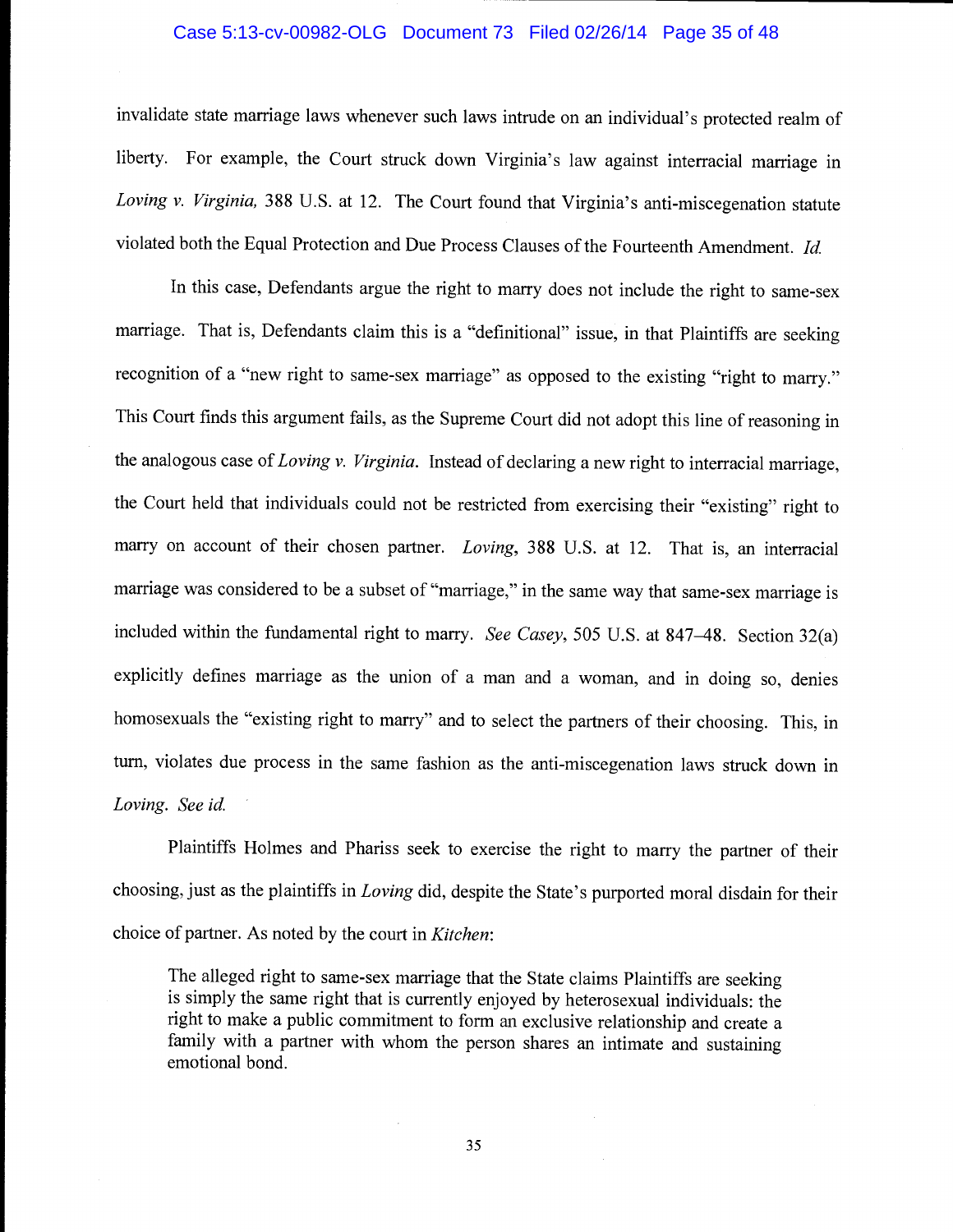invalidate state marriage laws whenever such laws intrude on an individual's protected realm of liberty. For example, the Court struck down Virginia's law against interracial marriage in *Loving v. Virginia,* 388 U.S. at 12. The Court found that Virginia's anti-miscegenation statute violated both the Equal Protection and Due Process Clauses of the Fourteenth Amendment. *Id.*

In this case, Defendants argue the right to marry does not include the right to same-sex marriage. That is, Defendants claim this is a "definitional" issue, in that Plaintiffs are seeking recognition of a "new right to same-sex marriage" as opposed to the existing "right to marry." This Court finds this argument fails, as the Supreme Court did not adopt this line of reasoning in the analogous case of *Loving v. Virginia*. Instead of declaring a new right to interracial marriage, the Court held that individuals could not be restricted from exercising their "existing" right to marry on account of their chosen partner. *Loving*, 388 U.S. at 12. That is, an interracial marriage was considered to be a subset of "marriage," in the same way that same-sex marriage is included within the fundamental right to marry. *See Casey*, 505 U.S. at 847–48. Section 32(a) explicitly defines marriage as the union of a man and a woman, and in doing so, denies homosexuals the "existing right to marry" and to select the partners of their choosing. This, in turn, violates due process in the same fashion as the anti-miscegenation laws struck down in *Loving*. *See id.*

Plaintiffs Holmes and Phariss seek to exercise the right to marry the partner of their choosing, just as the plaintiffs in *Loving* did, despite the State's purported moral disdain for their choice of partner. As noted by the court in *Kitchen*:

> The alleged right to same-sex marriage that the State claims Plaintiffs are seeking is simply the same right that is currently enjoyed by heterosexual individuals: the right to make a public commitment to form an exclusive relationship and create a family with a partner with whom the person shares an intimate and sustaining emotional bond.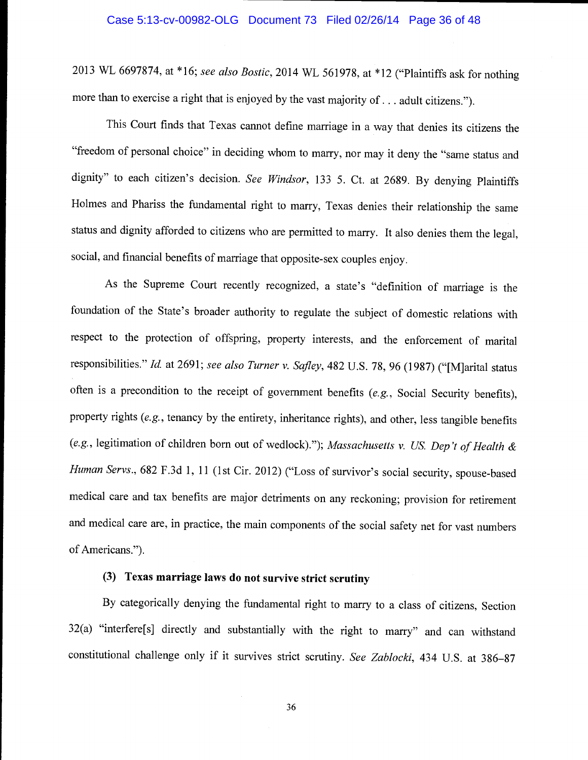2013 WL 6697874, at *16; *see also Bostic*, 2014 WL 561978, at *12 ("Plaintiffs ask for nothing more than to exercise a right that is enjoyed by the vast majority of . . . adult citizens.").

This Court finds that Texas cannot define marriage in a way that denies its citizens the "freedom of personal choice" in deciding whom to marry, nor may it deny the "same status and dignity" to each citizen's decision. *See Windsor*, 133 5. Ct. at 2689. By denying Plaintiffs Holmes and Phariss the fundamental right to marry, Texas denies their relationship the same status and dignity afforded to citizens who are permitted to marry. It also denies them the legal, social, and financial benefits of marriage that opposite-sex couples enjoy.

As the Supreme Court recently recognized, a state's "definition of marriage is the foundation of the State's broader authority to regulate the subject of domestic relations with respect to the protection of offspring, property interests, and the enforcement of marital responsibilities." *Id.* at 2691; *see also Turner v. Safley*, 482 U.S. 78, 96 (1987) ("[M]arital status often is a precondition to the receipt of government benefits (*e.g.*, Social Security benefits), property rights (*e.g.*, tenancy by the entirety, inheritance rights), and other, less tangible benefits (*e.g.*, legitimation of children born out of wedlock)."); *Massachusetts v. US. Dep't of Health & Human Servs.*, 682 F.3d 1, 11 (1st Cir. 2012) ("Loss of survivor's social security, spouse-based medical care and tax benefits are major detriments on any reckoning; provision for retirement and medical care are, in practice, the main components of the social safety net for vast numbers of Americans.").

**(3) Texas marriage laws do not survive strict scrutiny**

By categorically denying the fundamental right to marry to a class of citizens, Section 32(a) "interfere[s] directly and substantially with the right to marry" and can withstand constitutional challenge only if it survives strict scrutiny. *See Zablocki*, 434 U.S. at 386–87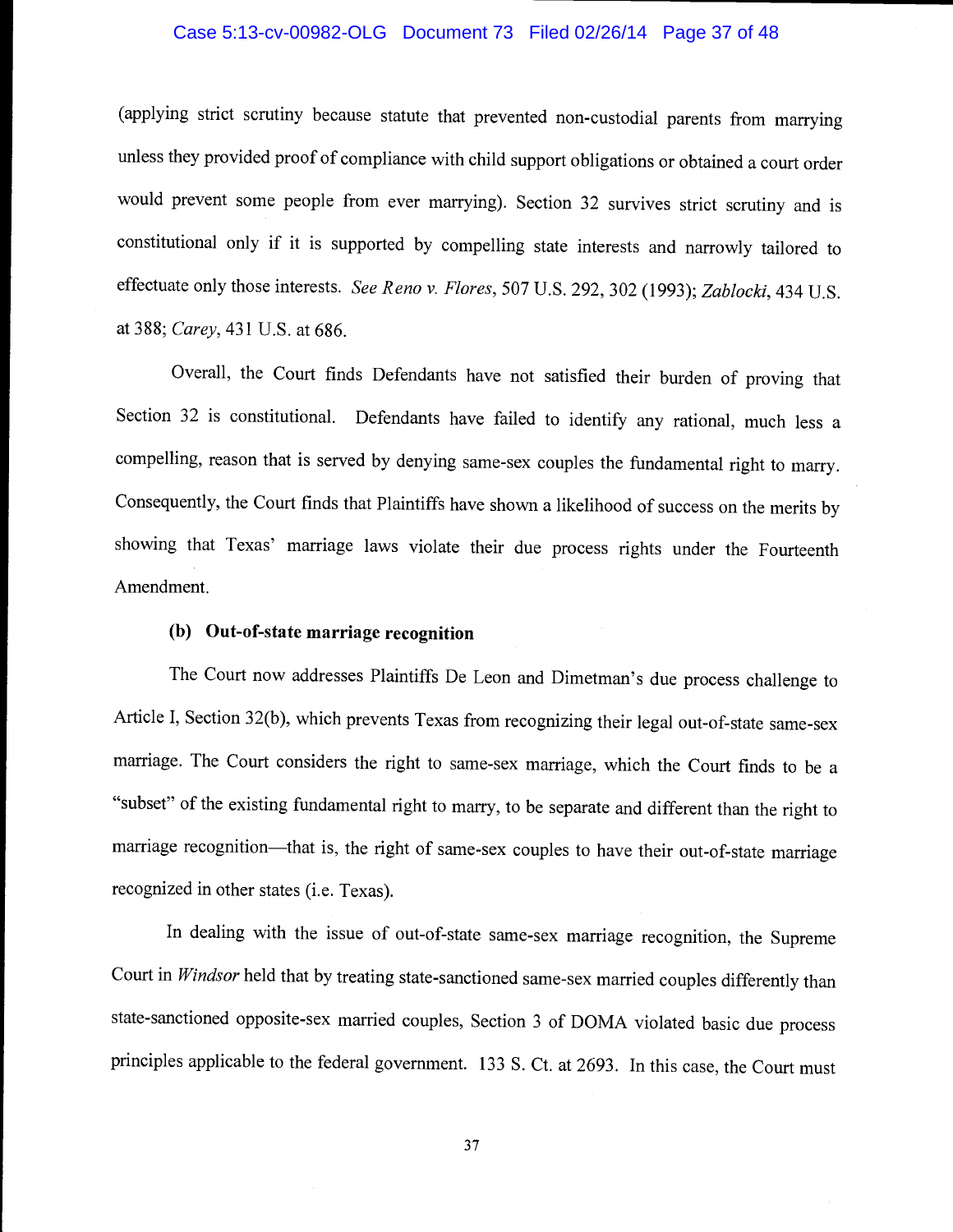(applying strict scrutiny because statute that prevented non-custodial parents from marrying unless they provided proof of compliance with child support obligations or obtained a court order would prevent some people from ever marrying). Section 32 survives strict scrutiny and is constitutional only if it is supported by compelling state interests and narrowly tailored to effectuate only those interests. *See Reno v. Flores*, 507 U.S. 292, 302 (1993); *Zablocki*, 434 U.S. at 388; *Carey*, 431 U.S. at 686.

Overall, the Court finds Defendants have not satisfied their burden of proving that Section 32 is constitutional. Defendants have failed to identify any rational, much less a compelling, reason that is served by denying same-sex couples the fundamental right to marry. Consequently, the Court finds that Plaintiffs have shown a likelihood of success on the merits by showing that Texas' marriage laws violate their due process rights under the Fourteenth Amendment.

**(b) Out-of-state marriage recognition**

The Court now addresses Plaintiffs De Leon and Dimetman's due process challenge to Article I, Section 32(b), which prevents Texas from recognizing their legal out-of-state same-sex marriage. The Court considers the right to same-sex marriage, which the Court finds to be a "subset" of the existing fundamental right to marry, to be separate and different than the right to marriage recognition—that is, the right of same-sex couples to have their out-of-state marriage recognized in other states (i.e. Texas).

In dealing with the issue of out-of-state same-sex marriage recognition, the Supreme Court in *Windsor* held that by treating state-sanctioned same-sex married couples differently than state-sanctioned opposite-sex married couples, Section 3 of DOMA violated basic due process principles applicable to the federal government. 133 S. Ct. at 2693. In this case, the Court must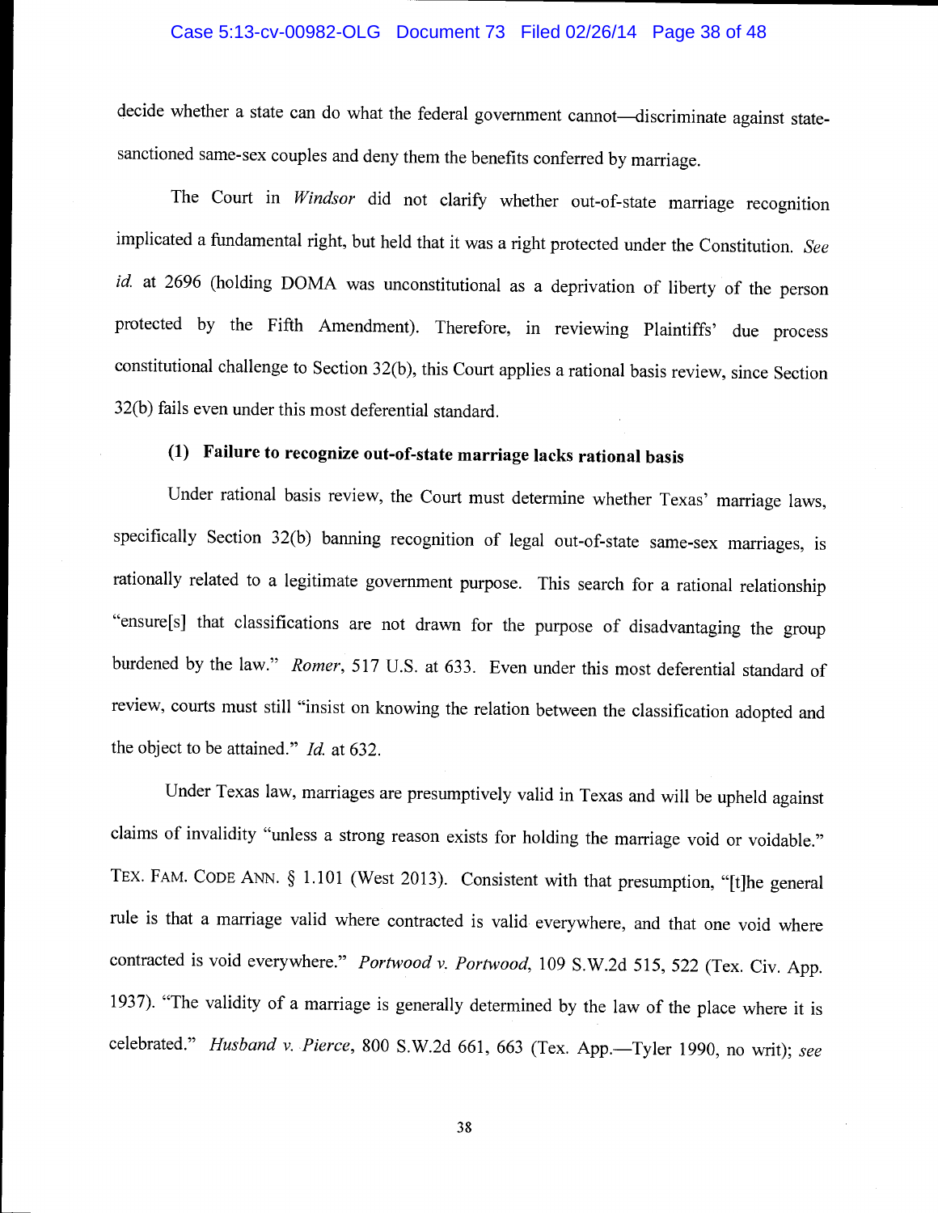decide whether a state can do what the federal government cannot—discriminate against state-sanctioned same-sex couples and deny them the benefits conferred by marriage.

The Court in *Windsor* did not clarify whether out-of-state marriage recognition implicated a fundamental right, but held that it was a right protected under the Constitution. *See id.* at 2696 (holding DOMA was unconstitutional as a deprivation of liberty of the person protected by the Fifth Amendment). Therefore, in reviewing Plaintiffs' due process constitutional challenge to Section 32(b), this Court applies a rational basis review, since Section 32(b) fails even under this most deferential standard.

**(1) Failure to recognize out-of-state marriage lacks rational basis**

Under rational basis review, the Court must determine whether Texas' marriage laws, specifically Section 32(b) banning recognition of legal out-of-state same-sex marriages, is rationally related to a legitimate government purpose. This search for a rational relationship "ensure[s] that classifications are not drawn for the purpose of disadvantaging the group burdened by the law." *Romer*, 517 U.S. at 633. Even under this most deferential standard of review, courts must still "insist on knowing the relation between the classification adopted and the object to be attained." *Id.* at 632.

Under Texas law, marriages are presumptively valid in Texas and will be upheld against claims of invalidity "unless a strong reason exists for holding the marriage void or voidable." TEX. FAM. CODE ANN. § 1.101 (West 2013). Consistent with that presumption, "[t]he general rule is that a marriage valid where contracted is valid everywhere, and that one void where contracted is void everywhere." *Portwood v. Portwood*, 109 S.W.2d 515, 522 (Tex. Civ. App. 1937). "The validity of a marriage is generally determined by the law of the place where it is celebrated." *Husband v. Pierce*, 800 S.W.2d 661, 663 (Tex. App.—Tyler 1990, no writ); *see*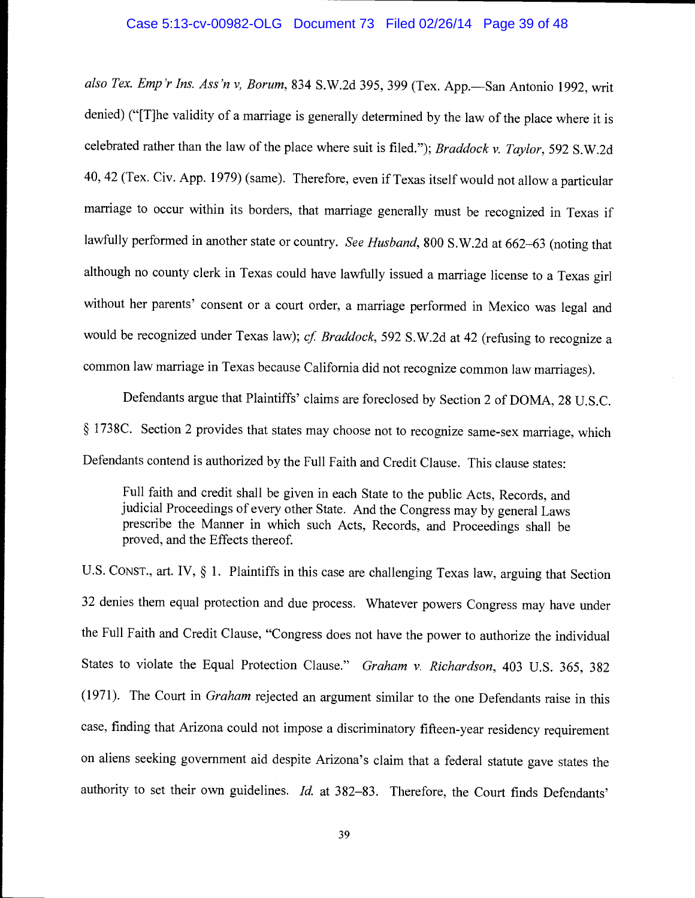*also Tex. Emp'r Ins. Ass'n v, Borum*, 834 S.W.2d 395, 399 (Tex. App.—San Antonio 1992, writ denied) ("[T]he validity of a marriage is generally determined by the law of the place where it is celebrated rather than the law of the place where suit is filed."); *Braddock v. Taylor*, 592 S.W.2d 40, 42 (Tex. Civ. App. 1979) (same). Therefore, even if Texas itself would not allow a particular marriage to occur within its borders, that marriage generally must be recognized in Texas if lawfully performed in another state or country. *See Husband*, 800 S.W.2d at 662–63 (noting that although no county clerk in Texas could have lawfully issued a marriage license to a Texas girl without her parents' consent or a court order, a marriage performed in Mexico was legal and would be recognized under Texas law); *cf. Braddock*, 592 S.W.2d at 42 (refusing to recognize a common law marriage in Texas because California did not recognize common law marriages).

Defendants argue that Plaintiffs' claims are foreclosed by Section 2 of DOMA, 28 U.S.C. § 1738C. Section 2 provides that states may choose not to recognize same-sex marriage, which Defendants contend is authorized by the Full Faith and Credit Clause. This clause states:

> Full faith and credit shall be given in each State to the public Acts, Records, and judicial Proceedings of every other State. And the Congress may by general Laws prescribe the Manner in which such Acts, Records, and Proceedings shall be proved, and the Effects thereof.

U.S. CONST., art. IV, § 1. Plaintiffs in this case are challenging Texas law, arguing that Section 32 denies them equal protection and due process. Whatever powers Congress may have under the Full Faith and Credit Clause, "Congress does not have the power to authorize the individual States to violate the Equal Protection Clause." *Graham v. Richardson*, 403 U.S. 365, 382 (1971). The Court in *Graham* rejected an argument similar to the one Defendants raise in this case, finding that Arizona could not impose a discriminatory fifteen-year residency requirement on aliens seeking government aid despite Arizona's claim that a federal statute gave states the authority to set their own guidelines. *Id.* at 382–83. Therefore, the Court finds Defendants'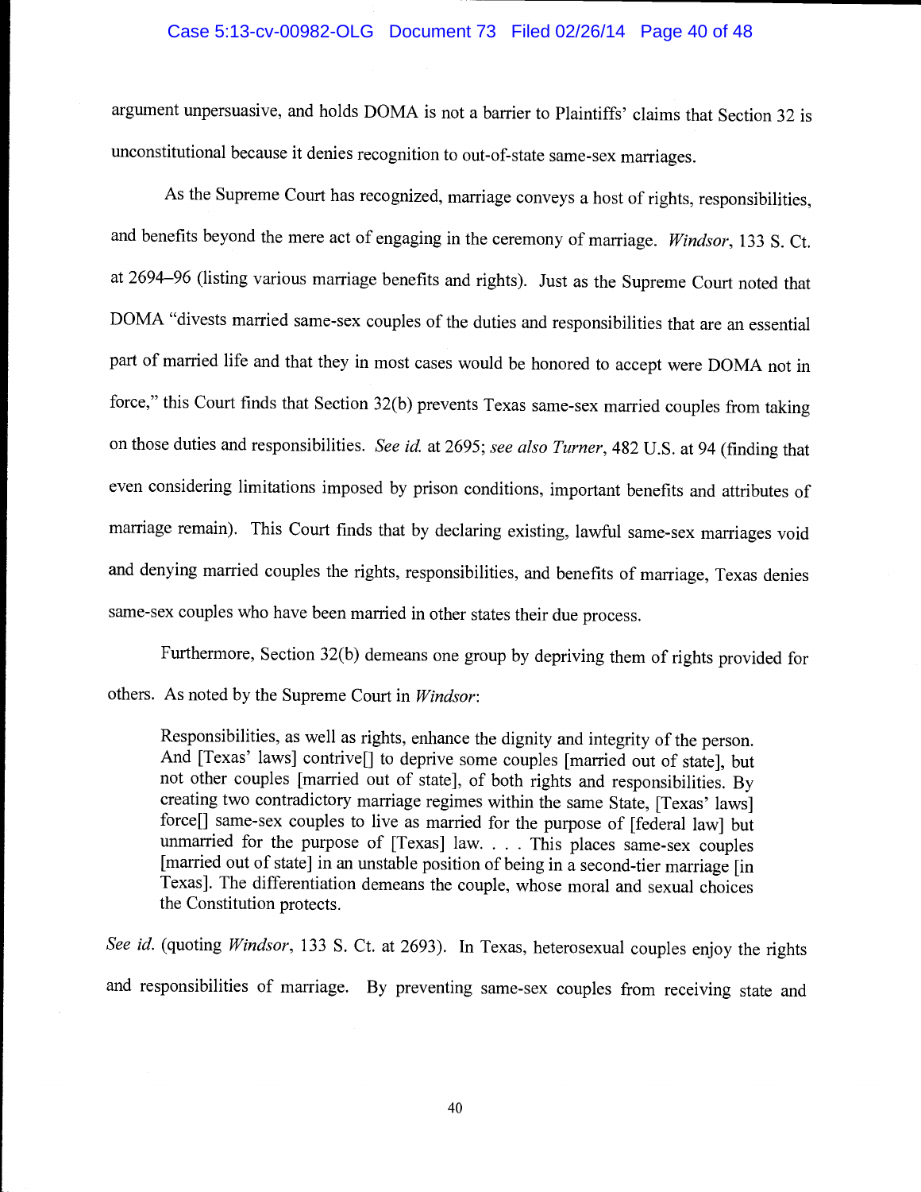argument unpersuasive, and holds DOMA is not a barrier to Plaintiffs' claims that Section 32 is unconstitutional because it denies recognition to out-of-state same-sex marriages.

As the Supreme Court has recognized, marriage conveys a host of rights, responsibilities, and benefits beyond the mere act of engaging in the ceremony of marriage. *Windsor*, 133 S. Ct. at 2694–96 (listing various marriage benefits and rights). Just as the Supreme Court noted that DOMA "divests married same-sex couples of the duties and responsibilities that are an essential part of married life and that they in most cases would be honored to accept were DOMA not in force," this Court finds that Section 32(b) prevents Texas same-sex married couples from taking on those duties and responsibilities. *See id.* at 2695; *see also Turner*, 482 U.S. at 94 (finding that even considering limitations imposed by prison conditions, important benefits and attributes of marriage remain). This Court finds that by declaring existing, lawful same-sex marriages void and denying married couples the rights, responsibilities, and benefits of marriage, Texas denies same-sex couples who have been married in other states their due process.

Furthermore, Section 32(b) demeans one group by depriving them of rights provided for others. As noted by the Supreme Court in *Windsor*:

> Responsibilities, as well as rights, enhance the dignity and integrity of the person. And [Texas' laws] contrive[] to deprive some couples [married out of state], but not other couples [married out of state], of both rights and responsibilities. By creating two contradictory marriage regimes within the same State, [Texas' laws] force[] same-sex couples to live as married for the purpose of [federal law] but unmarried for the purpose of [Texas] law. . . . This places same-sex couples [married out of state] in an unstable position of being in a second-tier marriage [in Texas]. The differentiation demeans the couple, whose moral and sexual choices the Constitution protects.

*See id.* (quoting *Windsor*, 133 S. Ct. at 2693). In Texas, heterosexual couples enjoy the rights and responsibilities of marriage. By preventing same-sex couples from receiving state and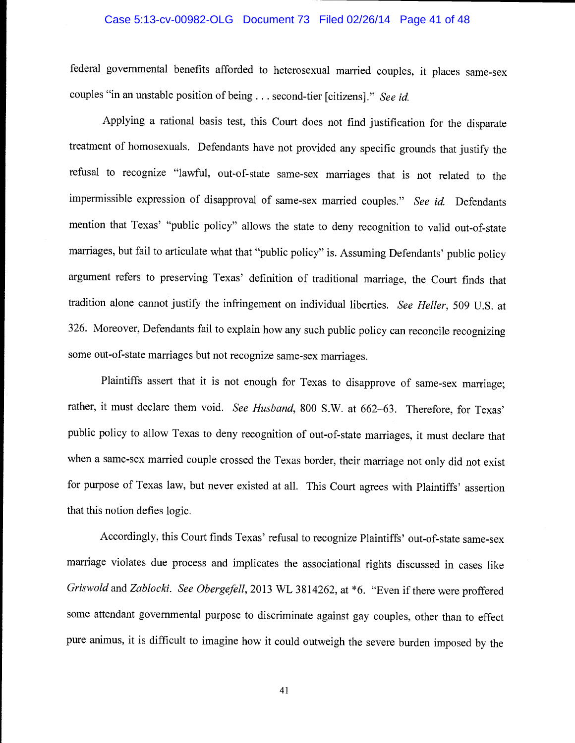federal governmental benefits afforded to heterosexual married couples, it places same-sex couples "in an unstable position of being . . . second-tier [citizens]." *See id.*

Applying a rational basis test, this Court does not find justification for the disparate treatment of homosexuals. Defendants have not provided any specific grounds that justify the refusal to recognize "lawful, out-of-state same-sex marriages that is not related to the impermissible expression of disapproval of same-sex married couples." *See id.* Defendants mention that Texas' "public policy" allows the state to deny recognition to valid out-of-state marriages, but fail to articulate what that "public policy" is. Assuming Defendants' public policy argument refers to preserving Texas' definition of traditional marriage, the Court finds that tradition alone cannot justify the infringement on individual liberties. *See Heller*, 509 U.S. at 326. Moreover, Defendants fail to explain how any such public policy can reconcile recognizing some out-of-state marriages but not recognize same-sex marriages.

Plaintiffs assert that it is not enough for Texas to disapprove of same-sex marriage; rather, it must declare them void. *See Husband*, 800 S.W. at 662–63. Therefore, for Texas' public policy to allow Texas to deny recognition of out-of-state marriages, it must declare that when a same-sex married couple crossed the Texas border, their marriage not only did not exist for purpose of Texas law, but never existed at all. This Court agrees with Plaintiffs' assertion that this notion defies logic.

Accordingly, this Court finds Texas' refusal to recognize Plaintiffs' out-of-state same-sex marriage violates due process and implicates the associational rights discussed in cases like *Griswold* and *Zablocki*. *See Obergefell*, 2013 WL 3814262, at *6. "Even if there were proffered some attendant governmental purpose to discriminate against gay couples, other than to effect pure animus, it is difficult to imagine how it could outweigh the severe burden imposed by the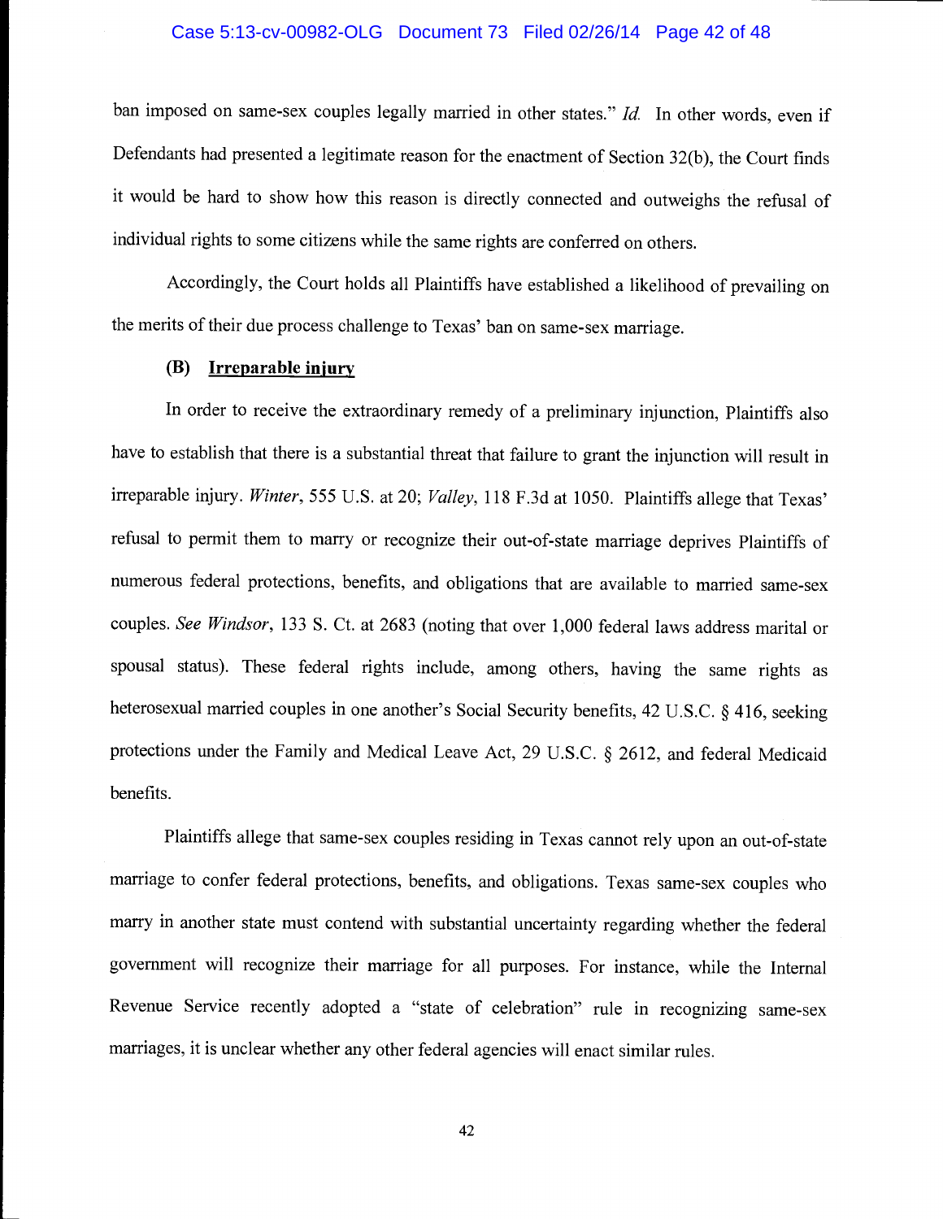ban imposed on same-sex couples legally married in other states." *Id.* In other words, even if Defendants had presented a legitimate reason for the enactment of Section 32(b), the Court finds it would be hard to show how this reason is directly connected and outweighs the refusal of individual rights to some citizens while the same rights are conferred on others.

Accordingly, the Court holds all Plaintiffs have established a likelihood of prevailing on the merits of their due process challenge to Texas' ban on same-sex marriage.

### (B) Irreparable injury

In order to receive the extraordinary remedy of a preliminary injunction, Plaintiffs also have to establish that there is a substantial threat that failure to grant the injunction will result in irreparable injury. *Winter*, 555 U.S. at 20; *Valley*, 118 F.3d at 1050. Plaintiffs allege that Texas' refusal to permit them to marry or recognize their out-of-state marriage deprives Plaintiffs of numerous federal protections, benefits, and obligations that are available to married same-sex couples. *See Windsor*, 133 S. Ct. at 2683 (noting that over 1,000 federal laws address marital or spousal status). These federal rights include, among others, having the same rights as heterosexual married couples in one another's Social Security benefits, 42 U.S.C. § 416, seeking protections under the Family and Medical Leave Act, 29 U.S.C. § 2612, and federal Medicaid benefits.

Plaintiffs allege that same-sex couples residing in Texas cannot rely upon an out-of-state marriage to confer federal protections, benefits, and obligations. Texas same-sex couples who marry in another state must contend with substantial uncertainty regarding whether the federal government will recognize their marriage for all purposes. For instance, while the Internal Revenue Service recently adopted a "state of celebration" rule in recognizing same-sex marriages, it is unclear whether any other federal agencies will enact similar rules.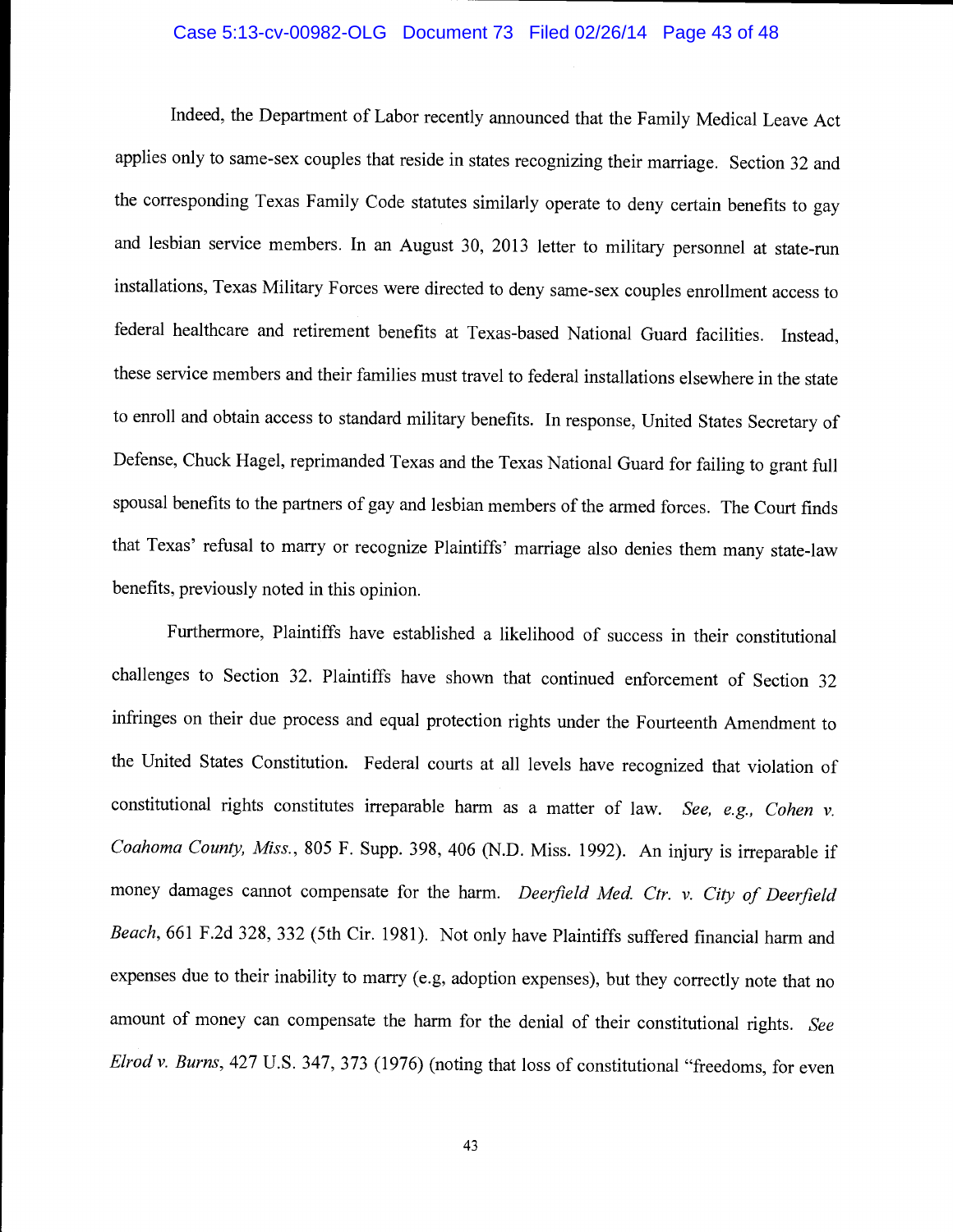Indeed, the Department of Labor recently announced that the Family Medical Leave Act applies only to same-sex couples that reside in states recognizing their marriage. Section 32 and the corresponding Texas Family Code statutes similarly operate to deny certain benefits to gay and lesbian service members. In an August 30, 2013 letter to military personnel at state-run installations, Texas Military Forces were directed to deny same-sex couples enrollment access to federal healthcare and retirement benefits at Texas-based National Guard facilities. Instead, these service members and their families must travel to federal installations elsewhere in the state to enroll and obtain access to standard military benefits. In response, United States Secretary of Defense, Chuck Hagel, reprimanded Texas and the Texas National Guard for failing to grant full spousal benefits to the partners of gay and lesbian members of the armed forces. The Court finds that Texas' refusal to marry or recognize Plaintiffs' marriage also denies them many state-law benefits, previously noted in this opinion.

Furthermore, Plaintiffs have established a likelihood of success in their constitutional challenges to Section 32. Plaintiffs have shown that continued enforcement of Section 32 infringes on their due process and equal protection rights under the Fourteenth Amendment to the United States Constitution. Federal courts at all levels have recognized that violation of constitutional rights constitutes irreparable harm as a matter of law. *See, e.g., Cohen v. Coahoma County, Miss.*, 805 F. Supp. 398, 406 (N.D. Miss. 1992). An injury is irreparable if money damages cannot compensate for the harm. *Deerfield Med. Ctr. v. City of Deerfield Beach*, 661 F.2d 328, 332 (5th Cir. 1981). Not only have Plaintiffs suffered financial harm and expenses due to their inability to marry (e.g, adoption expenses), but they correctly note that no amount of money can compensate the harm for the denial of their constitutional rights. *See Elrod v. Burns*, 427 U.S. 347, 373 (1976) (noting that loss of constitutional "freedoms, for even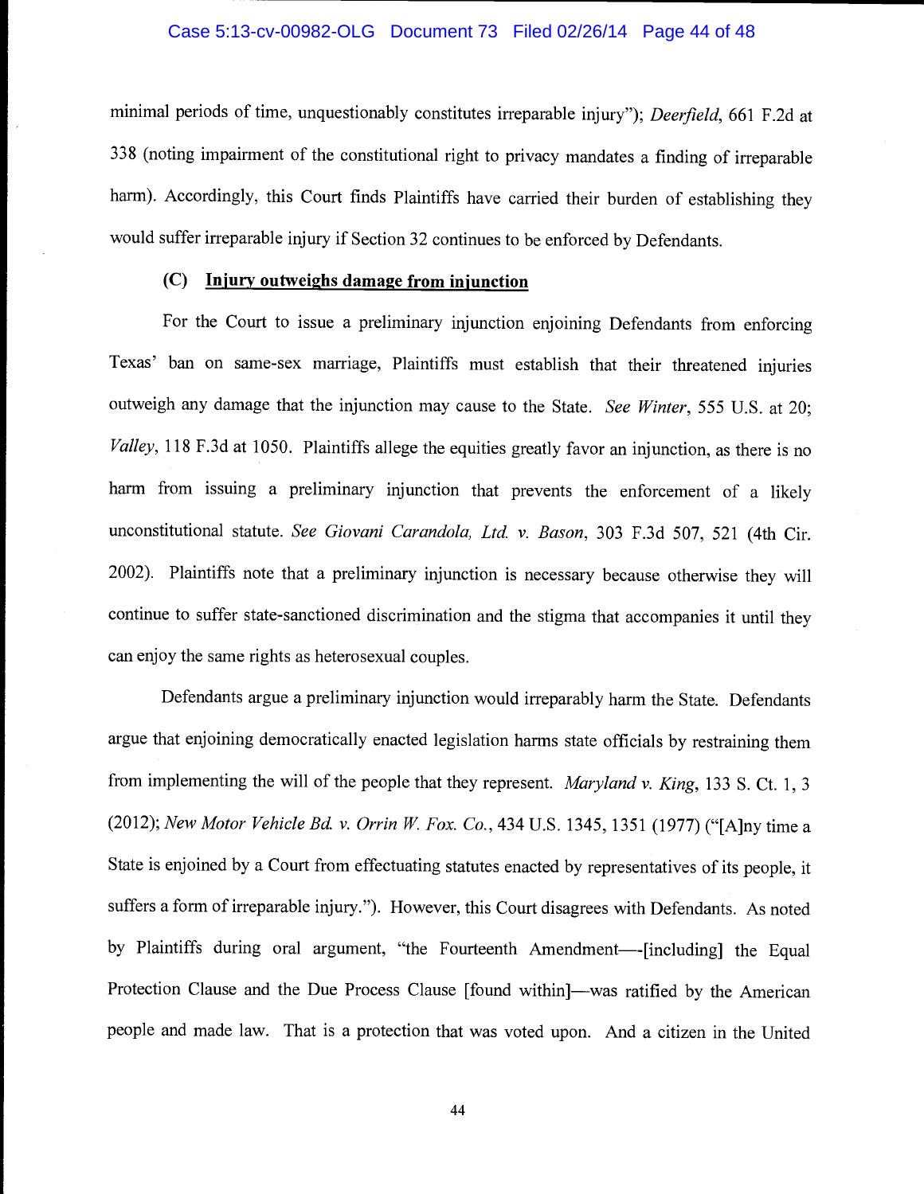minimal periods of time, unquestionably constitutes irreparable injury"); *Deerfield*, 661 F.2d at 338 (noting impairment of the constitutional right to privacy mandates a finding of irreparable harm). Accordingly, this Court finds Plaintiffs have carried their burden of establishing they would suffer irreparable injury if Section 32 continues to be enforced by Defendants.

### (C) <u>Injury outweighs damage from injunction</u>

For the Court to issue a preliminary injunction enjoining Defendants from enforcing Texas' ban on same-sex marriage, Plaintiffs must establish that their threatened injuries outweigh any damage that the injunction may cause to the State. *See Winter*, 555 U.S. at 20; *Valley*, 118 F.3d at 1050. Plaintiffs allege the equities greatly favor an injunction, as there is no harm from issuing a preliminary injunction that prevents the enforcement of a likely unconstitutional statute. *See Giovani Carandola, Ltd. v. Bason*, 303 F.3d 507, 521 (4th Cir. 2002). Plaintiffs note that a preliminary injunction is necessary because otherwise they will continue to suffer state-sanctioned discrimination and the stigma that accompanies it until they can enjoy the same rights as heterosexual couples.

Defendants argue a preliminary injunction would irreparably harm the State. Defendants argue that enjoining democratically enacted legislation harms state officials by restraining them from implementing the will of the people that they represent. *Maryland v. King*, 133 S. Ct. 1, 3 (2012); *New Motor Vehicle Bd. v. Orrin W. Fox. Co.*, 434 U.S. 1345, 1351 (1977) ("[A]ny time a State is enjoined by a Court from effectuating statutes enacted by representatives of its people, it suffers a form of irreparable injury."). However, this Court disagrees with Defendants. As noted by Plaintiffs during oral argument, "the Fourteenth Amendment—-[including] the Equal Protection Clause and the Due Process Clause [found within]—was ratified by the American people and made law. That is a protection that was voted upon. And a citizen in the United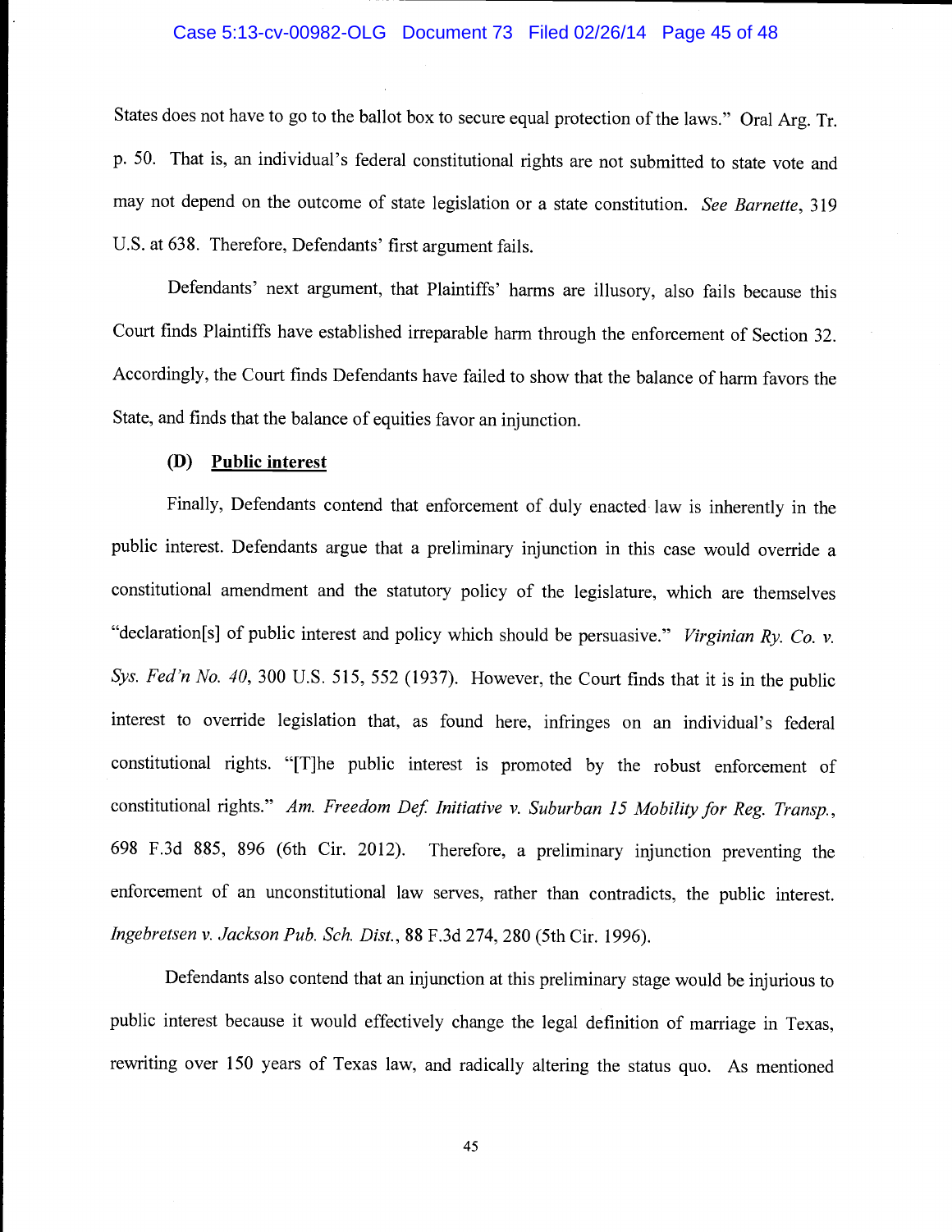States does not have to go to the ballot box to secure equal protection of the laws." Oral Arg. Tr. p. 50. That is, an individual's federal constitutional rights are not submitted to state vote and may not depend on the outcome of state legislation or a state constitution. *See Barnette*, 319 U.S. at 638. Therefore, Defendants' first argument fails.

Defendants' next argument, that Plaintiffs' harms are illusory, also fails because this Court finds Plaintiffs have established irreparable harm through the enforcement of Section 32. Accordingly, the Court finds Defendants have failed to show that the balance of harm favors the State, and finds that the balance of equities favor an injunction.

**(D) <u>Public interest</u>**

Finally, Defendants contend that enforcement of duly enacted law is inherently in the public interest. Defendants argue that a preliminary injunction in this case would override a constitutional amendment and the statutory policy of the legislature, which are themselves "declaration[s] of public interest and policy which should be persuasive." *Virginian Ry. Co. v. Sys. Fed'n No. 40*, 300 U.S. 515, 552 (1937). However, the Court finds that it is in the public interest to override legislation that, as found here, infringes on an individual's federal constitutional rights. "[T]he public interest is promoted by the robust enforcement of constitutional rights." *Am. Freedom Def. Initiative v. Suburban 15 Mobility for Reg. Transp.*, 698 F.3d 885, 896 (6th Cir. 2012). Therefore, a preliminary injunction preventing the enforcement of an unconstitutional law serves, rather than contradicts, the public interest. *Ingebretsen v. Jackson Pub. Sch. Dist.*, 88 F.3d 274, 280 (5th Cir. 1996).

Defendants also contend that an injunction at this preliminary stage would be injurious to public interest because it would effectively change the legal definition of marriage in Texas, rewriting over 150 years of Texas law, and radically altering the status quo. As mentioned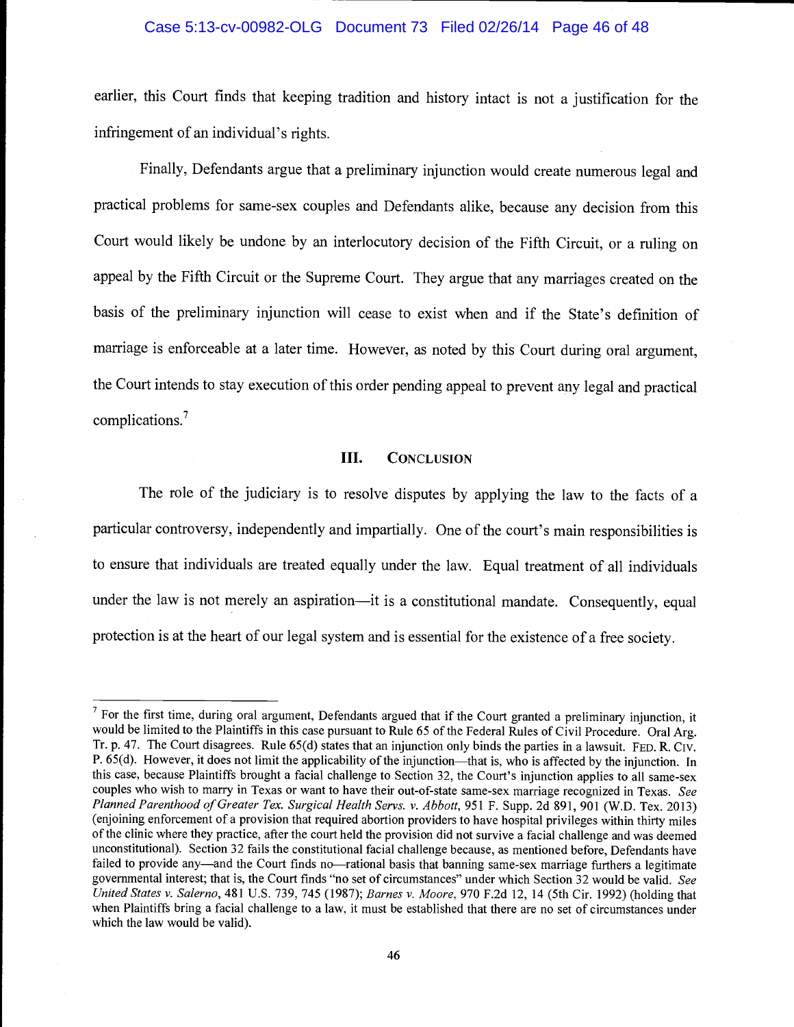earlier, this Court finds that keeping tradition and history intact is not a justification for the infringement of an individual's rights.

Finally, Defendants argue that a preliminary injunction would create numerous legal and practical problems for same-sex couples and Defendants alike, because any decision from this Court would likely be undone by an interlocutory decision of the Fifth Circuit, or a ruling on appeal by the Fifth Circuit or the Supreme Court. They argue that any marriages created on the basis of the preliminary injunction will cease to exist when and if the State's definition of marriage is enforceable at a later time. However, as noted by this Court during oral argument, the Court intends to stay execution of this order pending appeal to prevent any legal and practical complications.[7]

## III. Conclusion

The role of the judiciary is to resolve disputes by applying the law to the facts of a particular controversy, independently and impartially. One of the court's main responsibilities is to ensure that individuals are treated equally under the law. Equal treatment of all individuals under the law is not merely an aspiration—it is a constitutional mandate. Consequently, equal protection is at the heart of our legal system and is essential for the existence of a free society.

---

[7] For the first time, during oral argument, Defendants argued that if the Court granted a preliminary injunction, it would be limited to the Plaintiffs in this case pursuant to Rule 65 of the Federal Rules of Civil Procedure. Oral Arg. Tr. p. 47. The Court disagrees. Rule 65(d) states that an injunction only binds the parties in a lawsuit. Fed. R. Civ. P. 65(d). However, it does not limit the applicability of the injunction—that is, who is affected by the injunction. In this case, because Plaintiffs brought a facial challenge to Section 32, the Court's injunction applies to all same-sex couples who wish to marry in Texas or want to have their out-of-state same-sex marriage recognized in Texas. *See Planned Parenthood of Greater Tex. Surgical Health Servs. v. Abbott*, 951 F. Supp. 2d 891, 901 (W.D. Tex. 2013) (enjoining enforcement of a provision that required abortion providers to have hospital privileges within thirty miles of the clinic where they practice, after the court held the provision did not survive a facial challenge and was deemed unconstitutional). Section 32 fails the constitutional facial challenge because, as mentioned before, Defendants have failed to provide any—and the Court finds no—rational basis that banning same-sex marriage furthers a legitimate governmental interest; that is, the Court finds "no set of circumstances" under which Section 32 would be valid. *See United States v. Salerno*, 481 U.S. 739, 745 (1987); *Barnes v. Moore*, 970 F.2d 12, 14 (5th Cir. 1992) (holding that when Plaintiffs bring a facial challenge to a law, it must be established that there are no set of circumstances under which the law would be valid).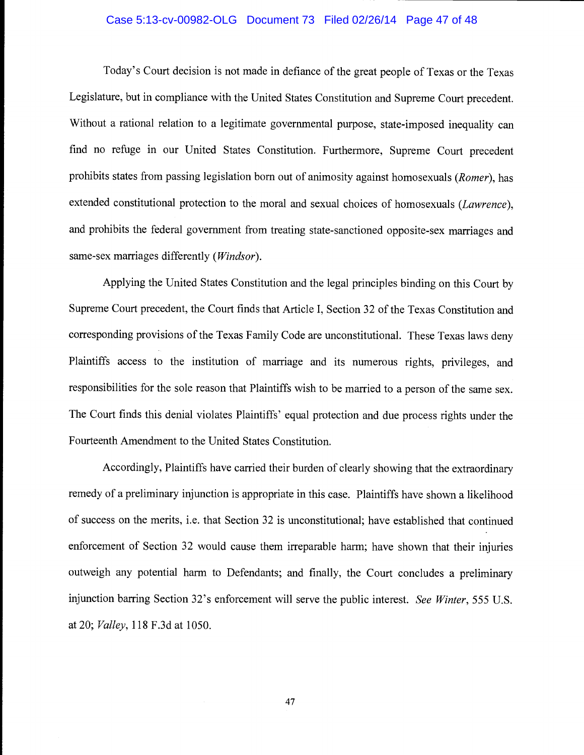Today's Court decision is not made in defiance of the great people of Texas or the Texas Legislature, but in compliance with the United States Constitution and Supreme Court precedent. Without a rational relation to a legitimate governmental purpose, state-imposed inequality can find no refuge in our United States Constitution. Furthermore, Supreme Court precedent prohibits states from passing legislation born out of animosity against homosexuals (*Romer*), has extended constitutional protection to the moral and sexual choices of homosexuals (*Lawrence*), and prohibits the federal government from treating state-sanctioned opposite-sex marriages and same-sex marriages differently (*Windsor*).

Applying the United States Constitution and the legal principles binding on this Court by Supreme Court precedent, the Court finds that Article I, Section 32 of the Texas Constitution and corresponding provisions of the Texas Family Code are unconstitutional. These Texas laws deny Plaintiffs access to the institution of marriage and its numerous rights, privileges, and responsibilities for the sole reason that Plaintiffs wish to be married to a person of the same sex. The Court finds this denial violates Plaintiffs' equal protection and due process rights under the Fourteenth Amendment to the United States Constitution.

Accordingly, Plaintiffs have carried their burden of clearly showing that the extraordinary remedy of a preliminary injunction is appropriate in this case. Plaintiffs have shown a likelihood of success on the merits, i.e. that Section 32 is unconstitutional; have established that continued enforcement of Section 32 would cause them irreparable harm; have shown that their injuries outweigh any potential harm to Defendants; and finally, the Court concludes a preliminary injunction barring Section 32's enforcement will serve the public interest. *See Winter*, 555 U.S. at 20; *Valley*, 118 F.3d at 1050.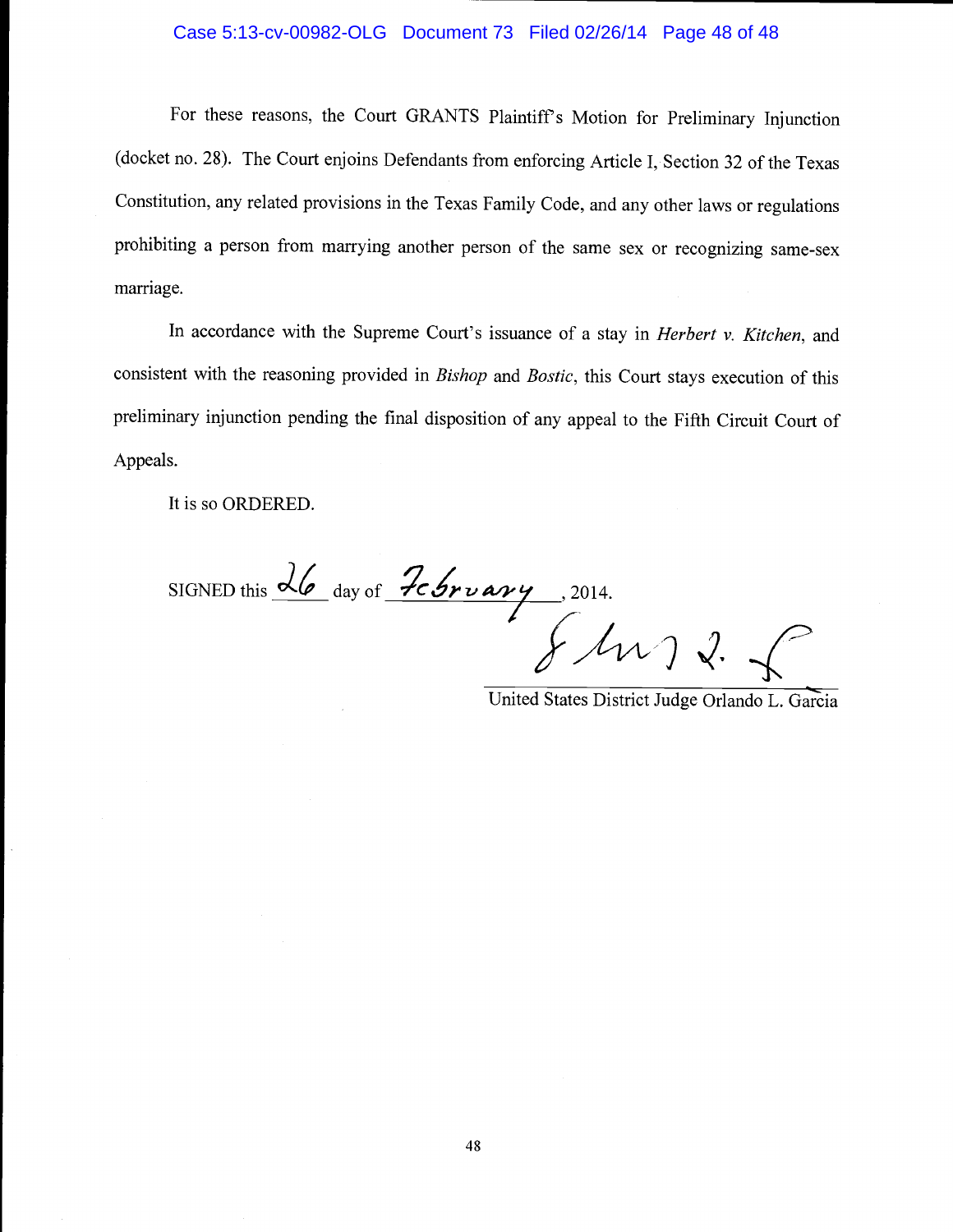For these reasons, the Court GRANTS Plaintiff's Motion for Preliminary Injunction (docket no. 28). The Court enjoins Defendants from enforcing Article I, Section 32 of the Texas Constitution, any related provisions in the Texas Family Code, and any other laws or regulations prohibiting a person from marrying another person of the same sex or recognizing same-sex marriage.

In accordance with the Supreme Court's issuance of a stay in *Herbert v. Kitchen*, and consistent with the reasoning provided in *Bishop* and *Bostic*, this Court stays execution of this preliminary injunction pending the final disposition of any appeal to the Fifth Circuit Court of Appeals.

It is so ORDERED.

SIGNED this 26 day of February, 2014.

United States District Judge Orlando L. Garcia